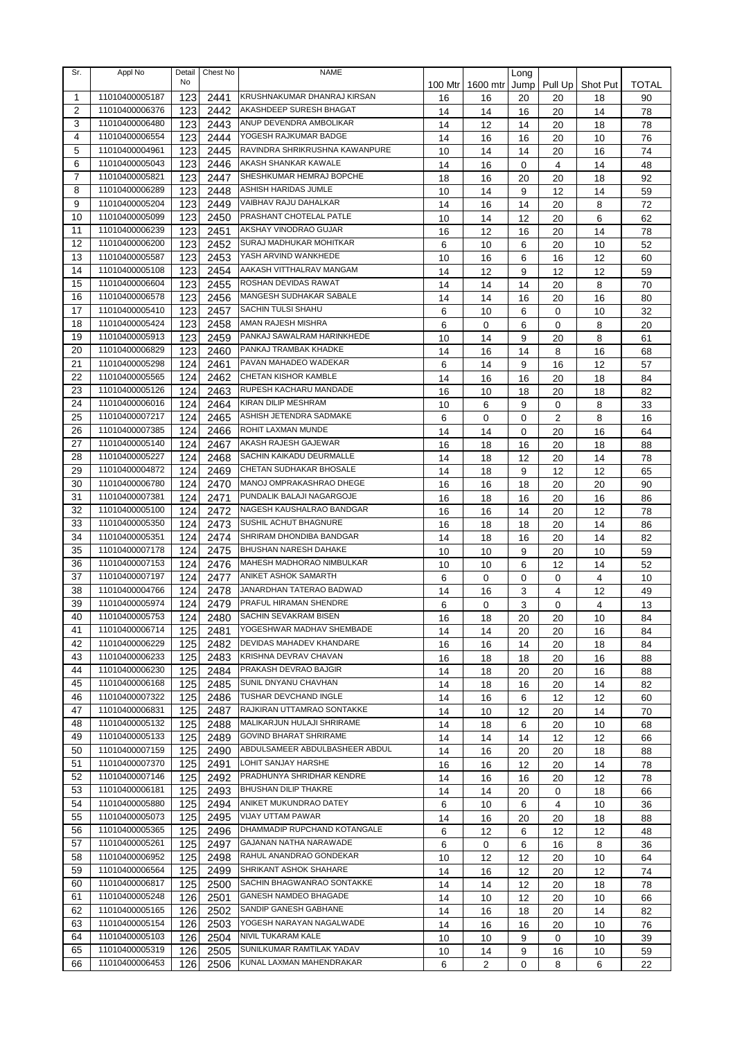| Sr. | Appl No | Detail No | Chest No | NAME | 100 Mtr | 1600 mtr | Long Jump | Pull Up | Shot Put | TOTAL |
|---|---|---|---|---|---|---|---|---|---|---|
| 1 | 11010400005187 | 123 | 2441 | KRUSHNAKUMAR DHANRAJ KIRSAN | 16 | 16 | 20 | 20 | 18 | 90 |
| 2 | 11010400006376 | 123 | 2442 | AKASHDEEP SURESH BHAGAT | 14 | 14 | 16 | 20 | 14 | 78 |
| 3 | 11010400006480 | 123 | 2443 | ANUP DEVENDRA AMBOLIKAR | 14 | 12 | 14 | 20 | 18 | 78 |
| 4 | 11010400006554 | 123 | 2444 | YOGESH RAJKUMAR BADGE | 14 | 16 | 16 | 20 | 10 | 76 |
| 5 | 11010400004961 | 123 | 2445 | RAVINDRA SHRIKRUSHNA KAWANPURE | 10 | 14 | 14 | 20 | 16 | 74 |
| 6 | 11010400005043 | 123 | 2446 | AKASH SHANKAR KAWALE | 14 | 16 | 0 | 4 | 14 | 48 |
| 7 | 11010400005821 | 123 | 2447 | SHESHKUMAR HEMRAJ BOPCHE | 18 | 16 | 20 | 20 | 18 | 92 |
| 8 | 11010400006289 | 123 | 2448 | ASHISH HARIDAS JUMLE | 10 | 14 | 9 | 12 | 14 | 59 |
| 9 | 11010400005204 | 123 | 2449 | VAIBHAV RAJU DAHALKAR | 14 | 16 | 14 | 20 | 8 | 72 |
| 10 | 11010400005099 | 123 | 2450 | PRASHANT CHOTELAL PATLE | 10 | 14 | 12 | 20 | 6 | 62 |
| 11 | 11010400006239 | 123 | 2451 | AKSHAY VINODRAO GUJAR | 16 | 12 | 16 | 20 | 14 | 78 |
| 12 | 11010400006200 | 123 | 2452 | SURAJ MADHUKAR MOHITKAR | 6 | 10 | 6 | 20 | 10 | 52 |
| 13 | 11010400005587 | 123 | 2453 | YASH ARVIND WANKHEDE | 10 | 16 | 6 | 16 | 12 | 60 |
| 14 | 11010400005108 | 123 | 2454 | AAKASH VITTHALRAV MANGAM | 14 | 12 | 9 | 12 | 12 | 59 |
| 15 | 11010400006604 | 123 | 2455 | ROSHAN DEVIDAS RAWAT | 14 | 14 | 14 | 20 | 8 | 70 |
| 16 | 11010400006578 | 123 | 2456 | MANGESH SUDHAKAR SABALE | 14 | 14 | 16 | 20 | 16 | 80 |
| 17 | 11010400005410 | 123 | 2457 | SACHIN TULSI SHAHU | 6 | 10 | 6 | 0 | 10 | 32 |
| 18 | 11010400005424 | 123 | 2458 | AMAN RAJESH MISHRA | 6 | 0 | 6 | 0 | 8 | 20 |
| 19 | 11010400005913 | 123 | 2459 | PANKAJ SAWALRAM HARINKHEDE | 10 | 14 | 9 | 20 | 8 | 61 |
| 20 | 11010400006829 | 123 | 2460 | PANKAJ TRAMBAK KHADKE | 14 | 16 | 14 | 8 | 16 | 68 |
| 21 | 11010400005298 | 124 | 2461 | PAVAN MAHADEO WADEKAR | 6 | 14 | 9 | 16 | 12 | 57 |
| 22 | 11010400005565 | 124 | 2462 | CHETAN KISHOR KAMBLE | 14 | 16 | 16 | 20 | 18 | 84 |
| 23 | 11010400005126 | 124 | 2463 | RUPESH KACHARU MANDADE | 16 | 10 | 18 | 20 | 18 | 82 |
| 24 | 11010400006016 | 124 | 2464 | KIRAN DILIP MESHRAM | 10 | 6 | 9 | 0 | 8 | 33 |
| 25 | 11010400007217 | 124 | 2465 | ASHISH JETENDRA SADMAKE | 6 | 0 | 0 | 2 | 8 | 16 |
| 26 | 11010400007385 | 124 | 2466 | ROHIT LAXMAN MUNDE | 14 | 14 | 0 | 20 | 16 | 64 |
| 27 | 11010400005140 | 124 | 2467 | AKASH RAJESH GAJEWAR | 16 | 18 | 16 | 20 | 18 | 88 |
| 28 | 11010400005227 | 124 | 2468 | SACHIN KAIKADU DEURMALLE | 14 | 18 | 12 | 20 | 14 | 78 |
| 29 | 11010400004872 | 124 | 2469 | CHETAN SUDHAKAR BHOSALE | 14 | 18 | 9 | 12 | 12 | 65 |
| 30 | 11010400006780 | 124 | 2470 | MANOJ OMPRAKASHRAO DHEGE | 16 | 16 | 18 | 20 | 20 | 90 |
| 31 | 11010400007381 | 124 | 2471 | PUNDALIK BALAJI NAGARGOJE | 16 | 18 | 16 | 20 | 16 | 86 |
| 32 | 11010400005100 | 124 | 2472 | NAGESH KAUSHALRAO BANDGAR | 16 | 16 | 14 | 20 | 12 | 78 |
| 33 | 11010400005350 | 124 | 2473 | SUSHIL ACHUT BHAGNURE | 16 | 18 | 18 | 20 | 14 | 86 |
| 34 | 11010400005351 | 124 | 2474 | SHRIRAM DHONDIBA BANDGAR | 14 | 18 | 16 | 20 | 14 | 82 |
| 35 | 11010400007178 | 124 | 2475 | BHUSHAN NARESH DAHAKE | 10 | 10 | 9 | 20 | 10 | 59 |
| 36 | 11010400007153 | 124 | 2476 | MAHESH MADHORAO NIMBULKAR | 10 | 10 | 6 | 12 | 14 | 52 |
| 37 | 11010400007197 | 124 | 2477 | ANIKET ASHOK SAMARTH | 6 | 0 | 0 | 0 | 4 | 10 |
| 38 | 11010400004766 | 124 | 2478 | JANARDHAN TATERAO BADWAD | 14 | 16 | 3 | 4 | 12 | 49 |
| 39 | 11010400005974 | 124 | 2479 | PRAFUL HIRAMAN SHENDRE | 6 | 0 | 3 | 0 | 4 | 13 |
| 40 | 11010400005753 | 124 | 2480 | SACHIN SEVAKRAM BISEN | 16 | 18 | 20 | 20 | 10 | 84 |
| 41 | 11010400006714 | 125 | 2481 | YOGESHWAR MADHAV SHEMBADE | 14 | 14 | 20 | 20 | 16 | 84 |
| 42 | 11010400006229 | 125 | 2482 | DEVIDAS MAHADEV KHANDARE | 16 | 16 | 14 | 20 | 18 | 84 |
| 43 | 11010400006233 | 125 | 2483 | KRISHNA DEVRAV CHAVAN | 16 | 18 | 18 | 20 | 16 | 88 |
| 44 | 11010400006230 | 125 | 2484 | PRAKASH DEVRAO BAJGIR | 14 | 18 | 20 | 20 | 16 | 88 |
| 45 | 11010400006168 | 125 | 2485 | SUNIL DNYANU CHAVHAN | 14 | 18 | 16 | 20 | 14 | 82 |
| 46 | 11010400007322 | 125 | 2486 | TUSHAR DEVCHAND INGLE | 14 | 16 | 6 | 12 | 12 | 60 |
| 47 | 11010400006831 | 125 | 2487 | RAJKIRAN UTTAMRAO SONTAKKE | 14 | 10 | 12 | 20 | 14 | 70 |
| 48 | 11010400005132 | 125 | 2488 | MALIKARJUN HULAJI SHRIRAME | 14 | 18 | 6 | 20 | 10 | 68 |
| 49 | 11010400005133 | 125 | 2489 | GOVIND BHARAT SHRIRAME | 14 | 14 | 14 | 12 | 12 | 66 |
| 50 | 11010400007159 | 125 | 2490 | ABDULSAMEER ABDULBASHEER ABDUL | 14 | 16 | 20 | 20 | 18 | 88 |
| 51 | 11010400007370 | 125 | 2491 | LOHIT SANJAY HARSHE | 16 | 16 | 12 | 20 | 14 | 78 |
| 52 | 11010400007146 | 125 | 2492 | PRADHUNYA SHRIDHAR KENDRE | 14 | 16 | 16 | 20 | 12 | 78 |
| 53 | 11010400006181 | 125 | 2493 | BHUSHAN DILIP THAKRE | 14 | 14 | 20 | 0 | 18 | 66 |
| 54 | 11010400005880 | 125 | 2494 | ANIKET MUKUNDRAO DATEY | 6 | 10 | 6 | 4 | 10 | 36 |
| 55 | 11010400005073 | 125 | 2495 | VIJAY UTTAM PAWAR | 14 | 16 | 20 | 20 | 18 | 88 |
| 56 | 11010400005365 | 125 | 2496 | DHAMMADIP RUPCHAND KOTANGALE | 6 | 12 | 6 | 12 | 12 | 48 |
| 57 | 11010400005261 | 125 | 2497 | GAJANAN NATHA NARAWADE | 6 | 0 | 6 | 16 | 8 | 36 |
| 58 | 11010400006952 | 125 | 2498 | RAHUL ANANDRAO GONDEKAR | 10 | 12 | 12 | 20 | 10 | 64 |
| 59 | 11010400006564 | 125 | 2499 | SHRIKANT ASHOK SHAHARE | 14 | 16 | 12 | 20 | 12 | 74 |
| 60 | 11010400006817 | 125 | 2500 | SACHIN BHAGWANRAO SONTAKKE | 14 | 14 | 12 | 20 | 18 | 78 |
| 61 | 11010400005248 | 126 | 2501 | GANESH NAMDEO BHAGADE | 14 | 10 | 12 | 20 | 10 | 66 |
| 62 | 11010400005165 | 126 | 2502 | SANDIP GANESH GABHANE | 14 | 16 | 18 | 20 | 14 | 82 |
| 63 | 11010400005154 | 126 | 2503 | YOGESH NARAYAN NAGALWADE | 14 | 16 | 16 | 20 | 10 | 76 |
| 64 | 11010400005103 | 126 | 2504 | NIVIL TUKARAM KALE | 10 | 10 | 9 | 0 | 10 | 39 |
| 65 | 11010400005319 | 126 | 2505 | SUNILKUMAR RAMTILAK YADAV | 10 | 14 | 9 | 16 | 10 | 59 |
| 66 | 11010400006453 | 126 | 2506 | KUNAL LAXMAN MAHENDRAKAR | 6 | 2 | 0 | 8 | 6 | 22 |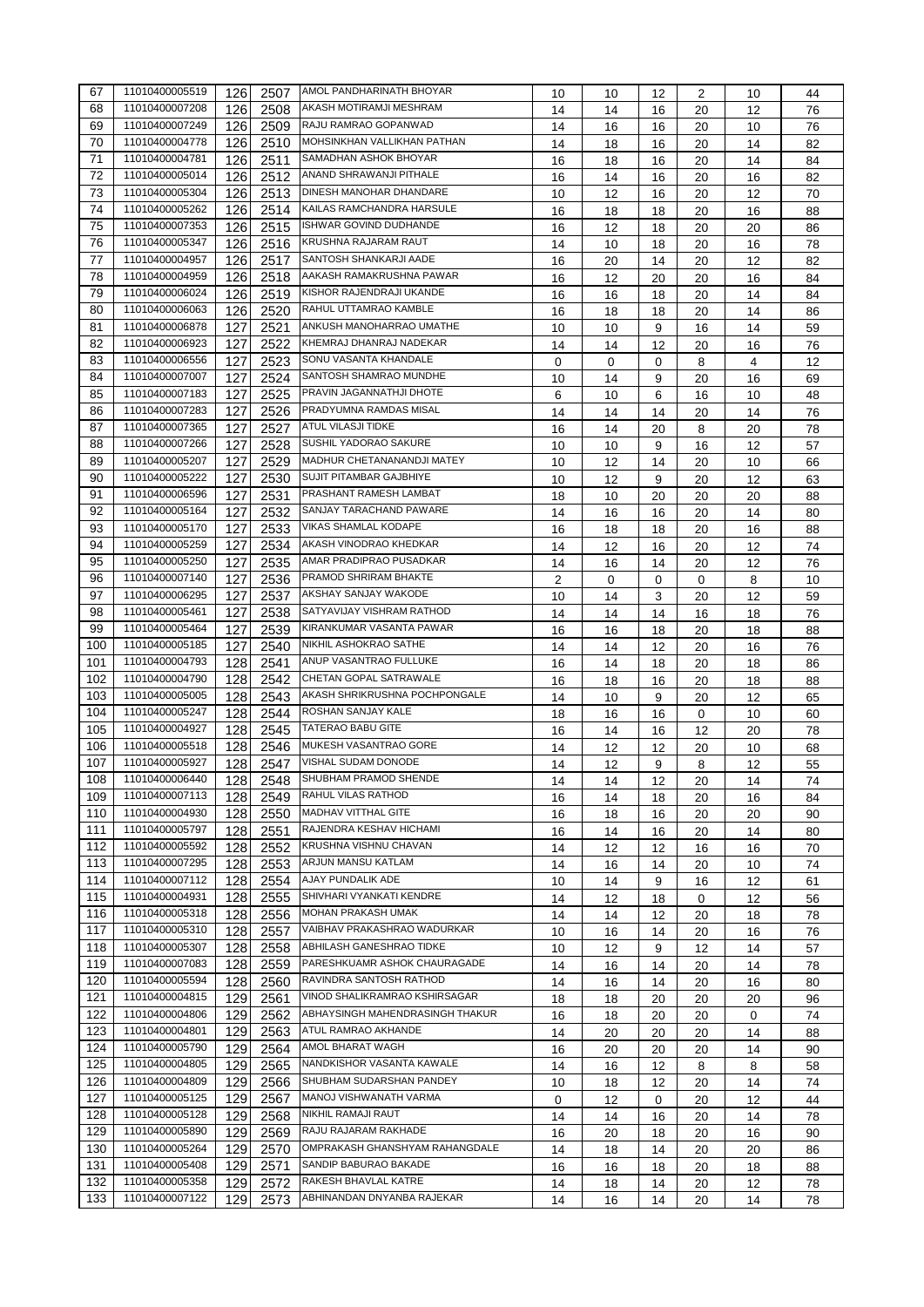| | | | | | | | | | | | |
|---|---|---|---|---|---|---|---|---|---|---|---|
| 67 | 11010400005519 | 126 | 2507 | AMOL PANDHARINATH BHOYAR | 10 | 10 | 12 | 2 | 10 | 44 |
| 68 | 11010400007208 | 126 | 2508 | AKASH MOTIRAMJI MESHRAM | 14 | 14 | 16 | 20 | 12 | 76 |
| 69 | 11010400007249 | 126 | 2509 | RAJU RAMRAO GOPANWAD | 14 | 16 | 16 | 20 | 10 | 76 |
| 70 | 11010400004778 | 126 | 2510 | MOHSINKHAN VALLIKHAN PATHAN | 14 | 18 | 16 | 20 | 14 | 82 |
| 71 | 11010400004781 | 126 | 2511 | SAMADHAN ASHOK BHOYAR | 16 | 18 | 16 | 20 | 14 | 84 |
| 72 | 11010400005014 | 126 | 2512 | ANAND SHRAWANJI PITHALE | 16 | 14 | 16 | 20 | 16 | 82 |
| 73 | 11010400005304 | 126 | 2513 | DINESH MANOHAR DHANDARE | 10 | 12 | 16 | 20 | 12 | 70 |
| 74 | 11010400005262 | 126 | 2514 | KAILAS RAMCHANDRA HARSULE | 16 | 18 | 18 | 20 | 16 | 88 |
| 75 | 11010400007353 | 126 | 2515 | ISHWAR GOVIND DUDHANDE | 16 | 12 | 18 | 20 | 20 | 86 |
| 76 | 11010400005347 | 126 | 2516 | KRUSHNA RAJARAM RAUT | 14 | 10 | 18 | 20 | 16 | 78 |
| 77 | 11010400004957 | 126 | 2517 | SANTOSH SHANKARJI AADE | 16 | 20 | 14 | 20 | 12 | 82 |
| 78 | 11010400004959 | 126 | 2518 | AAKASH RAMAKRUSHNA PAWAR | 16 | 12 | 20 | 20 | 16 | 84 |
| 79 | 11010400006024 | 126 | 2519 | KISHOR RAJENDRAJI UKANDE | 16 | 16 | 18 | 20 | 14 | 84 |
| 80 | 11010400006063 | 126 | 2520 | RAHUL UTTAMRAO KAMBLE | 16 | 18 | 18 | 20 | 14 | 86 |
| 81 | 11010400006878 | 127 | 2521 | ANKUSH MANOHARRAO UMATHE | 10 | 10 | 9 | 16 | 14 | 59 |
| 82 | 11010400006923 | 127 | 2522 | KHEMRAJ DHANRAJ NADEKAR | 14 | 14 | 12 | 20 | 16 | 76 |
| 83 | 11010400006556 | 127 | 2523 | SONU VASANTA KHANDALE | 0 | 0 | 0 | 8 | 4 | 12 |
| 84 | 11010400007007 | 127 | 2524 | SANTOSH SHAMRAO MUNDHE | 10 | 14 | 9 | 20 | 16 | 69 |
| 85 | 11010400007183 | 127 | 2525 | PRAVIN JAGANNATHJI DHOTE | 6 | 10 | 6 | 16 | 10 | 48 |
| 86 | 11010400007283 | 127 | 2526 | PRADYUMNA RAMDAS MISAL | 14 | 14 | 14 | 20 | 14 | 76 |
| 87 | 11010400007365 | 127 | 2527 | ATUL VILASJI TIDKE | 16 | 14 | 20 | 8 | 20 | 78 |
| 88 | 11010400007266 | 127 | 2528 | SUSHIL YADORAO SAKURE | 10 | 10 | 9 | 16 | 12 | 57 |
| 89 | 11010400005207 | 127 | 2529 | MADHUR CHETANANANDJI MATEY | 10 | 12 | 14 | 20 | 10 | 66 |
| 90 | 11010400005222 | 127 | 2530 | SUJIT PITAMBAR GAJBHIYE | 10 | 12 | 9 | 20 | 12 | 63 |
| 91 | 11010400006596 | 127 | 2531 | PRASHANT RAMESH LAMBAT | 18 | 10 | 20 | 20 | 20 | 88 |
| 92 | 11010400005164 | 127 | 2532 | SANJAY TARACHAND PAWARE | 14 | 16 | 16 | 20 | 14 | 80 |
| 93 | 11010400005170 | 127 | 2533 | VIKAS SHAMLAL KODAPE | 16 | 18 | 18 | 20 | 16 | 88 |
| 94 | 11010400005259 | 127 | 2534 | AKASH VINODRAO KHEDKAR | 14 | 12 | 16 | 20 | 12 | 74 |
| 95 | 11010400005250 | 127 | 2535 | AMAR PRADIPRAO PUSADKAR | 14 | 16 | 14 | 20 | 12 | 76 |
| 96 | 11010400007140 | 127 | 2536 | PRAMOD SHRIRAM BHAKTE | 2 | 0 | 0 | 0 | 8 | 10 |
| 97 | 11010400006295 | 127 | 2537 | AKSHAY SANJAY WAKODE | 10 | 14 | 3 | 20 | 12 | 59 |
| 98 | 11010400005461 | 127 | 2538 | SATYAVIJAY VISHRAM RATHOD | 14 | 14 | 14 | 16 | 18 | 76 |
| 99 | 11010400005464 | 127 | 2539 | KIRANKUMAR VASANTA PAWAR | 16 | 16 | 18 | 20 | 18 | 88 |
| 100 | 11010400005185 | 127 | 2540 | NIKHIL ASHOKRAO SATHE | 14 | 14 | 12 | 20 | 16 | 76 |
| 101 | 11010400004793 | 128 | 2541 | ANUP VASANTRAO FULLUKE | 16 | 14 | 18 | 20 | 18 | 86 |
| 102 | 11010400004790 | 128 | 2542 | CHETAN GOPAL SATRAWALE | 16 | 18 | 16 | 20 | 18 | 88 |
| 103 | 11010400005005 | 128 | 2543 | AKASH SHRIKRUSHNA POCHPONGALE | 14 | 10 | 9 | 20 | 12 | 65 |
| 104 | 11010400005247 | 128 | 2544 | ROSHAN SANJAY KALE | 18 | 16 | 16 | 0 | 10 | 60 |
| 105 | 11010400004927 | 128 | 2545 | TATERAO BABU GITE | 16 | 14 | 16 | 12 | 20 | 78 |
| 106 | 11010400005518 | 128 | 2546 | MUKESH VASANTRAO GORE | 14 | 12 | 12 | 20 | 10 | 68 |
| 107 | 11010400005927 | 128 | 2547 | VISHAL SUDAM DONODE | 14 | 12 | 9 | 8 | 12 | 55 |
| 108 | 11010400006440 | 128 | 2548 | SHUBHAM PRAMOD SHENDE | 14 | 14 | 12 | 20 | 14 | 74 |
| 109 | 11010400007113 | 128 | 2549 | RAHUL VILAS RATHOD | 16 | 14 | 18 | 20 | 16 | 84 |
| 110 | 11010400004930 | 128 | 2550 | MADHAV VITTHAL GITE | 16 | 18 | 16 | 20 | 20 | 90 |
| 111 | 11010400005797 | 128 | 2551 | RAJENDRA KESHAV HICHAMI | 16 | 14 | 16 | 20 | 14 | 80 |
| 112 | 11010400005592 | 128 | 2552 | KRUSHNA VISHNU CHAVAN | 14 | 12 | 12 | 16 | 16 | 70 |
| 113 | 11010400007295 | 128 | 2553 | ARJUN MANSU KATLAM | 14 | 16 | 14 | 20 | 10 | 74 |
| 114 | 11010400007112 | 128 | 2554 | AJAY PUNDALIK ADE | 10 | 14 | 9 | 16 | 12 | 61 |
| 115 | 11010400004931 | 128 | 2555 | SHIVHARI VYANKATI KENDRE | 14 | 12 | 18 | 0 | 12 | 56 |
| 116 | 11010400005318 | 128 | 2556 | MOHAN PRAKASH UMAK | 14 | 14 | 12 | 20 | 18 | 78 |
| 117 | 11010400005310 | 128 | 2557 | VAIBHAV PRAKASHRAO WADURKAR | 10 | 16 | 14 | 20 | 16 | 76 |
| 118 | 11010400005307 | 128 | 2558 | ABHILASH GANESHRAO TIDKE | 10 | 12 | 9 | 12 | 14 | 57 |
| 119 | 11010400007083 | 128 | 2559 | PARESHKUAMR ASHOK CHAURAGADE | 14 | 16 | 14 | 20 | 14 | 78 |
| 120 | 11010400005594 | 128 | 2560 | RAVINDRA SANTOSH RATHOD | 14 | 16 | 14 | 20 | 16 | 80 |
| 121 | 11010400004815 | 129 | 2561 | VINOD SHALIKRAMRAO KSHIRSAGAR | 18 | 18 | 20 | 20 | 20 | 96 |
| 122 | 11010400004806 | 129 | 2562 | ABHAYSINGH MAHENDRASINGH THAKUR | 16 | 18 | 20 | 20 | 0 | 74 |
| 123 | 11010400004801 | 129 | 2563 | ATUL RAMRAO AKHANDE | 14 | 20 | 20 | 20 | 14 | 88 |
| 124 | 11010400005790 | 129 | 2564 | AMOL BHARAT WAGH | 16 | 20 | 20 | 20 | 14 | 90 |
| 125 | 11010400004805 | 129 | 2565 | NANDKISHOR VASANTA KAWALE | 14 | 16 | 12 | 8 | 8 | 58 |
| 126 | 11010400004809 | 129 | 2566 | SHUBHAM SUDARSHAN PANDEY | 10 | 18 | 12 | 20 | 14 | 74 |
| 127 | 11010400005125 | 129 | 2567 | MANOJ VISHWANATH VARMA | 0 | 12 | 0 | 20 | 12 | 44 |
| 128 | 11010400005128 | 129 | 2568 | NIKHIL RAMAJI RAUT | 14 | 14 | 16 | 20 | 14 | 78 |
| 129 | 11010400005890 | 129 | 2569 | RAJU RAJARAM RAKHADE | 16 | 20 | 18 | 20 | 16 | 90 |
| 130 | 11010400005264 | 129 | 2570 | OMPRAKASH GHANSHYAM RAHANGDALE | 14 | 18 | 14 | 20 | 20 | 86 |
| 131 | 11010400005408 | 129 | 2571 | SANDIP BABURAO BAKADE | 16 | 16 | 18 | 20 | 18 | 88 |
| 132 | 11010400005358 | 129 | 2572 | RAKESH BHAVLAL KATRE | 14 | 18 | 14 | 20 | 12 | 78 |
| 133 | 11010400007122 | 129 | 2573 | ABHINANDAN DNYANBA RAJEKAR | 14 | 16 | 14 | 20 | 14 | 78 |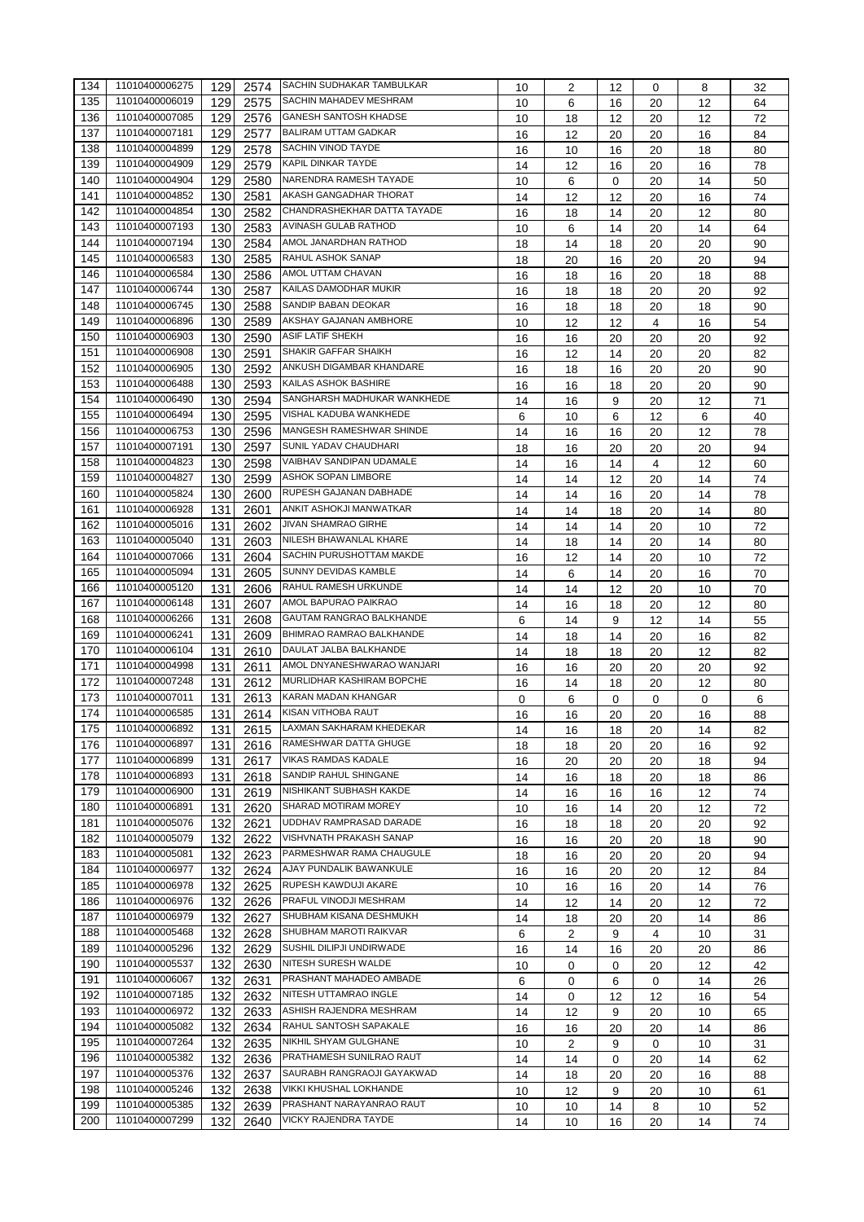| 134 | 11010400006275 | 129 | 2574 | SACHIN SUDHAKAR TAMBULKAR | 10 | 2 | 12 | 0 | 8 | 32 |
|---|---|---|---|---|---|---|---|---|---|---|
| 135 | 11010400006019 | 129 | 2575 | SACHIN MAHADEV MESHRAM | 10 | 6 | 16 | 20 | 12 | 64 |
| 136 | 11010400007085 | 129 | 2576 | GANESH SANTOSH KHADSE | 10 | 18 | 12 | 20 | 12 | 72 |
| 137 | 11010400007181 | 129 | 2577 | BALIRAM UTTAM GADKAR | 16 | 12 | 20 | 20 | 16 | 84 |
| 138 | 11010400004899 | 129 | 2578 | SACHIN VINOD TAYDE | 16 | 10 | 16 | 20 | 18 | 80 |
| 139 | 11010400004909 | 129 | 2579 | KAPIL DINKAR TAYDE | 14 | 12 | 16 | 20 | 16 | 78 |
| 140 | 11010400004904 | 129 | 2580 | NARENDRA RAMESH TAYADE | 10 | 6 | 0 | 20 | 14 | 50 |
| 141 | 11010400004852 | 130 | 2581 | AKASH GANGADHAR THORAT | 14 | 12 | 12 | 20 | 16 | 74 |
| 142 | 11010400004854 | 130 | 2582 | CHANDRASHEKHAR DATTA TAYADE | 16 | 18 | 14 | 20 | 12 | 80 |
| 143 | 11010400007193 | 130 | 2583 | AVINASH GULAB RATHOD | 10 | 6 | 14 | 20 | 14 | 64 |
| 144 | 11010400007194 | 130 | 2584 | AMOL JANARDHAN RATHOD | 18 | 14 | 18 | 20 | 20 | 90 |
| 145 | 11010400006583 | 130 | 2585 | RAHUL ASHOK SANAP | 18 | 20 | 16 | 20 | 20 | 94 |
| 146 | 11010400006584 | 130 | 2586 | AMOL UTTAM CHAVAN | 16 | 18 | 16 | 20 | 18 | 88 |
| 147 | 11010400006744 | 130 | 2587 | KAILAS DAMODHAR MUKIR | 16 | 18 | 18 | 20 | 20 | 92 |
| 148 | 11010400006745 | 130 | 2588 | SANDIP BABAN DEOKAR | 16 | 18 | 18 | 20 | 18 | 90 |
| 149 | 11010400006896 | 130 | 2589 | AKSHAY GAJANAN AMBHORE | 10 | 12 | 12 | 4 | 16 | 54 |
| 150 | 11010400006903 | 130 | 2590 | ASIF LATIF SHEKH | 16 | 16 | 20 | 20 | 20 | 92 |
| 151 | 11010400006908 | 130 | 2591 | SHAKIR GAFFAR SHAIKH | 16 | 12 | 14 | 20 | 20 | 82 |
| 152 | 11010400006905 | 130 | 2592 | ANKUSH DIGAMBAR KHANDARE | 16 | 18 | 16 | 20 | 20 | 90 |
| 153 | 11010400006488 | 130 | 2593 | KAILAS ASHOK BASHIRE | 16 | 16 | 18 | 20 | 20 | 90 |
| 154 | 11010400006490 | 130 | 2594 | SANGHARSH MADHUKAR WANKHEDE | 14 | 16 | 9 | 20 | 12 | 71 |
| 155 | 11010400006494 | 130 | 2595 | VISHAL KADUBA WANKHEDE | 6 | 10 | 6 | 12 | 6 | 40 |
| 156 | 11010400006753 | 130 | 2596 | MANGESH RAMESHWAR SHINDE | 14 | 16 | 16 | 20 | 12 | 78 |
| 157 | 11010400007191 | 130 | 2597 | SUNIL YADAV CHAUDHARI | 18 | 16 | 20 | 20 | 20 | 94 |
| 158 | 11010400004823 | 130 | 2598 | VAIBHAV SANDIPAN UDAMALE | 14 | 16 | 14 | 4 | 12 | 60 |
| 159 | 11010400004827 | 130 | 2599 | ASHOK SOPAN LIMBORE | 14 | 14 | 12 | 20 | 14 | 74 |
| 160 | 11010400005824 | 130 | 2600 | RUPESH GAJANAN DABHADE | 14 | 14 | 16 | 20 | 14 | 78 |
| 161 | 11010400006928 | 131 | 2601 | ANKIT ASHOKJI MANWATKAR | 14 | 14 | 18 | 20 | 14 | 80 |
| 162 | 11010400005016 | 131 | 2602 | JIVAN SHAMRAO GIRHE | 14 | 14 | 14 | 20 | 10 | 72 |
| 163 | 11010400005040 | 131 | 2603 | NILESH BHAWANLAL KHARE | 14 | 18 | 14 | 20 | 14 | 80 |
| 164 | 11010400007066 | 131 | 2604 | SACHIN PURUSHOTTAM MAKDE | 16 | 12 | 14 | 20 | 10 | 72 |
| 165 | 11010400005094 | 131 | 2605 | SUNNY DEVIDAS KAMBLE | 14 | 6 | 14 | 20 | 16 | 70 |
| 166 | 11010400005120 | 131 | 2606 | RAHUL RAMESH URKUNDE | 14 | 14 | 12 | 20 | 10 | 70 |
| 167 | 11010400006148 | 131 | 2607 | AMOL BAPURAO PAIKRAO | 14 | 16 | 18 | 20 | 12 | 80 |
| 168 | 11010400006266 | 131 | 2608 | GAUTAM RANGRAO BALKHANDE | 6 | 14 | 9 | 12 | 14 | 55 |
| 169 | 11010400006241 | 131 | 2609 | BHIMRAO RAMRAO BALKHANDE | 14 | 18 | 14 | 20 | 16 | 82 |
| 170 | 11010400006104 | 131 | 2610 | DAULAT JALBA BALKHANDE | 14 | 18 | 18 | 20 | 12 | 82 |
| 171 | 11010400004998 | 131 | 2611 | AMOL DNYANESHWARAO WANJARI | 16 | 16 | 20 | 20 | 20 | 92 |
| 172 | 11010400007248 | 131 | 2612 | MURLIDHAR KASHIRAM BOPCHE | 16 | 14 | 18 | 20 | 12 | 80 |
| 173 | 11010400007011 | 131 | 2613 | KARAN MADAN KHANGAR | 0 | 6 | 0 | 0 | 0 | 6 |
| 174 | 11010400006585 | 131 | 2614 | KISAN VITHOBA RAUT | 16 | 16 | 20 | 20 | 16 | 88 |
| 175 | 11010400006892 | 131 | 2615 | LAXMAN SAKHARAM KHEDEKAR | 14 | 16 | 18 | 20 | 14 | 82 |
| 176 | 11010400006897 | 131 | 2616 | RAMESHWAR DATTA GHUGE | 18 | 18 | 20 | 20 | 16 | 92 |
| 177 | 11010400006899 | 131 | 2617 | VIKAS RAMDAS KADALE | 16 | 20 | 20 | 20 | 18 | 94 |
| 178 | 11010400006893 | 131 | 2618 | SANDIP RAHUL SHINGANE | 14 | 16 | 18 | 20 | 18 | 86 |
| 179 | 11010400006900 | 131 | 2619 | NISHIKANT SUBHASH KAKDE | 14 | 16 | 16 | 16 | 12 | 74 |
| 180 | 11010400006891 | 131 | 2620 | SHARAD MOTIRAM MOREY | 10 | 16 | 14 | 20 | 12 | 72 |
| 181 | 11010400005076 | 132 | 2621 | UDDHAV RAMPRASAD DARADE | 16 | 18 | 18 | 20 | 20 | 92 |
| 182 | 11010400005079 | 132 | 2622 | VISHVNATH PRAKASH SANAP | 16 | 16 | 20 | 20 | 18 | 90 |
| 183 | 11010400005081 | 132 | 2623 | PARMESHWAR RAMA CHAUGULE | 18 | 16 | 20 | 20 | 20 | 94 |
| 184 | 11010400006977 | 132 | 2624 | AJAY PUNDALIK BAWANKULE | 16 | 16 | 20 | 20 | 12 | 84 |
| 185 | 11010400006978 | 132 | 2625 | RUPESH KAWDUJI AKARE | 10 | 16 | 16 | 20 | 14 | 76 |
| 186 | 11010400006976 | 132 | 2626 | PRAFUL VINODJI MESHRAM | 14 | 12 | 14 | 20 | 12 | 72 |
| 187 | 11010400006979 | 132 | 2627 | SHUBHAM KISANA DESHMUKH | 14 | 18 | 20 | 20 | 14 | 86 |
| 188 | 11010400005468 | 132 | 2628 | SHUBHAM MAROTI RAIKVAR | 6 | 2 | 9 | 4 | 10 | 31 |
| 189 | 11010400005296 | 132 | 2629 | SUSHIL DILIPJI UNDIRWADE | 16 | 14 | 16 | 20 | 20 | 86 |
| 190 | 11010400005537 | 132 | 2630 | NITESH SURESH WALDE | 10 | 0 | 0 | 20 | 12 | 42 |
| 191 | 11010400006067 | 132 | 2631 | PRASHANT MAHADEO AMBADE | 6 | 0 | 6 | 0 | 14 | 26 |
| 192 | 11010400007185 | 132 | 2632 | NITESH UTTAMRAO INGLE | 14 | 0 | 12 | 12 | 16 | 54 |
| 193 | 11010400006972 | 132 | 2633 | ASHISH RAJENDRA MESHRAM | 14 | 12 | 9 | 20 | 10 | 65 |
| 194 | 11010400005082 | 132 | 2634 | RAHUL SANTOSH SAPAKALE | 16 | 16 | 20 | 20 | 14 | 86 |
| 195 | 11010400007264 | 132 | 2635 | NIKHIL SHYAM GULGHANE | 10 | 2 | 9 | 0 | 10 | 31 |
| 196 | 11010400005382 | 132 | 2636 | PRATHAMESH SUNILRAO RAUT | 14 | 14 | 0 | 20 | 14 | 62 |
| 197 | 11010400005376 | 132 | 2637 | SAURABH RANGRAOJI GAYAKWAD | 14 | 18 | 20 | 20 | 16 | 88 |
| 198 | 11010400005246 | 132 | 2638 | VIKKI KHUSHAL LOKHANDE | 10 | 12 | 9 | 20 | 10 | 61 |
| 199 | 11010400005385 | 132 | 2639 | PRASHANT NARAYANRAO RAUT | 10 | 10 | 14 | 8 | 10 | 52 |
| 200 | 11010400007299 | 132 | 2640 | VICKY RAJENDRA TAYDE | 14 | 10 | 16 | 20 | 14 | 74 |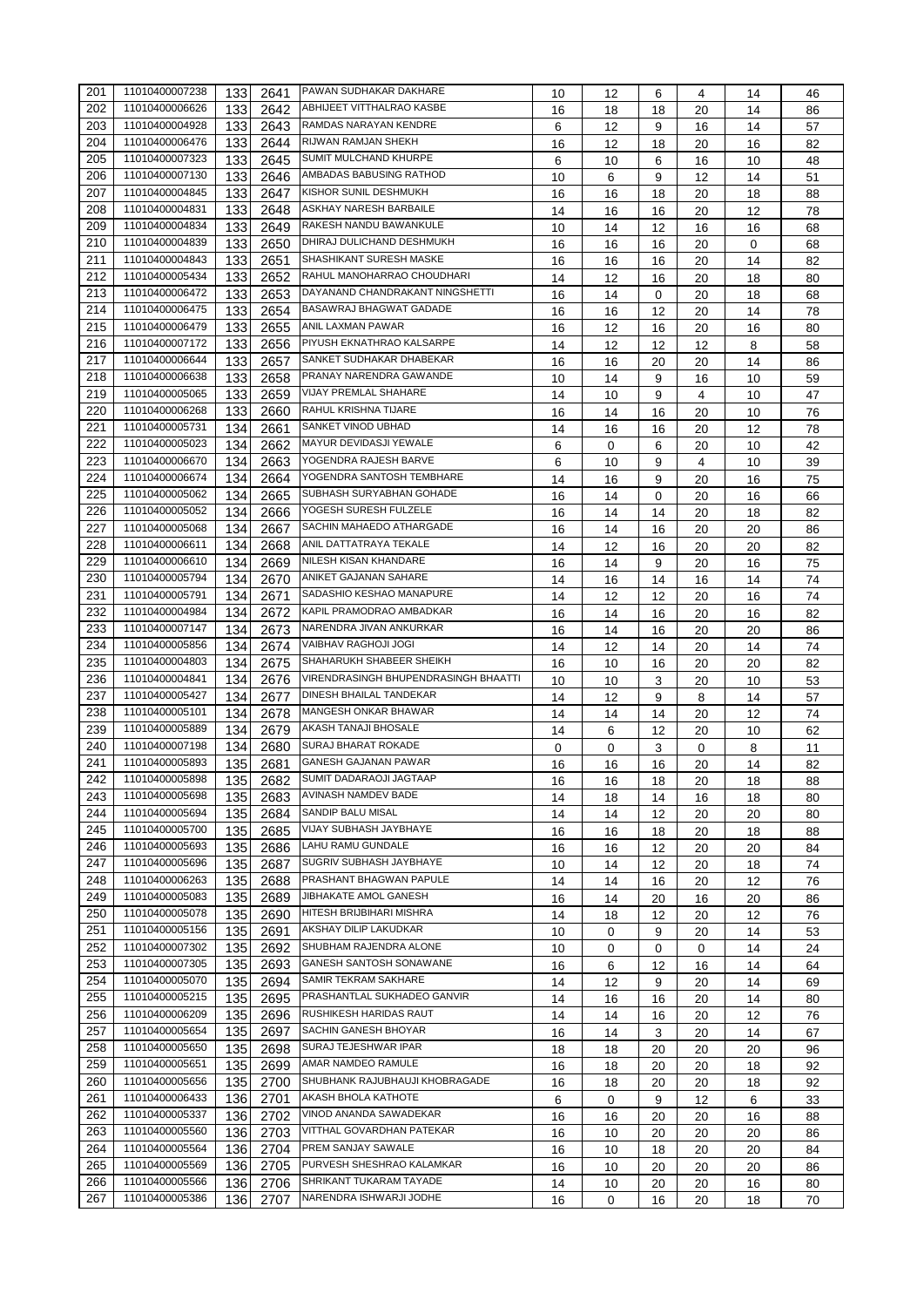| | | | | | | | | | | |
|---|---|---|---|---|---|---|---|---|---|---|
| 201 | 11010400007238 | 133 | 2641 | PAWAN SUDHAKAR DAKHARE | 10 | 12 | 6 | 4 | 14 | 46 |
| 202 | 11010400006626 | 133 | 2642 | ABHIJEET VITTHALRAO KASBE | 16 | 18 | 18 | 20 | 14 | 86 |
| 203 | 11010400004928 | 133 | 2643 | RAMDAS NARAYAN KENDRE | 6 | 12 | 9 | 16 | 14 | 57 |
| 204 | 11010400006476 | 133 | 2644 | RIJWAN RAMJAN SHEKH | 16 | 12 | 18 | 20 | 16 | 82 |
| 205 | 11010400007323 | 133 | 2645 | SUMIT MULCHAND KHURPE | 6 | 10 | 6 | 16 | 10 | 48 |
| 206 | 11010400007130 | 133 | 2646 | AMBADAS BABUSING RATHOD | 10 | 6 | 9 | 12 | 14 | 51 |
| 207 | 11010400004845 | 133 | 2647 | KISHOR SUNIL DESHMUKH | 16 | 16 | 18 | 20 | 18 | 88 |
| 208 | 11010400004831 | 133 | 2648 | ASKHAY NARESH BARBAILE | 14 | 16 | 16 | 20 | 12 | 78 |
| 209 | 11010400004834 | 133 | 2649 | RAKESH NANDU BAWANKULE | 10 | 14 | 12 | 16 | 16 | 68 |
| 210 | 11010400004839 | 133 | 2650 | DHIRAJ DULICHAND DESHMUKH | 16 | 16 | 16 | 20 | 0 | 68 |
| 211 | 11010400004843 | 133 | 2651 | SHASHIKANT SURESH MASKE | 16 | 16 | 16 | 20 | 14 | 82 |
| 212 | 11010400005434 | 133 | 2652 | RAHUL MANOHARRAO CHOUDHARI | 14 | 12 | 16 | 20 | 18 | 80 |
| 213 | 11010400006472 | 133 | 2653 | DAYANAND CHANDRAKANT NINGSHETTI | 16 | 14 | 0 | 20 | 18 | 68 |
| 214 | 11010400006475 | 133 | 2654 | BASAWRAJ BHAGWAT GADADE | 16 | 16 | 12 | 20 | 14 | 78 |
| 215 | 11010400006479 | 133 | 2655 | ANIL LAXMAN PAWAR | 16 | 12 | 16 | 20 | 16 | 80 |
| 216 | 11010400007172 | 133 | 2656 | PIYUSH EKNATHRAO KALSARPE | 14 | 12 | 12 | 12 | 8 | 58 |
| 217 | 11010400006644 | 133 | 2657 | SANKET SUDHAKAR DHABEKAR | 16 | 16 | 20 | 20 | 14 | 86 |
| 218 | 11010400006638 | 133 | 2658 | PRANAY NARENDRA GAWANDE | 10 | 14 | 9 | 16 | 10 | 59 |
| 219 | 11010400005065 | 133 | 2659 | VIJAY PREMLAL SHAHARE | 14 | 10 | 9 | 4 | 10 | 47 |
| 220 | 11010400006268 | 133 | 2660 | RAHUL KRISHNA TIJARE | 16 | 14 | 16 | 20 | 10 | 76 |
| 221 | 11010400005731 | 134 | 2661 | SANKET VINOD UBHAD | 14 | 16 | 16 | 20 | 12 | 78 |
| 222 | 11010400005023 | 134 | 2662 | MAYUR DEVIDASJI YEWALE | 6 | 0 | 6 | 20 | 10 | 42 |
| 223 | 11010400006670 | 134 | 2663 | YOGENDRA RAJESH BARVE | 6 | 10 | 9 | 4 | 10 | 39 |
| 224 | 11010400006674 | 134 | 2664 | YOGENDRA SANTOSH TEMBHARE | 14 | 16 | 9 | 20 | 16 | 75 |
| 225 | 11010400005062 | 134 | 2665 | SUBHASH SURYABHAN GOHADE | 16 | 14 | 0 | 20 | 16 | 66 |
| 226 | 11010400005052 | 134 | 2666 | YOGESH SURESH FULZELE | 16 | 14 | 14 | 20 | 18 | 82 |
| 227 | 11010400005068 | 134 | 2667 | SACHIN MAHAEDO ATHARGADE | 16 | 14 | 16 | 20 | 20 | 86 |
| 228 | 11010400006611 | 134 | 2668 | ANIL DATTATRAYA TEKALE | 14 | 12 | 16 | 20 | 20 | 82 |
| 229 | 11010400006610 | 134 | 2669 | NILESH KISAN KHANDARE | 16 | 14 | 9 | 20 | 16 | 75 |
| 230 | 11010400005794 | 134 | 2670 | ANIKET GAJANAN SAHARE | 14 | 16 | 14 | 16 | 14 | 74 |
| 231 | 11010400005791 | 134 | 2671 | SADASHIO KESHAO MANAPURE | 14 | 12 | 12 | 20 | 16 | 74 |
| 232 | 11010400004984 | 134 | 2672 | KAPIL PRAMODRAO AMBADKAR | 16 | 14 | 16 | 20 | 16 | 82 |
| 233 | 11010400007147 | 134 | 2673 | NARENDRA JIVAN ANKURKAR | 16 | 14 | 16 | 20 | 20 | 86 |
| 234 | 11010400005856 | 134 | 2674 | VAIBHAV RAGHOJI JOGI | 14 | 12 | 14 | 20 | 14 | 74 |
| 235 | 11010400004803 | 134 | 2675 | SHAHARUKH SHABEER SHEIKH | 16 | 10 | 16 | 20 | 20 | 82 |
| 236 | 11010400004841 | 134 | 2676 | VIRENDRASINGH BHUPENDRASINGH BHAATTI | 10 | 10 | 3 | 20 | 10 | 53 |
| 237 | 11010400005427 | 134 | 2677 | DINESH BHAILAL TANDEKAR | 14 | 12 | 9 | 8 | 14 | 57 |
| 238 | 11010400005101 | 134 | 2678 | MANGESH ONKAR BHAWAR | 14 | 14 | 14 | 20 | 12 | 74 |
| 239 | 11010400005889 | 134 | 2679 | AKASH TANAJI BHOSALE | 14 | 6 | 12 | 20 | 10 | 62 |
| 240 | 11010400007198 | 134 | 2680 | SURAJ BHARAT ROKADE | 0 | 0 | 3 | 0 | 8 | 11 |
| 241 | 11010400005893 | 135 | 2681 | GANESH GAJANAN PAWAR | 16 | 16 | 16 | 20 | 14 | 82 |
| 242 | 11010400005898 | 135 | 2682 | SUMIT DADARAOJI JAGTAAP | 16 | 16 | 18 | 20 | 18 | 88 |
| 243 | 11010400005698 | 135 | 2683 | AVINASH NAMDEV BADE | 14 | 18 | 14 | 16 | 18 | 80 |
| 244 | 11010400005694 | 135 | 2684 | SANDIP BALU MISAL | 14 | 14 | 12 | 20 | 20 | 80 |
| 245 | 11010400005700 | 135 | 2685 | VIJAY SUBHASH JAYBHAYE | 16 | 16 | 18 | 20 | 18 | 88 |
| 246 | 11010400005693 | 135 | 2686 | LAHU RAMU GUNDALE | 16 | 16 | 12 | 20 | 20 | 84 |
| 247 | 11010400005696 | 135 | 2687 | SUGRIV SUBHASH JAYBHAYE | 10 | 14 | 12 | 20 | 18 | 74 |
| 248 | 11010400006263 | 135 | 2688 | PRASHANT BHAGWAN PAPULE | 14 | 14 | 16 | 20 | 12 | 76 |
| 249 | 11010400005083 | 135 | 2689 | JIBHAKATE AMOL GANESH | 16 | 14 | 20 | 16 | 20 | 86 |
| 250 | 11010400005078 | 135 | 2690 | HITESH BRIJBIHARI MISHRA | 14 | 18 | 12 | 20 | 12 | 76 |
| 251 | 11010400005156 | 135 | 2691 | AKSHAY DILIP LAKUDKAR | 10 | 0 | 9 | 20 | 14 | 53 |
| 252 | 11010400007302 | 135 | 2692 | SHUBHAM RAJENDRA ALONE | 10 | 0 | 0 | 0 | 14 | 24 |
| 253 | 11010400007305 | 135 | 2693 | GANESH SANTOSH SONAWANE | 16 | 6 | 12 | 16 | 14 | 64 |
| 254 | 11010400005070 | 135 | 2694 | SAMIR TEKRAM SAKHARE | 14 | 12 | 9 | 20 | 14 | 69 |
| 255 | 11010400005215 | 135 | 2695 | PRASHANTLAL SUKHADEO GANVIR | 14 | 16 | 16 | 20 | 14 | 80 |
| 256 | 11010400006209 | 135 | 2696 | RUSHIKESH HARIDAS RAUT | 14 | 14 | 16 | 20 | 12 | 76 |
| 257 | 11010400005654 | 135 | 2697 | SACHIN GANESH BHOYAR | 16 | 14 | 3 | 20 | 14 | 67 |
| 258 | 11010400005650 | 135 | 2698 | SURAJ TEJESHWAR IPAR | 18 | 18 | 20 | 20 | 20 | 96 |
| 259 | 11010400005651 | 135 | 2699 | AMAR NAMDEO RAMULE | 16 | 18 | 20 | 20 | 18 | 92 |
| 260 | 11010400005656 | 135 | 2700 | SHUBHANK RAJUBHAUJI KHOBRAGADE | 16 | 18 | 20 | 20 | 18 | 92 |
| 261 | 11010400006433 | 136 | 2701 | AKASH BHOLA KATHOTE | 6 | 0 | 9 | 12 | 6 | 33 |
| 262 | 11010400005337 | 136 | 2702 | VINOD ANANDA SAWADEKAR | 16 | 16 | 20 | 20 | 16 | 88 |
| 263 | 11010400005560 | 136 | 2703 | VITTHAL GOVARDHAN PATEKAR | 16 | 10 | 20 | 20 | 20 | 86 |
| 264 | 11010400005564 | 136 | 2704 | PREM SANJAY SAWALE | 16 | 10 | 18 | 20 | 20 | 84 |
| 265 | 11010400005569 | 136 | 2705 | PURVESH SHESHRAO KALAMKAR | 16 | 10 | 20 | 20 | 20 | 86 |
| 266 | 11010400005566 | 136 | 2706 | SHRIKANT TUKARAM TAYADE | 14 | 10 | 20 | 20 | 16 | 80 |
| 267 | 11010400005386 | 136 | 2707 | NARENDRA ISHWARJI JODHE | 16 | 0 | 16 | 20 | 18 | 70 |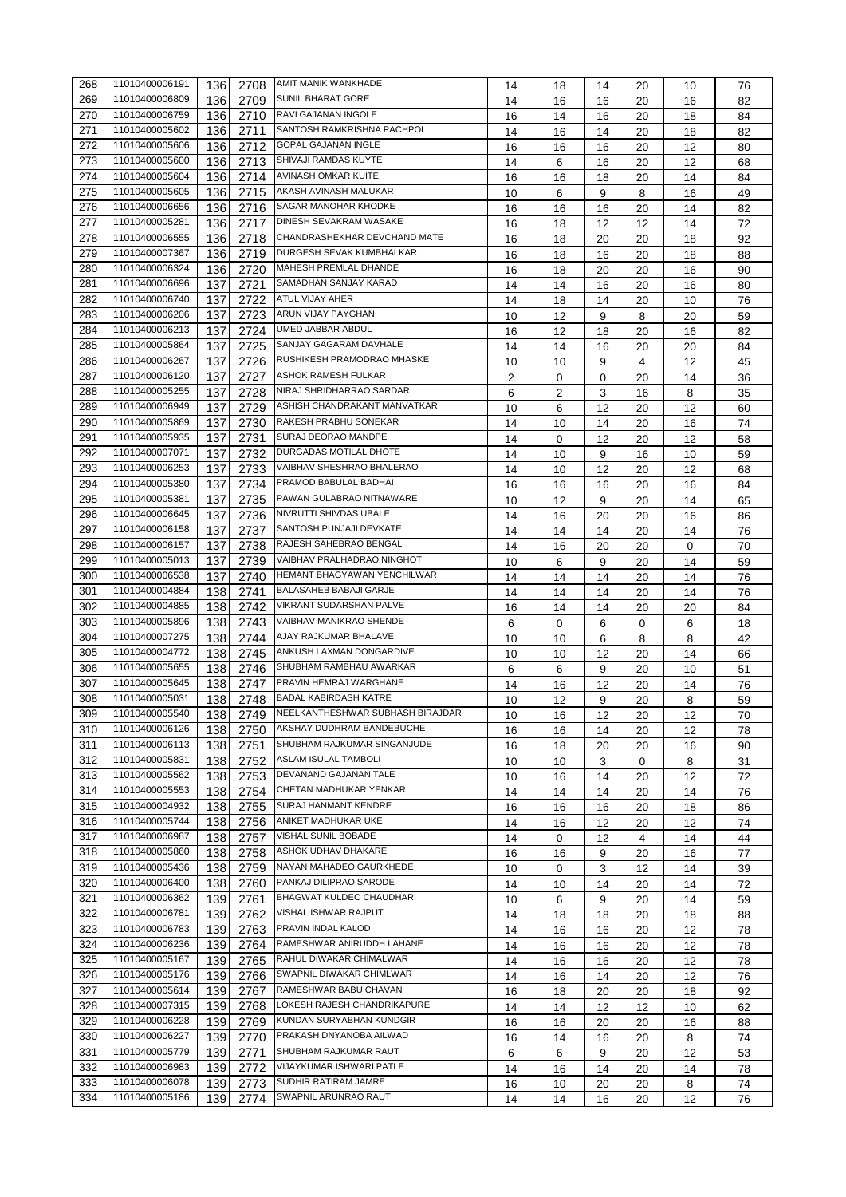| 268 | 11010400006191 | 136 | 2708 | AMIT MANIK WANKHADE | 14 | 18 | 14 | 20 | 10 | 76 |
|---|---|---|---|---|---|---|---|---|---|---|
| 269 | 11010400006809 | 136 | 2709 | SUNIL BHARAT GORE | 14 | 16 | 16 | 20 | 16 | 82 |
| 270 | 11010400006759 | 136 | 2710 | RAVI GAJANAN INGOLE | 16 | 14 | 16 | 20 | 18 | 84 |
| 271 | 11010400005602 | 136 | 2711 | SANTOSH RAMKRISHNA PACHPOL | 14 | 16 | 14 | 20 | 18 | 82 |
| 272 | 11010400005606 | 136 | 2712 | GOPAL GAJANAN INGLE | 16 | 16 | 16 | 20 | 12 | 80 |
| 273 | 11010400005600 | 136 | 2713 | SHIVAJI RAMDAS KUYTE | 14 | 6 | 16 | 20 | 12 | 68 |
| 274 | 11010400005604 | 136 | 2714 | AVINASH OMKAR KUITE | 16 | 16 | 18 | 20 | 14 | 84 |
| 275 | 11010400005605 | 136 | 2715 | AKASH AVINASH MALUKAR | 10 | 6 | 9 | 8 | 16 | 49 |
| 276 | 11010400006656 | 136 | 2716 | SAGAR MANOHAR KHODKE | 16 | 16 | 16 | 20 | 14 | 82 |
| 277 | 11010400005281 | 136 | 2717 | DINESH SEVAKRAM WASAKE | 16 | 18 | 12 | 12 | 14 | 72 |
| 278 | 11010400006555 | 136 | 2718 | CHANDRASHEKHAR DEVCHAND MATE | 16 | 18 | 20 | 20 | 18 | 92 |
| 279 | 11010400007367 | 136 | 2719 | DURGESH SEVAK KUMBHALKAR | 16 | 18 | 16 | 20 | 18 | 88 |
| 280 | 11010400006324 | 136 | 2720 | MAHESH PREMLAL DHANDE | 16 | 18 | 20 | 20 | 16 | 90 |
| 281 | 11010400006696 | 137 | 2721 | SAMADHAN SANJAY KARAD | 14 | 14 | 16 | 20 | 16 | 80 |
| 282 | 11010400006740 | 137 | 2722 | ATUL VIJAY AHER | 14 | 18 | 14 | 20 | 10 | 76 |
| 283 | 11010400006206 | 137 | 2723 | ARUN VIJAY PAYGHAN | 10 | 12 | 9 | 8 | 20 | 59 |
| 284 | 11010400006213 | 137 | 2724 | UMED JABBAR ABDUL | 16 | 12 | 18 | 20 | 16 | 82 |
| 285 | 11010400005864 | 137 | 2725 | SANJAY GAGARAM DAVHALE | 14 | 14 | 16 | 20 | 20 | 84 |
| 286 | 11010400006267 | 137 | 2726 | RUSHIKESH PRAMODRAO MHASKE | 10 | 10 | 9 | 4 | 12 | 45 |
| 287 | 11010400006120 | 137 | 2727 | ASHOK RAMESH FULKAR | 2 | 0 | 0 | 20 | 14 | 36 |
| 288 | 11010400005255 | 137 | 2728 | NIRAJ SHRIDHARRAO SARDAR | 6 | 2 | 3 | 16 | 8 | 35 |
| 289 | 11010400006949 | 137 | 2729 | ASHISH CHANDRAKANT MANVATKAR | 10 | 6 | 12 | 20 | 12 | 60 |
| 290 | 11010400005869 | 137 | 2730 | RAKESH PRABHU SONEKAR | 14 | 10 | 14 | 20 | 16 | 74 |
| 291 | 11010400005935 | 137 | 2731 | SURAJ DEORAO MANDPE | 14 | 0 | 12 | 20 | 12 | 58 |
| 292 | 11010400007071 | 137 | 2732 | DURGADAS MOTILAL DHOTE | 14 | 10 | 9 | 16 | 10 | 59 |
| 293 | 11010400006253 | 137 | 2733 | VAIBHAV SHESHRAO BHALERAO | 14 | 10 | 12 | 20 | 12 | 68 |
| 294 | 11010400005380 | 137 | 2734 | PRAMOD BABULAL BADHAI | 16 | 16 | 16 | 20 | 16 | 84 |
| 295 | 11010400005381 | 137 | 2735 | PAWAN GULABRAO NITNAWARE | 10 | 12 | 9 | 20 | 14 | 65 |
| 296 | 11010400006645 | 137 | 2736 | NIVRUTTI SHIVDAS UBALE | 14 | 16 | 20 | 20 | 16 | 86 |
| 297 | 11010400006158 | 137 | 2737 | SANTOSH PUNJAJI DEVKATE | 14 | 14 | 14 | 20 | 14 | 76 |
| 298 | 11010400006157 | 137 | 2738 | RAJESH SAHEBRAO BENGAL | 14 | 16 | 20 | 20 | 0 | 70 |
| 299 | 11010400005013 | 137 | 2739 | VAIBHAV PRALHADRAO NINGHOT | 10 | 6 | 9 | 20 | 14 | 59 |
| 300 | 11010400006538 | 137 | 2740 | HEMANT BHAGYAWAN YENCHILWAR | 14 | 14 | 14 | 20 | 14 | 76 |
| 301 | 11010400004884 | 138 | 2741 | BALASAHEB BABAJI GARJE | 14 | 14 | 14 | 20 | 14 | 76 |
| 302 | 11010400004885 | 138 | 2742 | VIKRANT SUDARSHAN PALVE | 16 | 14 | 14 | 20 | 20 | 84 |
| 303 | 11010400005896 | 138 | 2743 | VAIBHAV MANIKRAO SHENDE | 6 | 0 | 6 | 0 | 6 | 18 |
| 304 | 11010400007275 | 138 | 2744 | AJAY RAJKUMAR BHALAVE | 10 | 10 | 6 | 8 | 8 | 42 |
| 305 | 11010400004772 | 138 | 2745 | ANKUSH LAXMAN DONGARDIVE | 10 | 10 | 12 | 20 | 14 | 66 |
| 306 | 11010400005655 | 138 | 2746 | SHUBHAM RAMBHAU AWARKAR | 6 | 6 | 9 | 20 | 10 | 51 |
| 307 | 11010400005645 | 138 | 2747 | PRAVIN HEMRAJ WARGHANE | 14 | 16 | 12 | 20 | 14 | 76 |
| 308 | 11010400005031 | 138 | 2748 | BADAL KABIRDASH KATRE | 10 | 12 | 9 | 20 | 8 | 59 |
| 309 | 11010400005540 | 138 | 2749 | NEELKANTHESHWAR SUBHASH BIRAJDAR | 10 | 16 | 12 | 20 | 12 | 70 |
| 310 | 11010400006126 | 138 | 2750 | AKSHAY DUDHRAM BANDEBUCHE | 16 | 16 | 14 | 20 | 12 | 78 |
| 311 | 11010400006113 | 138 | 2751 | SHUBHAM RAJKUMAR SINGANJUDE | 16 | 18 | 20 | 20 | 16 | 90 |
| 312 | 11010400005831 | 138 | 2752 | ASLAM ISULAL TAMBOLI | 10 | 10 | 3 | 0 | 8 | 31 |
| 313 | 11010400005562 | 138 | 2753 | DEVANAND GAJANAN TALE | 10 | 16 | 14 | 20 | 12 | 72 |
| 314 | 11010400005553 | 138 | 2754 | CHETAN MADHUKAR YENKAR | 14 | 14 | 14 | 20 | 14 | 76 |
| 315 | 11010400004932 | 138 | 2755 | SURAJ HANMANT KENDRE | 16 | 16 | 16 | 20 | 18 | 86 |
| 316 | 11010400005744 | 138 | 2756 | ANIKET MADHUKAR UKE | 14 | 16 | 12 | 20 | 12 | 74 |
| 317 | 11010400006987 | 138 | 2757 | VISHAL SUNIL BOBADE | 14 | 0 | 12 | 4 | 14 | 44 |
| 318 | 11010400005860 | 138 | 2758 | ASHOK UDHAV DHAKARE | 16 | 16 | 9 | 20 | 16 | 77 |
| 319 | 11010400005436 | 138 | 2759 | NAYAN MAHADEO GAURKHEDE | 10 | 0 | 3 | 12 | 14 | 39 |
| 320 | 11010400006400 | 138 | 2760 | PANKAJ DILIPRAO SARODE | 14 | 10 | 14 | 20 | 14 | 72 |
| 321 | 11010400006362 | 139 | 2761 | BHAGWAT KULDEO CHAUDHARI | 10 | 6 | 9 | 20 | 14 | 59 |
| 322 | 11010400006781 | 139 | 2762 | VISHAL ISHWAR RAJPUT | 14 | 18 | 18 | 20 | 18 | 88 |
| 323 | 11010400006783 | 139 | 2763 | PRAVIN INDAL KALOD | 14 | 16 | 16 | 20 | 12 | 78 |
| 324 | 11010400006236 | 139 | 2764 | RAMESHWAR ANIRUDDH LAHANE | 14 | 16 | 16 | 20 | 12 | 78 |
| 325 | 11010400005167 | 139 | 2765 | RAHUL DIWAKAR CHIMALWAR | 14 | 16 | 16 | 20 | 12 | 78 |
| 326 | 11010400005176 | 139 | 2766 | SWAPNIL DIWAKAR CHIMLWAR | 14 | 16 | 14 | 20 | 12 | 76 |
| 327 | 11010400005614 | 139 | 2767 | RAMESHWAR BABU CHAVAN | 16 | 18 | 20 | 20 | 18 | 92 |
| 328 | 11010400007315 | 139 | 2768 | LOKESH RAJESH CHANDRIKAPURE | 14 | 14 | 12 | 12 | 10 | 62 |
| 329 | 11010400006228 | 139 | 2769 | KUNDAN SURYABHAN KUNDGIR | 16 | 16 | 20 | 20 | 16 | 88 |
| 330 | 11010400006227 | 139 | 2770 | PRAKASH DNYANOBA AILWAD | 16 | 14 | 16 | 20 | 8 | 74 |
| 331 | 11010400005779 | 139 | 2771 | SHUBHAM RAJKUMAR RAUT | 6 | 6 | 9 | 20 | 12 | 53 |
| 332 | 11010400006983 | 139 | 2772 | VIJAYKUMAR ISHWARI PATLE | 14 | 16 | 14 | 20 | 14 | 78 |
| 333 | 11010400006078 | 139 | 2773 | SUDHIR RATIRAM JAMRE | 16 | 10 | 20 | 20 | 8 | 74 |
| 334 | 11010400005186 | 139 | 2774 | SWAPNIL ARUNRAO RAUT | 14 | 14 | 16 | 20 | 12 | 76 |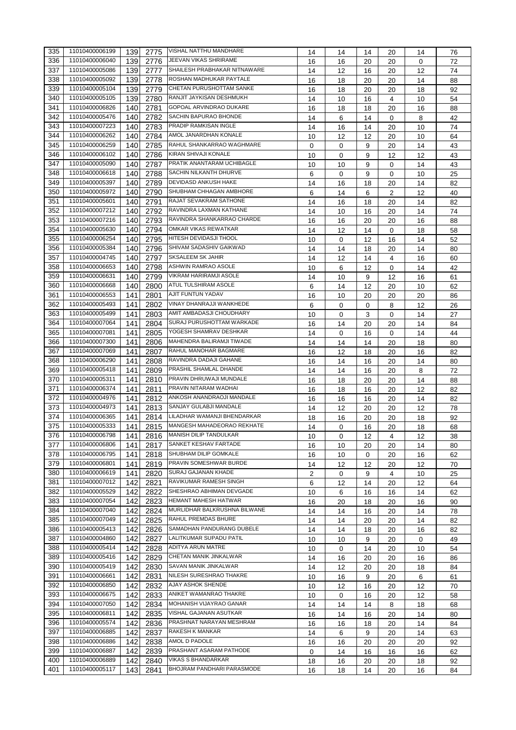| | | | | | | | | | | | |
|---|---|---|---|---|---|---|---|---|---|---|---|
| 335 | 11010400006199 | 139 | 2775 | VISHAL NATTHU MANDHARE | 14 | 14 | 14 | 20 | 14 | 76 |
| 336 | 11010400006040 | 139 | 2776 | JEEVAN VIKAS SHRIRAME | 16 | 16 | 20 | 20 | 0 | 72 |
| 337 | 11010400005086 | 139 | 2777 | SHAILESH PRABHAKAR NITNAWARE | 14 | 12 | 16 | 20 | 12 | 74 |
| 338 | 11010400005092 | 139 | 2778 | ROSHAN MADHUKAR PAYTALE | 16 | 18 | 20 | 20 | 14 | 88 |
| 339 | 11010400005104 | 139 | 2779 | CHETAN PURUSHOTTAM SANKE | 16 | 18 | 20 | 20 | 18 | 92 |
| 340 | 11010400005105 | 139 | 2780 | RANJIT JAYKISAN DESHMUKH | 14 | 10 | 16 | 4 | 10 | 54 |
| 341 | 11010400006826 | 140 | 2781 | GOPOAL ARVINDRAO DUKARE | 16 | 18 | 18 | 20 | 16 | 88 |
| 342 | 11010400005476 | 140 | 2782 | SACHIN BAPURAO BHONDE | 14 | 6 | 14 | 0 | 8 | 42 |
| 343 | 11010400007223 | 140 | 2783 | PRADIP RAMKISAN INGLE | 14 | 16 | 14 | 20 | 10 | 74 |
| 344 | 11010400006262 | 140 | 2784 | AMOL JANARDHAN KONALE | 10 | 12 | 12 | 20 | 10 | 64 |
| 345 | 11010400006259 | 140 | 2785 | RAHUL SHANKARRAO WAGHMARE | 0 | 0 | 9 | 20 | 14 | 43 |
| 346 | 11010400006102 | 140 | 2786 | KIRAN SHIVAJI KONALE | 10 | 0 | 9 | 12 | 12 | 43 |
| 347 | 11010400005090 | 140 | 2787 | PRATIK ANANTARAM UCHIBAGLE | 10 | 10 | 9 | 0 | 14 | 43 |
| 348 | 11010400006618 | 140 | 2788 | SACHIN NILKANTH DHURVE | 6 | 0 | 9 | 0 | 10 | 25 |
| 349 | 11010400005397 | 140 | 2789 | DEVIDASD ANKUSH HAKE | 14 | 16 | 18 | 20 | 14 | 82 |
| 350 | 11010400005972 | 140 | 2790 | SHUBHAM CHHAGAN AMBHORE | 6 | 14 | 6 | 2 | 12 | 40 |
| 351 | 11010400005601 | 140 | 2791 | RAJAT SEVAKRAM SATHONE | 14 | 16 | 18 | 20 | 14 | 82 |
| 352 | 11010400007212 | 140 | 2792 | RAVINDRA LAXMAN KATHANE | 14 | 10 | 16 | 20 | 14 | 74 |
| 353 | 11010400007216 | 140 | 2793 | RAVINDRA SHANKARRAO CHARDE | 16 | 16 | 20 | 20 | 16 | 88 |
| 354 | 11010400005630 | 140 | 2794 | OMKAR VIKAS REWATKAR | 14 | 12 | 14 | 0 | 18 | 58 |
| 355 | 11010400006254 | 140 | 2795 | HITESH DEVIDASJI THOOL | 10 | 0 | 12 | 16 | 14 | 52 |
| 356 | 11010400005384 | 140 | 2796 | SHIVAM SADASHIV GAIKWAD | 14 | 14 | 18 | 20 | 14 | 80 |
| 357 | 11010400004745 | 140 | 2797 | SKSALEEM SK JAHIR | 14 | 12 | 14 | 4 | 16 | 60 |
| 358 | 11010400006653 | 140 | 2798 | ASHWIN RAMRAO ASOLE | 10 | 6 | 12 | 0 | 14 | 42 |
| 359 | 11010400006631 | 140 | 2799 | VIKRAM HARIRAMJI ASOLE | 14 | 10 | 9 | 12 | 16 | 61 |
| 360 | 11010400006668 | 140 | 2800 | ATUL TULSHIRAM ASOLE | 6 | 14 | 12 | 20 | 10 | 62 |
| 361 | 11010400006553 | 141 | 2801 | AJIT FUNTUN YADAV | 16 | 10 | 20 | 20 | 20 | 86 |
| 362 | 11010400005493 | 141 | 2802 | VINAY DHANRAJJI WANKHEDE | 6 | 0 | 0 | 8 | 12 | 26 |
| 363 | 11010400005499 | 141 | 2803 | AMIT AMBADASJI CHOUDHARY | 10 | 0 | 3 | 0 | 14 | 27 |
| 364 | 11010400007064 | 141 | 2804 | SURAJ PURUSHOTTAM WARKADE | 16 | 14 | 20 | 20 | 14 | 84 |
| 365 | 11010400007081 | 141 | 2805 | YOGESH SHAMRAV DESHKAR | 14 | 0 | 16 | 0 | 14 | 44 |
| 366 | 11010400007300 | 141 | 2806 | MAHENDRA BALIRAMJI TIWADE | 14 | 14 | 14 | 20 | 18 | 80 |
| 367 | 11010400007069 | 141 | 2807 | RAHUL MANOHAR BAGMARE | 16 | 12 | 18 | 20 | 16 | 82 |
| 368 | 11010400006290 | 141 | 2808 | RAVINDRA DADAJI GAHANE | 16 | 14 | 16 | 20 | 14 | 80 |
| 369 | 11010400005418 | 141 | 2809 | PRASHIL SHAMLAL DHANDE | 14 | 14 | 16 | 20 | 8 | 72 |
| 370 | 11010400005311 | 141 | 2810 | PRAVIN DHRUWAJI MUNDALE | 16 | 18 | 20 | 20 | 14 | 88 |
| 371 | 11010400006374 | 141 | 2811 | PRAVIN NITARAM WADHAI | 16 | 18 | 16 | 20 | 12 | 82 |
| 372 | 11010400004976 | 141 | 2812 | ANKOSH ANANDRAOJI MANDALE | 16 | 16 | 16 | 20 | 14 | 82 |
| 373 | 11010400004973 | 141 | 2813 | SANJAY GULABJI MANDALE | 14 | 12 | 20 | 20 | 12 | 78 |
| 374 | 11010400006365 | 141 | 2814 | LILADHAR WAMANJI BHENDARKAR | 18 | 16 | 20 | 20 | 18 | 92 |
| 375 | 11010400005333 | 141 | 2815 | MANGESH MAHADEORAO REKHATE | 14 | 0 | 16 | 20 | 18 | 68 |
| 376 | 11010400006798 | 141 | 2816 | MANISH DILIP TANDULKAR | 10 | 0 | 12 | 4 | 12 | 38 |
| 377 | 11010400006806 | 141 | 2817 | SANKET KESHAV FARTADE | 16 | 10 | 20 | 20 | 14 | 80 |
| 378 | 11010400006795 | 141 | 2818 | SHUBHAM DILIP GOMKALE | 16 | 10 | 0 | 20 | 16 | 62 |
| 379 | 11010400006801 | 141 | 2819 | PRAVIN SOMESHWAR BURDE | 14 | 12 | 12 | 20 | 12 | 70 |
| 380 | 11010400006619 | 141 | 2820 | SURAJ GAJANAN KHADE | 2 | 0 | 9 | 4 | 10 | 25 |
| 381 | 11010400007012 | 142 | 2821 | RAVIKUMAR RAMESH SINGH | 6 | 12 | 14 | 20 | 12 | 64 |
| 382 | 11010400005529 | 142 | 2822 | SHESHRAO ABHIMAN DEVGADE | 10 | 6 | 16 | 16 | 14 | 62 |
| 383 | 11010400007054 | 142 | 2823 | HEMANT MAHESH HATWAR | 16 | 20 | 18 | 20 | 16 | 90 |
| 384 | 11010400007040 | 142 | 2824 | MURLIDHAR BALKRUSHNA BILWANE | 14 | 14 | 16 | 20 | 14 | 78 |
| 385 | 11010400007049 | 142 | 2825 | RAHUL PREMDAS BHURE | 14 | 14 | 20 | 20 | 14 | 82 |
| 386 | 11010400005413 | 142 | 2826 | SAMADHAN PANDURANG DUBELE | 14 | 14 | 18 | 20 | 16 | 82 |
| 387 | 11010400004860 | 142 | 2827 | LALITKUMAR SUPADU PATIL | 10 | 10 | 9 | 20 | 0 | 49 |
| 388 | 11010400005414 | 142 | 2828 | ADITYA ARUN MATRE | 10 | 0 | 14 | 20 | 10 | 54 |
| 389 | 11010400005416 | 142 | 2829 | CHETAN MANIK JINKALWAR | 14 | 16 | 20 | 20 | 16 | 86 |
| 390 | 11010400005419 | 142 | 2830 | SAVAN MANIK JINKALWAR | 14 | 12 | 20 | 20 | 18 | 84 |
| 391 | 11010400006661 | 142 | 2831 | NILESH SURESHRAO THAKRE | 10 | 16 | 9 | 20 | 6 | 61 |
| 392 | 11010400006850 | 142 | 2832 | AJAY ASHOK SHENDE | 10 | 12 | 16 | 20 | 12 | 70 |
| 393 | 11010400006675 | 142 | 2833 | ANIKET WAMANRAO THAKRE | 10 | 0 | 16 | 20 | 12 | 58 |
| 394 | 11010400007050 | 142 | 2834 | MOHANISH VIJAYRAO GANAR | 14 | 14 | 14 | 8 | 18 | 68 |
| 395 | 11010400006811 | 142 | 2835 | VISHAL GAJANAN ASUTKAR | 16 | 14 | 16 | 20 | 14 | 80 |
| 396 | 11010400005574 | 142 | 2836 | PRASHNAT NARAYAN MESHRAM | 16 | 16 | 18 | 20 | 14 | 84 |
| 397 | 11010400006885 | 142 | 2837 | RAKESH K MANKAR | 14 | 6 | 9 | 20 | 14 | 63 |
| 398 | 11010400006886 | 142 | 2838 | AMOL D PADOLE | 16 | 16 | 20 | 20 | 20 | 92 |
| 399 | 11010400006887 | 142 | 2839 | PRASHANT ASARAM PATHODE | 0 | 14 | 16 | 16 | 16 | 62 |
| 400 | 11010400006889 | 142 | 2840 | VIKAS S BHANDARKAR | 18 | 16 | 20 | 20 | 18 | 92 |
| 401 | 11010400005117 | 143 | 2841 | BHOJRAM PANDHARI PARASMODE | 16 | 18 | 14 | 20 | 16 | 84 |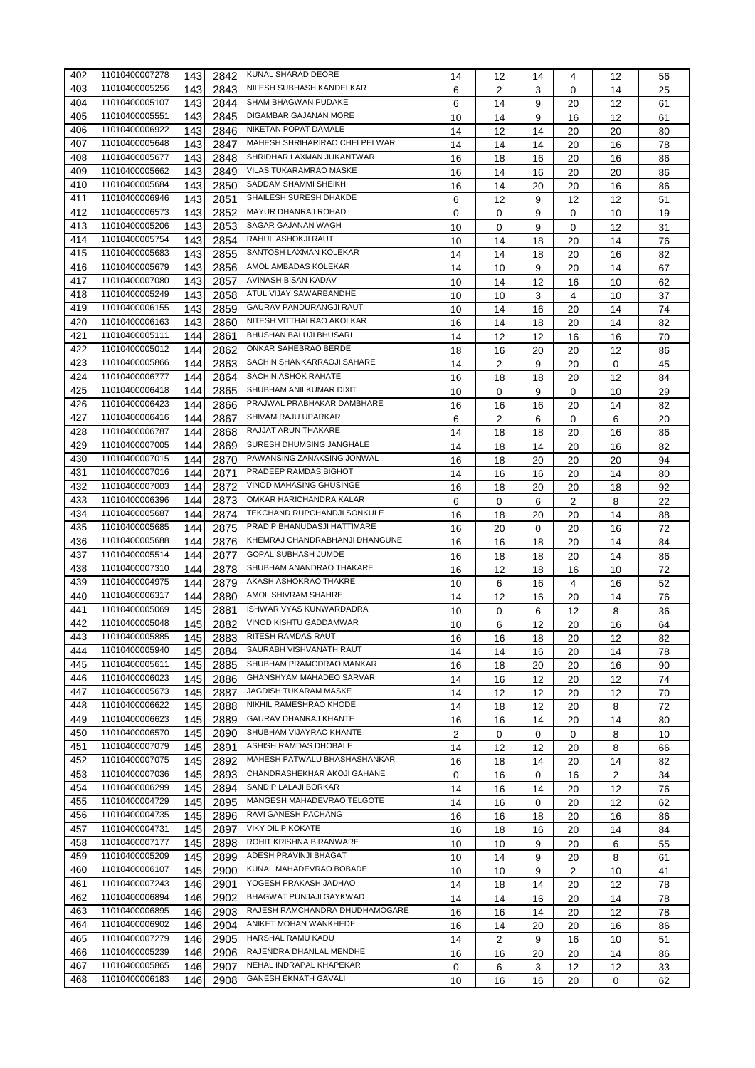| | | | | | | | | | | |
|---|---|---|---|---|---|---|---|---|---|---|
| 402 | 11010400007278 | 143 | 2842 | KUNAL SHARAD DEORE | 14 | 12 | 14 | 4 | 12 | 56 |
| 403 | 11010400005256 | 143 | 2843 | NILESH SUBHASH KANDELKAR | 6 | 2 | 3 | 0 | 14 | 25 |
| 404 | 11010400005107 | 143 | 2844 | SHAM BHAGWAN PUDAKE | 6 | 14 | 9 | 20 | 12 | 61 |
| 405 | 11010400005551 | 143 | 2845 | DIGAMBAR GAJANAN MORE | 10 | 14 | 9 | 16 | 12 | 61 |
| 406 | 11010400006922 | 143 | 2846 | NIKETAN POPAT DAMALE | 14 | 12 | 14 | 20 | 20 | 80 |
| 407 | 11010400005648 | 143 | 2847 | MAHESH SHRIHARIRAO CHELPELWAR | 14 | 14 | 14 | 20 | 16 | 78 |
| 408 | 11010400005677 | 143 | 2848 | SHRIDHAR LAXMAN JUKANTWAR | 16 | 18 | 16 | 20 | 16 | 86 |
| 409 | 11010400005662 | 143 | 2849 | VILAS TUKARAMRAO MASKE | 16 | 14 | 16 | 20 | 20 | 86 |
| 410 | 11010400005684 | 143 | 2850 | SADDAM SHAMMI SHEIKH | 16 | 14 | 20 | 20 | 16 | 86 |
| 411 | 11010400006946 | 143 | 2851 | SHAILESH SURESH DHAKDE | 6 | 12 | 9 | 12 | 12 | 51 |
| 412 | 11010400006573 | 143 | 2852 | MAYUR DHANRAJ ROHAD | 0 | 0 | 9 | 0 | 10 | 19 |
| 413 | 11010400005206 | 143 | 2853 | SAGAR GAJANAN WAGH | 10 | 0 | 9 | 0 | 12 | 31 |
| 414 | 11010400005754 | 143 | 2854 | RAHUL ASHOKJI RAUT | 10 | 14 | 18 | 20 | 14 | 76 |
| 415 | 11010400005683 | 143 | 2855 | SANTOSH LAXMAN KOLEKAR | 14 | 14 | 18 | 20 | 16 | 82 |
| 416 | 11010400005679 | 143 | 2856 | AMOL AMBADAS KOLEKAR | 14 | 10 | 9 | 20 | 14 | 67 |
| 417 | 11010400007080 | 143 | 2857 | AVINASH BISAN KADAV | 10 | 14 | 12 | 16 | 10 | 62 |
| 418 | 11010400005249 | 143 | 2858 | ATUL VIJAY SAWARBANDHE | 10 | 10 | 3 | 4 | 10 | 37 |
| 419 | 11010400006155 | 143 | 2859 | GAURAV PANDURANGJI RAUT | 10 | 14 | 16 | 20 | 14 | 74 |
| 420 | 11010400006163 | 143 | 2860 | NITESH VITTHALRAO AKOLKAR | 16 | 14 | 18 | 20 | 14 | 82 |
| 421 | 11010400005111 | 144 | 2861 | BHUSHAN BALUJI BHUSARI | 14 | 12 | 12 | 16 | 16 | 70 |
| 422 | 11010400005012 | 144 | 2862 | ONKAR SAHEBRAO BERDE | 18 | 16 | 20 | 20 | 12 | 86 |
| 423 | 11010400005866 | 144 | 2863 | SACHIN SHANKARRAOJI SAHARE | 14 | 2 | 9 | 20 | 0 | 45 |
| 424 | 11010400006777 | 144 | 2864 | SACHIN ASHOK RAHATE | 16 | 18 | 18 | 20 | 12 | 84 |
| 425 | 11010400006418 | 144 | 2865 | SHUBHAM ANILKUMAR DIXIT | 10 | 0 | 9 | 0 | 10 | 29 |
| 426 | 11010400006423 | 144 | 2866 | PRAJWAL PRABHAKAR DAMBHARE | 16 | 16 | 16 | 20 | 14 | 82 |
| 427 | 11010400006416 | 144 | 2867 | SHIVAM RAJU UPARKAR | 6 | 2 | 6 | 0 | 6 | 20 |
| 428 | 11010400006787 | 144 | 2868 | RAJJAT ARUN THAKARE | 14 | 18 | 18 | 20 | 16 | 86 |
| 429 | 11010400007005 | 144 | 2869 | SURESH DHUMSING JANGHALE | 14 | 18 | 14 | 20 | 16 | 82 |
| 430 | 11010400007015 | 144 | 2870 | PAWANSING ZANAKSING JONWAL | 16 | 18 | 20 | 20 | 20 | 94 |
| 431 | 11010400007016 | 144 | 2871 | PRADEEP RAMDAS BIGHOT | 14 | 16 | 16 | 20 | 14 | 80 |
| 432 | 11010400007003 | 144 | 2872 | VINOD MAHASING GHUSINGE | 16 | 18 | 20 | 20 | 18 | 92 |
| 433 | 11010400006396 | 144 | 2873 | OMKAR HARICHANDRA KALAR | 6 | 0 | 6 | 2 | 8 | 22 |
| 434 | 11010400005687 | 144 | 2874 | TEKCHAND RUPCHANDJI SONKULE | 16 | 18 | 20 | 20 | 14 | 88 |
| 435 | 11010400005685 | 144 | 2875 | PRADIP BHANUDASJI HATTIMARE | 16 | 20 | 0 | 20 | 16 | 72 |
| 436 | 11010400005688 | 144 | 2876 | KHEMRAJ CHANDRABHANJI DHANGUNE | 16 | 16 | 18 | 20 | 14 | 84 |
| 437 | 11010400005514 | 144 | 2877 | GOPAL SUBHASH JUMDE | 16 | 18 | 18 | 20 | 14 | 86 |
| 438 | 11010400007310 | 144 | 2878 | SHUBHAM ANANDRAO THAKARE | 16 | 12 | 18 | 16 | 10 | 72 |
| 439 | 11010400004975 | 144 | 2879 | AKASH ASHOKRAO THAKRE | 10 | 6 | 16 | 4 | 16 | 52 |
| 440 | 11010400006317 | 144 | 2880 | AMOL SHIVRAM SHAHRE | 14 | 12 | 16 | 20 | 14 | 76 |
| 441 | 11010400005069 | 145 | 2881 | ISHWAR VYAS KUNWARDADRA | 10 | 0 | 6 | 12 | 8 | 36 |
| 442 | 11010400005048 | 145 | 2882 | VINOD KISHTU GADDAMWAR | 10 | 6 | 12 | 20 | 16 | 64 |
| 443 | 11010400005885 | 145 | 2883 | RITESH RAMDAS RAUT | 16 | 16 | 18 | 20 | 12 | 82 |
| 444 | 11010400005940 | 145 | 2884 | SAURABH VISHVANATH RAUT | 14 | 14 | 16 | 20 | 14 | 78 |
| 445 | 11010400005611 | 145 | 2885 | SHUBHAM PRAMODRAO MANKAR | 16 | 18 | 20 | 20 | 16 | 90 |
| 446 | 11010400006023 | 145 | 2886 | GHANSHYAM MAHADEO SARVAR | 14 | 16 | 12 | 20 | 12 | 74 |
| 447 | 11010400005673 | 145 | 2887 | JAGDISH TUKARAM MASKE | 14 | 12 | 12 | 20 | 12 | 70 |
| 448 | 11010400006622 | 145 | 2888 | NIKHIL RAMESHRAO KHODE | 14 | 18 | 12 | 20 | 8 | 72 |
| 449 | 11010400006623 | 145 | 2889 | GAURAV DHANRAJ KHANTE | 16 | 16 | 14 | 20 | 14 | 80 |
| 450 | 11010400006570 | 145 | 2890 | SHUBHAM VIJAYRAO KHANTE | 2 | 0 | 0 | 0 | 8 | 10 |
| 451 | 11010400007079 | 145 | 2891 | ASHISH RAMDAS DHOBALE | 14 | 12 | 12 | 20 | 8 | 66 |
| 452 | 11010400007075 | 145 | 2892 | MAHESH PATWALU BHASHASHANKAR | 16 | 18 | 14 | 20 | 14 | 82 |
| 453 | 11010400007036 | 145 | 2893 | CHANDRASHEKHAR AKOJI GAHANE | 0 | 16 | 0 | 16 | 2 | 34 |
| 454 | 11010400006299 | 145 | 2894 | SANDIP LALAJI BORKAR | 14 | 16 | 14 | 20 | 12 | 76 |
| 455 | 11010400004729 | 145 | 2895 | MANGESH MAHADEVRAO TELGOTE | 14 | 16 | 0 | 20 | 12 | 62 |
| 456 | 11010400004735 | 145 | 2896 | RAVI GANESH PACHANG | 16 | 16 | 18 | 20 | 16 | 86 |
| 457 | 11010400004731 | 145 | 2897 | VIKY DILIP KOKATE | 16 | 18 | 16 | 20 | 14 | 84 |
| 458 | 11010400007177 | 145 | 2898 | ROHIT KRISHNA BIRANWARE | 10 | 10 | 9 | 20 | 6 | 55 |
| 459 | 11010400005209 | 145 | 2899 | ADESH PRAVINJI BHAGAT | 10 | 14 | 9 | 20 | 8 | 61 |
| 460 | 11010400006107 | 145 | 2900 | KUNAL MAHADEVRAO BOBADE | 10 | 10 | 9 | 2 | 10 | 41 |
| 461 | 11010400007243 | 146 | 2901 | YOGESH PRAKASH JADHAO | 14 | 18 | 14 | 20 | 12 | 78 |
| 462 | 11010400006894 | 146 | 2902 | BHAGWAT PUNJAJI GAYKWAD | 14 | 14 | 16 | 20 | 14 | 78 |
| 463 | 11010400006895 | 146 | 2903 | RAJESH RAMCHANDRA DHUDHAMOGARE | 16 | 16 | 14 | 20 | 12 | 78 |
| 464 | 11010400006902 | 146 | 2904 | ANIKET MOHAN WANKHEDE | 16 | 14 | 20 | 20 | 16 | 86 |
| 465 | 11010400007279 | 146 | 2905 | HARSHAL RAMU KADU | 14 | 2 | 9 | 16 | 10 | 51 |
| 466 | 11010400005239 | 146 | 2906 | RAJENDRA DHANLAL MENDHE | 16 | 16 | 20 | 20 | 14 | 86 |
| 467 | 11010400005865 | 146 | 2907 | NEHAL INDRAPAL KHAPEKAR | 0 | 6 | 3 | 12 | 12 | 33 |
| 468 | 11010400006183 | 146 | 2908 | GANESH EKNATH GAVALI | 10 | 16 | 16 | 20 | 0 | 62 |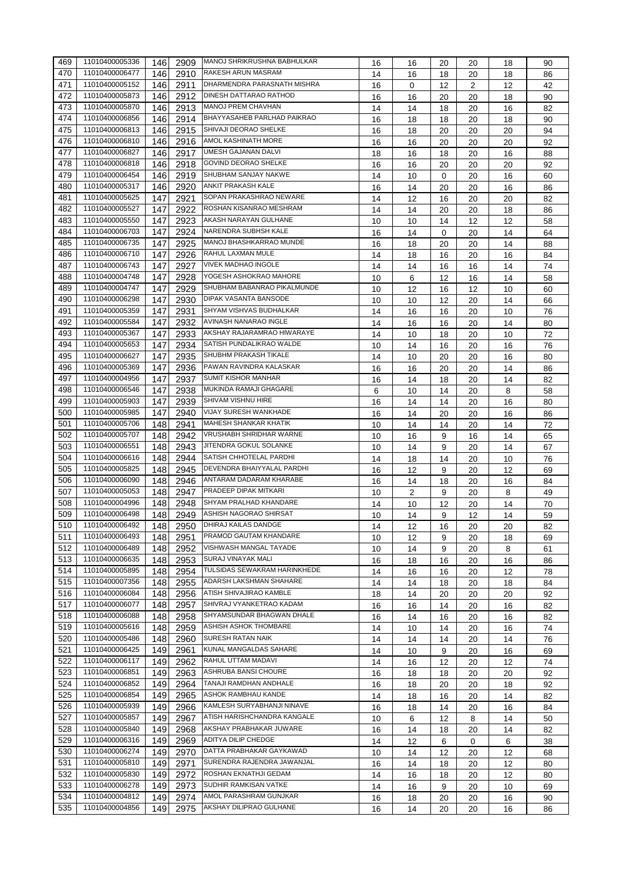| 469 | 11010400005336 | 146 | 2909 | MANOJ SHRIKRUSHNA BABHULKAR | 16 | 16 | 20 | 20 | 18 | 90 |
|---|---|---|---|---|---|---|---|---|---|---|
| 470 | 11010400006477 | 146 | 2910 | RAKESH ARUN MASRAM | 14 | 16 | 18 | 20 | 18 | 86 |
| 471 | 11010400005152 | 146 | 2911 | DHARMENDRA PARASNATH MISHRA | 16 | 0 | 12 | 2 | 12 | 42 |
| 472 | 11010400005873 | 146 | 2912 | DINESH DATTARAO RATHOD | 16 | 16 | 20 | 20 | 18 | 90 |
| 473 | 11010400005870 | 146 | 2913 | MANOJ PREM CHAVHAN | 14 | 14 | 18 | 20 | 16 | 82 |
| 474 | 11010400006856 | 146 | 2914 | BHAYYASAHEB PARLHAD PAIKRAO | 16 | 18 | 18 | 20 | 18 | 90 |
| 475 | 11010400006813 | 146 | 2915 | SHIVAJI DEORAO SHELKE | 16 | 18 | 20 | 20 | 20 | 94 |
| 476 | 11010400006810 | 146 | 2916 | AMOL KASHINATH MORE | 16 | 16 | 20 | 20 | 20 | 92 |
| 477 | 11010400006827 | 146 | 2917 | UMESH GAJANAN DALVI | 18 | 16 | 18 | 20 | 16 | 88 |
| 478 | 11010400006818 | 146 | 2918 | GOVIND DEORAO SHELKE | 16 | 16 | 20 | 20 | 20 | 92 |
| 479 | 11010400006454 | 146 | 2919 | SHUBHAM SANJAY NAKWE | 14 | 10 | 0 | 20 | 16 | 60 |
| 480 | 11010400005317 | 146 | 2920 | ANKIT PRAKASH KALE | 16 | 14 | 20 | 20 | 16 | 86 |
| 481 | 11010400005625 | 147 | 2921 | SOPAN PRAKASHRAO NEWARE | 14 | 12 | 16 | 20 | 20 | 82 |
| 482 | 11010400005527 | 147 | 2922 | ROSHAN KISANRAO MESHRAM | 14 | 14 | 20 | 20 | 18 | 86 |
| 483 | 11010400005550 | 147 | 2923 | AKASH NARAYAN GULHANE | 10 | 10 | 14 | 12 | 12 | 58 |
| 484 | 11010400006703 | 147 | 2924 | NARENDRA SUBHSH KALE | 16 | 14 | 0 | 20 | 14 | 64 |
| 485 | 11010400006735 | 147 | 2925 | MANOJ BHASHKARRAO MUNDE | 16 | 18 | 20 | 20 | 14 | 88 |
| 486 | 11010400006710 | 147 | 2926 | RAHUL LAXMAN MULE | 14 | 18 | 16 | 20 | 16 | 84 |
| 487 | 11010400006743 | 147 | 2927 | VIVEK MADHAO INGOLE | 14 | 14 | 16 | 16 | 14 | 74 |
| 488 | 11010400004748 | 147 | 2928 | YOGESH ASHOKRAO MAHORE | 10 | 6 | 12 | 16 | 14 | 58 |
| 489 | 11010400004747 | 147 | 2929 | SHUBHAM BABANRAO PIKALMUNDE | 10 | 12 | 16 | 12 | 10 | 60 |
| 490 | 11010400006298 | 147 | 2930 | DIPAK VASANTA BANSODE | 10 | 10 | 12 | 20 | 14 | 66 |
| 491 | 11010400005359 | 147 | 2931 | SHYAM VISHVAS BUDHALKAR | 14 | 16 | 16 | 20 | 10 | 76 |
| 492 | 11010400005584 | 147 | 2932 | AVINASH NANARAO INGLE | 14 | 16 | 16 | 20 | 14 | 80 |
| 493 | 11010400005367 | 147 | 2933 | AKSHAY RAJARAMRAO HIWARAYE | 14 | 10 | 18 | 20 | 10 | 72 |
| 494 | 11010400005653 | 147 | 2934 | SATISH PUNDALIKRAO WALDE | 10 | 14 | 16 | 20 | 16 | 76 |
| 495 | 11010400006627 | 147 | 2935 | SHUBHM PRAKASH TIKALE | 14 | 10 | 20 | 20 | 16 | 80 |
| 496 | 11010400005369 | 147 | 2936 | PAWAN RAVINDRA KALASKAR | 16 | 16 | 20 | 20 | 14 | 86 |
| 497 | 11010400004956 | 147 | 2937 | SUMIT KISHOR MANHAR | 16 | 14 | 18 | 20 | 14 | 82 |
| 498 | 11010400006546 | 147 | 2938 | MUKINDA RAMAJI GHAGARE | 6 | 10 | 14 | 20 | 8 | 58 |
| 499 | 11010400005903 | 147 | 2939 | SHIVAM VISHNU HIRE | 16 | 14 | 14 | 20 | 16 | 80 |
| 500 | 11010400005985 | 147 | 2940 | VIJAY SURESH WANKHADE | 16 | 14 | 20 | 20 | 16 | 86 |
| 501 | 11010400005706 | 148 | 2941 | MAHESH SHANKAR KHATIK | 10 | 14 | 14 | 20 | 14 | 72 |
| 502 | 11010400005707 | 148 | 2942 | VRUSHABH SHRIDHAR WARNE | 10 | 16 | 9 | 16 | 14 | 65 |
| 503 | 11010400006551 | 148 | 2943 | JITENDRA GOKUL SOLANKE | 10 | 14 | 9 | 20 | 14 | 67 |
| 504 | 11010400006616 | 148 | 2944 | SATISH CHHOTELAL PARDHI | 14 | 18 | 14 | 20 | 10 | 76 |
| 505 | 11010400005825 | 148 | 2945 | DEVENDRA BHAIYYALAL PARDHI | 16 | 12 | 9 | 20 | 12 | 69 |
| 506 | 11010400006090 | 148 | 2946 | ANTARAM DADARAM KHARABE | 16 | 14 | 18 | 20 | 16 | 84 |
| 507 | 11010400005053 | 148 | 2947 | PRADEEP DIPAK MITKARI | 10 | 2 | 9 | 20 | 8 | 49 |
| 508 | 11010400004996 | 148 | 2948 | SHYAM PRALHAD KHANDARE | 14 | 10 | 12 | 20 | 14 | 70 |
| 509 | 11010400006498 | 148 | 2949 | ASHISH NAGORAO SHIRSAT | 10 | 14 | 9 | 12 | 14 | 59 |
| 510 | 11010400006492 | 148 | 2950 | DHIRAJ KAILAS DANDGE | 14 | 12 | 16 | 20 | 20 | 82 |
| 511 | 11010400006493 | 148 | 2951 | PRAMOD GAUTAM KHANDARE | 10 | 12 | 9 | 20 | 18 | 69 |
| 512 | 11010400006489 | 148 | 2952 | VISHWASH MANGAL TAYADE | 10 | 14 | 9 | 20 | 8 | 61 |
| 513 | 11010400006635 | 148 | 2953 | SURAJ VINAYAK MALI | 16 | 18 | 16 | 20 | 16 | 86 |
| 514 | 11010400005895 | 148 | 2954 | TULSIDAS SEWAKRAM HARINKHEDE | 14 | 16 | 16 | 20 | 12 | 78 |
| 515 | 11010400007356 | 148 | 2955 | ADARSH LAKSHMAN SHAHARE | 14 | 14 | 18 | 20 | 18 | 84 |
| 516 | 11010400006084 | 148 | 2956 | ATISH SHIVAJIRAO KAMBLE | 18 | 14 | 20 | 20 | 20 | 92 |
| 517 | 11010400006077 | 148 | 2957 | SHIVRAJ VYANKETRAO KADAM | 16 | 16 | 14 | 20 | 16 | 82 |
| 518 | 11010400006088 | 148 | 2958 | SHYAMSUNDAR BHAGWAN DHALE | 16 | 14 | 16 | 20 | 16 | 82 |
| 519 | 11010400005616 | 148 | 2959 | ASHISH ASHOK THOMBARE | 14 | 10 | 14 | 20 | 16 | 74 |
| 520 | 11010400005486 | 148 | 2960 | SURESH RATAN NAIK | 14 | 14 | 14 | 20 | 14 | 76 |
| 521 | 11010400006425 | 149 | 2961 | KUNAL MANGALDAS SAHARE | 14 | 10 | 9 | 20 | 16 | 69 |
| 522 | 11010400006117 | 149 | 2962 | RAHUL UTTAM MADAVI | 14 | 16 | 12 | 20 | 12 | 74 |
| 523 | 11010400006851 | 149 | 2963 | ASHRUBA BANSI CHOURE | 16 | 18 | 18 | 20 | 20 | 92 |
| 524 | 11010400006852 | 149 | 2964 | TANAJI RAMDHAN ANDHALE | 16 | 18 | 20 | 20 | 18 | 92 |
| 525 | 11010400006854 | 149 | 2965 | ASHOK RAMBHAU KANDE | 14 | 18 | 16 | 20 | 14 | 82 |
| 526 | 11010400005939 | 149 | 2966 | KAMLESH SURYABHANJI NINAVE | 16 | 18 | 14 | 20 | 16 | 84 |
| 527 | 11010400005857 | 149 | 2967 | ATISH HARISHCHANDRA KANGALE | 10 | 6 | 12 | 8 | 14 | 50 |
| 528 | 11010400005840 | 149 | 2968 | AKSHAY PRABHAKAR JUWARE | 16 | 14 | 18 | 20 | 14 | 82 |
| 529 | 11010400006316 | 149 | 2969 | ADITYA DILIP CHEDGE | 14 | 12 | 6 | 0 | 6 | 38 |
| 530 | 11010400006274 | 149 | 2970 | DATTA PRABHAKAR GAYKAWAD | 10 | 14 | 12 | 20 | 12 | 68 |
| 531 | 11010400005810 | 149 | 2971 | SURENDRA RAJENDRA JAWANJAL | 16 | 14 | 18 | 20 | 12 | 80 |
| 532 | 11010400005830 | 149 | 2972 | ROSHAN EKNATHJI GEDAM | 14 | 16 | 18 | 20 | 12 | 80 |
| 533 | 11010400006278 | 149 | 2973 | SUDHIR RAMKISAN VATKE | 14 | 16 | 9 | 20 | 10 | 69 |
| 534 | 11010400004812 | 149 | 2974 | AMOL PARASHRAM GUNJKAR | 16 | 18 | 20 | 20 | 16 | 90 |
| 535 | 11010400004856 | 149 | 2975 | AKSHAY DILIPRAO GULHANE | 16 | 14 | 20 | 20 | 16 | 86 |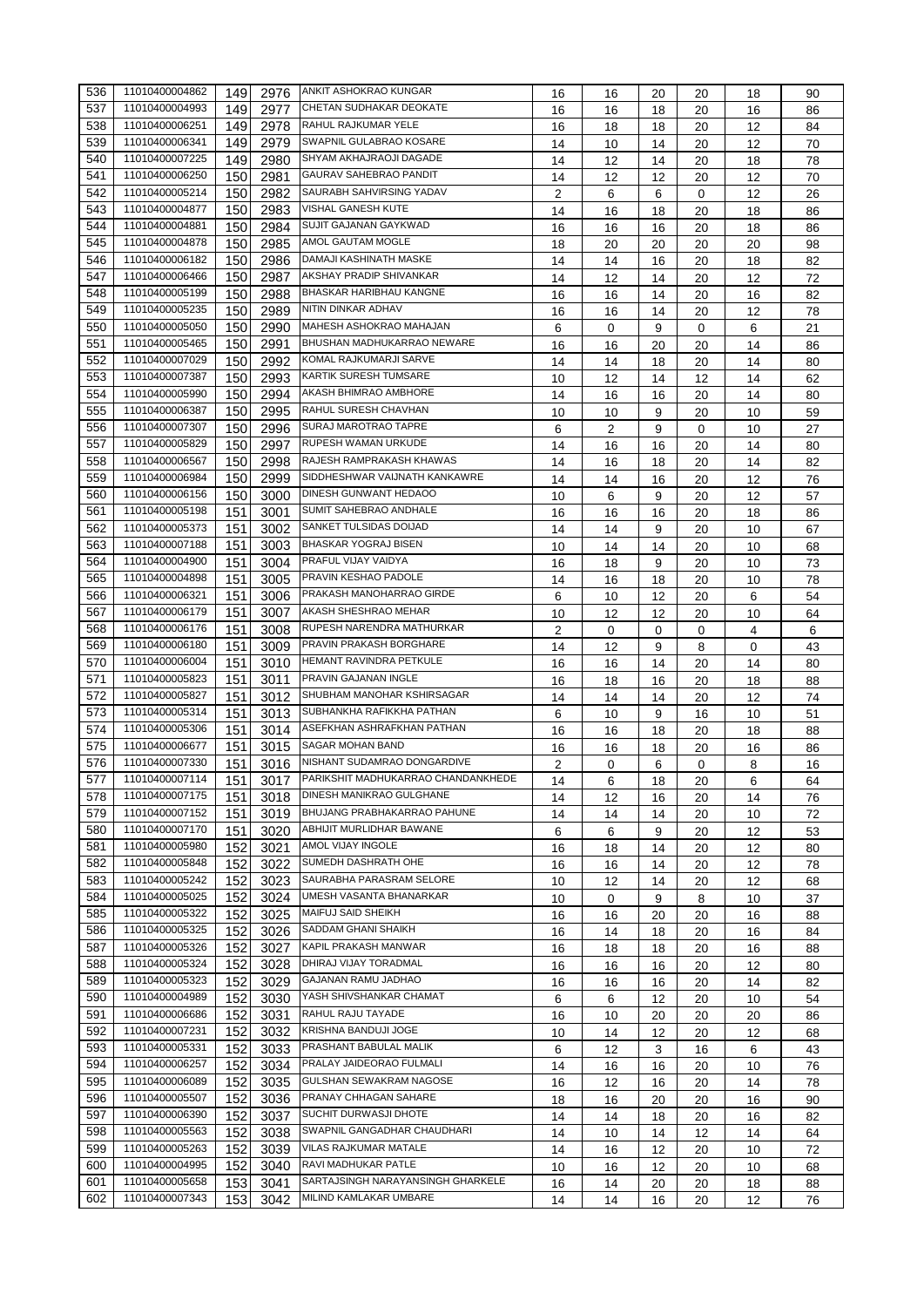| | | | | | | | | | | |
|---|---|---|---|---|---|---|---|---|---|---|
| 536 | 11010400004862 | 149 | 2976 | ANKIT ASHOKRAO KUNGAR | 16 | 16 | 20 | 20 | 18 | 90 |
| 537 | 11010400004993 | 149 | 2977 | CHETAN SUDHAKAR DEOKATE | 16 | 16 | 18 | 20 | 16 | 86 |
| 538 | 11010400006251 | 149 | 2978 | RAHUL RAJKUMAR YELE | 16 | 18 | 18 | 20 | 12 | 84 |
| 539 | 11010400006341 | 149 | 2979 | SWAPNIL GULABRAO KOSARE | 14 | 10 | 14 | 20 | 12 | 70 |
| 540 | 11010400007225 | 149 | 2980 | SHYAM AKHAJRAOJI DAGADE | 14 | 12 | 14 | 20 | 18 | 78 |
| 541 | 11010400006250 | 150 | 2981 | GAURAV SAHEBRAO PANDIT | 14 | 12 | 12 | 20 | 12 | 70 |
| 542 | 11010400005214 | 150 | 2982 | SAURABH SAHVIRSING YADAV | 2 | 6 | 6 | 0 | 12 | 26 |
| 543 | 11010400004877 | 150 | 2983 | VISHAL GANESH KUTE | 14 | 16 | 18 | 20 | 18 | 86 |
| 544 | 11010400004881 | 150 | 2984 | SUJIT GAJANAN GAYKWAD | 16 | 16 | 16 | 20 | 18 | 86 |
| 545 | 11010400004878 | 150 | 2985 | AMOL GAUTAM MOGLE | 18 | 20 | 20 | 20 | 20 | 98 |
| 546 | 11010400006182 | 150 | 2986 | DAMAJI KASHINATH MASKE | 14 | 14 | 16 | 20 | 18 | 82 |
| 547 | 11010400006466 | 150 | 2987 | AKSHAY PRADIP SHIVANKAR | 14 | 12 | 14 | 20 | 12 | 72 |
| 548 | 11010400005199 | 150 | 2988 | BHASKAR HARIBHAU KANGNE | 16 | 16 | 14 | 20 | 16 | 82 |
| 549 | 11010400005235 | 150 | 2989 | NITIN DINKAR ADHAV | 16 | 16 | 14 | 20 | 12 | 78 |
| 550 | 11010400005050 | 150 | 2990 | MAHESH ASHOKRAO MAHAJAN | 6 | 0 | 9 | 0 | 6 | 21 |
| 551 | 11010400005465 | 150 | 2991 | BHUSHAN MADHUKARRAO NEWARE | 16 | 16 | 20 | 20 | 14 | 86 |
| 552 | 11010400007029 | 150 | 2992 | KOMAL RAJKUMARJI SARVE | 14 | 14 | 18 | 20 | 14 | 80 |
| 553 | 11010400007387 | 150 | 2993 | KARTIK SURESH TUMSARE | 10 | 12 | 14 | 12 | 14 | 62 |
| 554 | 11010400005990 | 150 | 2994 | AKASH BHIMRAO AMBHORE | 14 | 16 | 16 | 20 | 14 | 80 |
| 555 | 11010400006387 | 150 | 2995 | RAHUL SURESH CHAVHAN | 10 | 10 | 9 | 20 | 10 | 59 |
| 556 | 11010400007307 | 150 | 2996 | SURAJ MAROTRAO TAPRE | 6 | 2 | 9 | 0 | 10 | 27 |
| 557 | 11010400005829 | 150 | 2997 | RUPESH WAMAN URKUDE | 14 | 16 | 16 | 20 | 14 | 80 |
| 558 | 11010400006567 | 150 | 2998 | RAJESH RAMPRAKASH KHAWAS | 14 | 16 | 18 | 20 | 14 | 82 |
| 559 | 11010400006984 | 150 | 2999 | SIDDHESHWAR VAIJNATH KANKAWRE | 14 | 14 | 16 | 20 | 12 | 76 |
| 560 | 11010400006156 | 150 | 3000 | DINESH GUNWANT HEDAOO | 10 | 6 | 9 | 20 | 12 | 57 |
| 561 | 11010400005198 | 151 | 3001 | SUMIT SAHEBRAO ANDHALE | 16 | 16 | 16 | 20 | 18 | 86 |
| 562 | 11010400005373 | 151 | 3002 | SANKET TULSIDAS DOIJAD | 14 | 14 | 9 | 20 | 10 | 67 |
| 563 | 11010400007188 | 151 | 3003 | BHASKAR YOGRAJ BISEN | 10 | 14 | 14 | 20 | 10 | 68 |
| 564 | 11010400004900 | 151 | 3004 | PRAFUL VIJAY VAIDYA | 16 | 18 | 9 | 20 | 10 | 73 |
| 565 | 11010400004898 | 151 | 3005 | PRAVIN KESHAO PADOLE | 14 | 16 | 18 | 20 | 10 | 78 |
| 566 | 11010400006321 | 151 | 3006 | PRAKASH MANOHARRAO GIRDE | 6 | 10 | 12 | 20 | 6 | 54 |
| 567 | 11010400006179 | 151 | 3007 | AKASH SHESHRAO MEHAR | 10 | 12 | 12 | 20 | 10 | 64 |
| 568 | 11010400006176 | 151 | 3008 | RUPESH NARENDRA MATHURKAR | 2 | 0 | 0 | 0 | 4 | 6 |
| 569 | 11010400006180 | 151 | 3009 | PRAVIN PRAKASH BORGHARE | 14 | 12 | 9 | 8 | 0 | 43 |
| 570 | 11010400006004 | 151 | 3010 | HEMANT RAVINDRA PETKULE | 16 | 16 | 14 | 20 | 14 | 80 |
| 571 | 11010400005823 | 151 | 3011 | PRAVIN GAJANAN INGLE | 16 | 18 | 16 | 20 | 18 | 88 |
| 572 | 11010400005827 | 151 | 3012 | SHUBHAM MANOHAR KSHIRSAGAR | 14 | 14 | 14 | 20 | 12 | 74 |
| 573 | 11010400005314 | 151 | 3013 | SUBHANKHA RAFIKKHA PATHAN | 6 | 10 | 9 | 16 | 10 | 51 |
| 574 | 11010400005306 | 151 | 3014 | ASEFKHAN ASHRAFKHAN PATHAN | 16 | 16 | 18 | 20 | 18 | 88 |
| 575 | 11010400006677 | 151 | 3015 | SAGAR MOHAN BAND | 16 | 16 | 18 | 20 | 16 | 86 |
| 576 | 11010400007330 | 151 | 3016 | NISHANT SUDAMRAO DONGARDIVE | 2 | 0 | 6 | 0 | 8 | 16 |
| 577 | 11010400007114 | 151 | 3017 | PARIKSHIT MADHUKARRAO CHANDANKHEDE | 14 | 6 | 18 | 20 | 6 | 64 |
| 578 | 11010400007175 | 151 | 3018 | DINESH MANIKRAO GULGHANE | 14 | 12 | 16 | 20 | 14 | 76 |
| 579 | 11010400007152 | 151 | 3019 | BHUJANG PRABHAKARRAO PAHUNE | 14 | 14 | 14 | 20 | 10 | 72 |
| 580 | 11010400007170 | 151 | 3020 | ABHIJIT MURLIDHAR BAWANE | 6 | 6 | 9 | 20 | 12 | 53 |
| 581 | 11010400005980 | 152 | 3021 | AMOL VIJAY INGOLE | 16 | 18 | 14 | 20 | 12 | 80 |
| 582 | 11010400005848 | 152 | 3022 | SUMEDH DASHRATH OHE | 16 | 16 | 14 | 20 | 12 | 78 |
| 583 | 11010400005242 | 152 | 3023 | SAURABHA PARASRAM SELORE | 10 | 12 | 14 | 20 | 12 | 68 |
| 584 | 11010400005025 | 152 | 3024 | UMESH VASANTA BHANARKAR | 10 | 0 | 9 | 8 | 10 | 37 |
| 585 | 11010400005322 | 152 | 3025 | MAIFUJ SAID SHEIKH | 16 | 16 | 20 | 20 | 16 | 88 |
| 586 | 11010400005325 | 152 | 3026 | SADDAM GHANI SHAIKH | 16 | 14 | 18 | 20 | 16 | 84 |
| 587 | 11010400005326 | 152 | 3027 | KAPIL PRAKASH MANWAR | 16 | 18 | 18 | 20 | 16 | 88 |
| 588 | 11010400005324 | 152 | 3028 | DHIRAJ VIJAY TORADMAL | 16 | 16 | 16 | 20 | 12 | 80 |
| 589 | 11010400005323 | 152 | 3029 | GAJANAN RAMU JADHAO | 16 | 16 | 16 | 20 | 14 | 82 |
| 590 | 11010400004989 | 152 | 3030 | YASH SHIVSHANKAR CHAMAT | 6 | 6 | 12 | 20 | 10 | 54 |
| 591 | 11010400006686 | 152 | 3031 | RAHUL RAJU TAYADE | 16 | 10 | 20 | 20 | 20 | 86 |
| 592 | 11010400007231 | 152 | 3032 | KRISHNA BANDUJI JOGE | 10 | 14 | 12 | 20 | 12 | 68 |
| 593 | 11010400005331 | 152 | 3033 | PRASHANT BABULAL MALIK | 6 | 12 | 3 | 16 | 6 | 43 |
| 594 | 11010400006257 | 152 | 3034 | PRALAY JAIDEORAO FULMALI | 14 | 16 | 16 | 20 | 10 | 76 |
| 595 | 11010400006089 | 152 | 3035 | GULSHAN SEWAKRAM NAGOSE | 16 | 12 | 16 | 20 | 14 | 78 |
| 596 | 11010400005507 | 152 | 3036 | PRANAY CHHAGAN SAHARE | 18 | 16 | 20 | 20 | 16 | 90 |
| 597 | 11010400006390 | 152 | 3037 | SUCHIT DURWASJI DHOTE | 14 | 14 | 18 | 20 | 16 | 82 |
| 598 | 11010400005563 | 152 | 3038 | SWAPNIL GANGADHAR CHAUDHARI | 14 | 10 | 14 | 12 | 14 | 64 |
| 599 | 11010400005263 | 152 | 3039 | VILAS RAJKUMAR MATALE | 14 | 16 | 12 | 20 | 10 | 72 |
| 600 | 11010400004995 | 152 | 3040 | RAVI MADHUKAR PATLE | 10 | 16 | 12 | 20 | 10 | 68 |
| 601 | 11010400005658 | 153 | 3041 | SARTAJSINGH NARAYANSINGH GHARKELE | 16 | 14 | 20 | 20 | 18 | 88 |
| 602 | 11010400007343 | 153 | 3042 | MILIND KAMLAKAR UMBARE | 14 | 14 | 16 | 20 | 12 | 76 |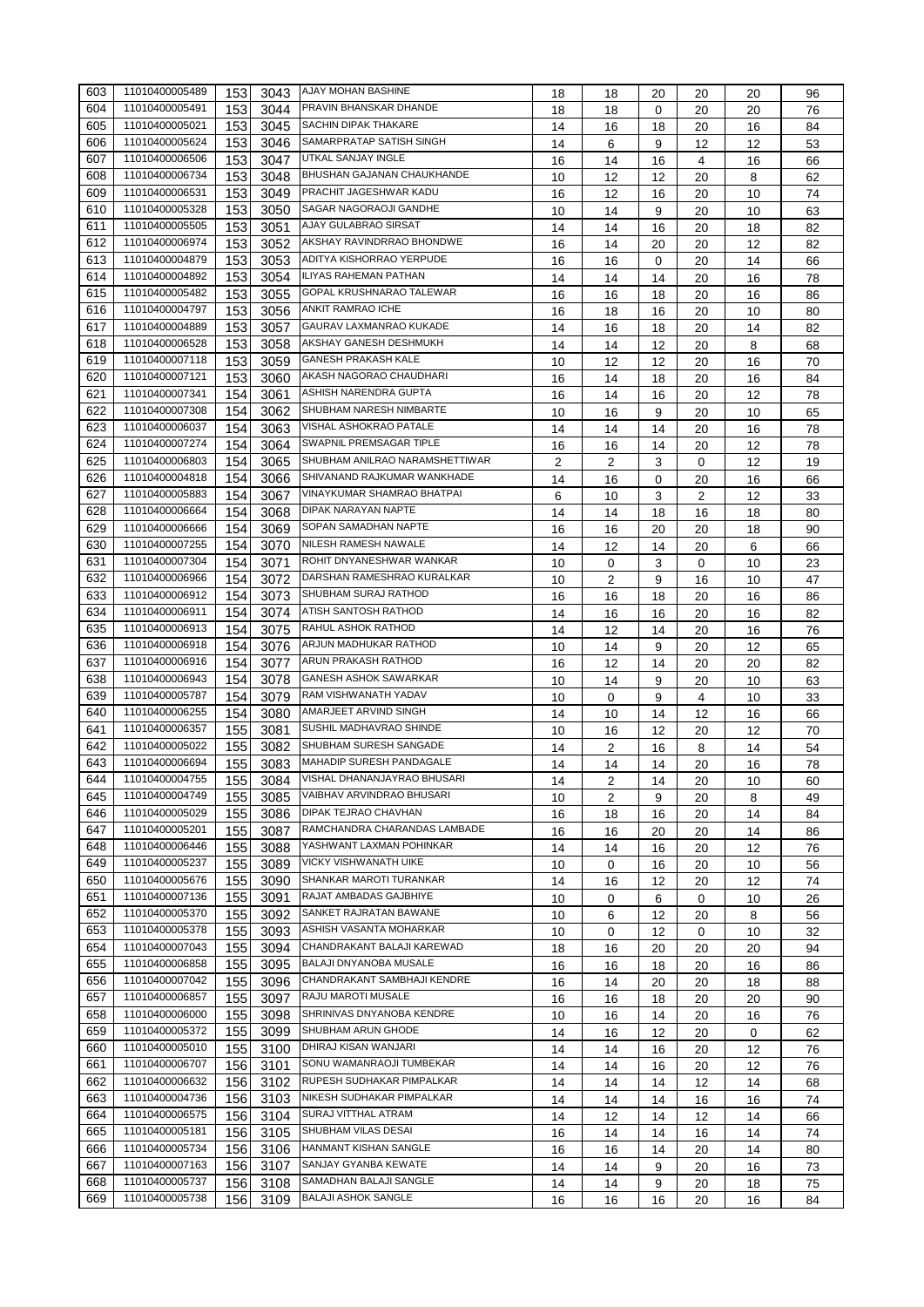| | | | | | | | | | | |
|---|---|---|---|---|---|---|---|---|---|---|
| 603 | 11010400005489 | 153 | 3043 | AJAY MOHAN BASHINE | 18 | 18 | 20 | 20 | 20 | 96 |
| 604 | 11010400005491 | 153 | 3044 | PRAVIN BHANSKAR DHANDE | 18 | 18 | 0 | 20 | 20 | 76 |
| 605 | 11010400005021 | 153 | 3045 | SACHIN DIPAK THAKARE | 14 | 16 | 18 | 20 | 16 | 84 |
| 606 | 11010400005624 | 153 | 3046 | SAMARPRATAP SATISH SINGH | 14 | 6 | 9 | 12 | 12 | 53 |
| 607 | 11010400006506 | 153 | 3047 | UTKAL SANJAY INGLE | 16 | 14 | 16 | 4 | 16 | 66 |
| 608 | 11010400006734 | 153 | 3048 | BHUSHAN GAJANAN CHAUKHANDE | 10 | 12 | 12 | 20 | 8 | 62 |
| 609 | 11010400006531 | 153 | 3049 | PRACHIT JAGESHWAR KADU | 16 | 12 | 16 | 20 | 10 | 74 |
| 610 | 11010400005328 | 153 | 3050 | SAGAR NAGORAOJI GANDHE | 10 | 14 | 9 | 20 | 10 | 63 |
| 611 | 11010400005505 | 153 | 3051 | AJAY GULABRAO SIRSAT | 14 | 14 | 16 | 20 | 18 | 82 |
| 612 | 11010400006974 | 153 | 3052 | AKSHAY RAVINDRRAO BHONDWE | 16 | 14 | 20 | 20 | 12 | 82 |
| 613 | 11010400004879 | 153 | 3053 | ADITYA KISHORRAO YERPUDE | 16 | 16 | 0 | 20 | 14 | 66 |
| 614 | 11010400004892 | 153 | 3054 | ILIYAS RAHEMAN PATHAN | 14 | 14 | 14 | 20 | 16 | 78 |
| 615 | 11010400005482 | 153 | 3055 | GOPAL KRUSHNARAO TALEWAR | 16 | 16 | 18 | 20 | 16 | 86 |
| 616 | 11010400004797 | 153 | 3056 | ANKIT RAMRAO ICHE | 16 | 18 | 16 | 20 | 10 | 80 |
| 617 | 11010400004889 | 153 | 3057 | GAURAV LAXMANRAO KUKADE | 14 | 16 | 18 | 20 | 14 | 82 |
| 618 | 11010400006528 | 153 | 3058 | AKSHAY GANESH DESHMUKH | 14 | 14 | 12 | 20 | 8 | 68 |
| 619 | 11010400007118 | 153 | 3059 | GANESH PRAKASH KALE | 10 | 12 | 12 | 20 | 16 | 70 |
| 620 | 11010400007121 | 153 | 3060 | AKASH NAGORAO CHAUDHARI | 16 | 14 | 18 | 20 | 16 | 84 |
| 621 | 11010400007341 | 154 | 3061 | ASHISH NARENDRA GUPTA | 16 | 14 | 16 | 20 | 12 | 78 |
| 622 | 11010400007308 | 154 | 3062 | SHUBHAM NARESH NIMBARTE | 10 | 16 | 9 | 20 | 10 | 65 |
| 623 | 11010400006037 | 154 | 3063 | VISHAL ASHOKRAO PATALE | 14 | 14 | 14 | 20 | 16 | 78 |
| 624 | 11010400007274 | 154 | 3064 | SWAPNIL PREMSAGAR TIPLE | 16 | 16 | 14 | 20 | 12 | 78 |
| 625 | 11010400006803 | 154 | 3065 | SHUBHAM ANILRAO NARAMSHETTIWAR | 2 | 2 | 3 | 0 | 12 | 19 |
| 626 | 11010400004818 | 154 | 3066 | SHIVANAND RAJKUMAR WANKHADE | 14 | 16 | 0 | 20 | 16 | 66 |
| 627 | 11010400005883 | 154 | 3067 | VINAYKUMAR SHAMRAO BHATPAI | 6 | 10 | 3 | 2 | 12 | 33 |
| 628 | 11010400006664 | 154 | 3068 | DIPAK NARAYAN NAPTE | 14 | 14 | 18 | 16 | 18 | 80 |
| 629 | 11010400006666 | 154 | 3069 | SOPAN SAMADHAN NAPTE | 16 | 16 | 20 | 20 | 18 | 90 |
| 630 | 11010400007255 | 154 | 3070 | NILESH RAMESH NAWALE | 14 | 12 | 14 | 20 | 6 | 66 |
| 631 | 11010400007304 | 154 | 3071 | ROHIT DNYANESHWAR WANKAR | 10 | 0 | 3 | 0 | 10 | 23 |
| 632 | 11010400006966 | 154 | 3072 | DARSHAN RAMESHRAO KURALKAR | 10 | 2 | 9 | 16 | 10 | 47 |
| 633 | 11010400006912 | 154 | 3073 | SHUBHAM SURAJ RATHOD | 16 | 16 | 18 | 20 | 16 | 86 |
| 634 | 11010400006911 | 154 | 3074 | ATISH SANTOSH RATHOD | 14 | 16 | 16 | 20 | 16 | 82 |
| 635 | 11010400006913 | 154 | 3075 | RAHUL ASHOK RATHOD | 14 | 12 | 14 | 20 | 16 | 76 |
| 636 | 11010400006918 | 154 | 3076 | ARJUN MADHUKAR RATHOD | 10 | 14 | 9 | 20 | 12 | 65 |
| 637 | 11010400006916 | 154 | 3077 | ARUN PRAKASH RATHOD | 16 | 12 | 14 | 20 | 20 | 82 |
| 638 | 11010400006943 | 154 | 3078 | GANESH ASHOK SAWARKAR | 10 | 14 | 9 | 20 | 10 | 63 |
| 639 | 11010400005787 | 154 | 3079 | RAM VISHWANATH YADAV | 10 | 0 | 9 | 4 | 10 | 33 |
| 640 | 11010400006255 | 154 | 3080 | AMARJEET ARVIND SINGH | 14 | 10 | 14 | 12 | 16 | 66 |
| 641 | 11010400006357 | 155 | 3081 | SUSHIL MADHAVRAO SHINDE | 10 | 16 | 12 | 20 | 12 | 70 |
| 642 | 11010400005022 | 155 | 3082 | SHUBHAM SURESH SANGADE | 14 | 2 | 16 | 8 | 14 | 54 |
| 643 | 11010400006694 | 155 | 3083 | MAHADIP SURESH PANDAGALE | 14 | 14 | 14 | 20 | 16 | 78 |
| 644 | 11010400004755 | 155 | 3084 | VISHAL DHANANJAYRAO BHUSARI | 14 | 2 | 14 | 20 | 10 | 60 |
| 645 | 11010400004749 | 155 | 3085 | VAIBHAV ARVINDRAO BHUSARI | 10 | 2 | 9 | 20 | 8 | 49 |
| 646 | 11010400005029 | 155 | 3086 | DIPAK TEJRAO CHAVHAN | 16 | 18 | 16 | 20 | 14 | 84 |
| 647 | 11010400005201 | 155 | 3087 | RAMCHANDRA CHARANDAS LAMBADE | 16 | 16 | 20 | 20 | 14 | 86 |
| 648 | 11010400006446 | 155 | 3088 | YASHWANT LAXMAN POHINKAR | 14 | 14 | 16 | 20 | 12 | 76 |
| 649 | 11010400005237 | 155 | 3089 | VICKY VISHWANATH UIKE | 10 | 0 | 16 | 20 | 10 | 56 |
| 650 | 11010400005676 | 155 | 3090 | SHANKAR MAROTI TURANKAR | 14 | 16 | 12 | 20 | 12 | 74 |
| 651 | 11010400007136 | 155 | 3091 | RAJAT AMBADAS GAJBHIYE | 10 | 0 | 6 | 0 | 10 | 26 |
| 652 | 11010400005370 | 155 | 3092 | SANKET RAJRATAN BAWANE | 10 | 6 | 12 | 20 | 8 | 56 |
| 653 | 11010400005378 | 155 | 3093 | ASHISH VASANTA MOHARKAR | 10 | 0 | 12 | 0 | 10 | 32 |
| 654 | 11010400007043 | 155 | 3094 | CHANDRAKANT BALAJI KAREWAD | 18 | 16 | 20 | 20 | 20 | 94 |
| 655 | 11010400006858 | 155 | 3095 | BALAJI DNYANOBA MUSALE | 16 | 16 | 18 | 20 | 16 | 86 |
| 656 | 11010400007042 | 155 | 3096 | CHANDRAKANT SAMBHAJI KENDRE | 16 | 14 | 20 | 20 | 18 | 88 |
| 657 | 11010400006857 | 155 | 3097 | RAJU MAROTI MUSALE | 16 | 16 | 18 | 20 | 20 | 90 |
| 658 | 11010400006000 | 155 | 3098 | SHRINIVAS DNYANOBA KENDRE | 10 | 16 | 14 | 20 | 16 | 76 |
| 659 | 11010400005372 | 155 | 3099 | SHUBHAM ARUN GHODE | 14 | 16 | 12 | 20 | 0 | 62 |
| 660 | 11010400005010 | 155 | 3100 | DHIRAJ KISAN WANJARI | 14 | 14 | 16 | 20 | 12 | 76 |
| 661 | 11010400006707 | 156 | 3101 | SONU WAMANRAOJI TUMBEKAR | 14 | 14 | 16 | 20 | 12 | 76 |
| 662 | 11010400006632 | 156 | 3102 | RUPESH SUDHAKAR PIMPALKAR | 14 | 14 | 14 | 12 | 14 | 68 |
| 663 | 11010400004736 | 156 | 3103 | NIKESH SUDHAKAR PIMPALKAR | 14 | 14 | 14 | 16 | 16 | 74 |
| 664 | 11010400006575 | 156 | 3104 | SURAJ VITTHAL ATRAM | 14 | 12 | 14 | 12 | 14 | 66 |
| 665 | 11010400005181 | 156 | 3105 | SHUBHAM VILAS DESAI | 16 | 14 | 14 | 16 | 14 | 74 |
| 666 | 11010400005734 | 156 | 3106 | HANMANT KISHAN SANGLE | 16 | 16 | 14 | 20 | 14 | 80 |
| 667 | 11010400007163 | 156 | 3107 | SANJAY GYANBA KEWATE | 14 | 14 | 9 | 20 | 16 | 73 |
| 668 | 11010400005737 | 156 | 3108 | SAMADHAN BALAJI SANGLE | 14 | 14 | 9 | 20 | 18 | 75 |
| 669 | 11010400005738 | 156 | 3109 | BALAJI ASHOK SANGLE | 16 | 16 | 16 | 20 | 16 | 84 |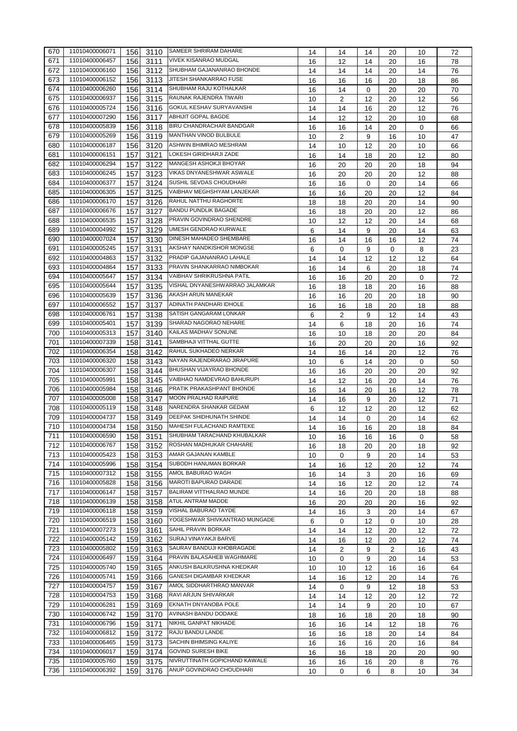| | | | | | | | | | | |
|---|---|---|---|---|---|---|---|---|---|---|
| 670 | 11010400006071 | 156 | 3110 | SAMEER SHRIRAM DAHARE | 14 | 14 | 14 | 20 | 10 | 72 |
| 671 | 11010400006457 | 156 | 3111 | VIVEK KISANRAO MUDGAL | 16 | 12 | 14 | 20 | 16 | 78 |
| 672 | 11010400006160 | 156 | 3112 | SHUBHAM GAJANANRAO BHONDE | 14 | 14 | 14 | 20 | 14 | 76 |
| 673 | 11010400006152 | 156 | 3113 | JITESH SHANKARRAO FUSE | 16 | 16 | 16 | 20 | 18 | 86 |
| 674 | 11010400006260 | 156 | 3114 | SHUBHAM RAJU KOTHALKAR | 16 | 14 | 0 | 20 | 20 | 70 |
| 675 | 11010400006937 | 156 | 3115 | RAUNAK RAJENDRA TIWARI | 10 | 2 | 12 | 20 | 12 | 56 |
| 676 | 11010400005724 | 156 | 3116 | GOKUL KESHAV SURYAVANSHI | 14 | 14 | 16 | 20 | 12 | 76 |
| 677 | 11010400007290 | 156 | 3117 | ABHIJIT GOPAL BAGDE | 14 | 12 | 12 | 20 | 10 | 68 |
| 678 | 11010400005839 | 156 | 3118 | BIRU CHANDRACHAR BANDGAR | 16 | 16 | 14 | 20 | 0 | 66 |
| 679 | 11010400005269 | 156 | 3119 | MANTHAN VINOD BULBULE | 10 | 2 | 9 | 16 | 10 | 47 |
| 680 | 11010400006187 | 156 | 3120 | ASHWIN BHIMRAO MESHRAM | 14 | 10 | 12 | 20 | 10 | 66 |
| 681 | 11010400006151 | 157 | 3121 | LOKESH GIRIDHARJI ZADE | 16 | 14 | 18 | 20 | 12 | 80 |
| 682 | 11010400006294 | 157 | 3122 | MANGESH ASHOKJI BHOYAR | 16 | 20 | 20 | 20 | 18 | 94 |
| 683 | 11010400006245 | 157 | 3123 | VIKAS DNYANESHWAR ASWALE | 16 | 20 | 20 | 20 | 12 | 88 |
| 684 | 11010400006377 | 157 | 3124 | SUSHIL SEVDAS CHOUDHARI | 16 | 16 | 0 | 20 | 14 | 66 |
| 685 | 11010400006305 | 157 | 3125 | VAIBHAV MEGHSHYAM LANJEKAR | 16 | 16 | 20 | 20 | 12 | 84 |
| 686 | 11010400006170 | 157 | 3126 | RAHUL NATTHU RAGHORTE | 18 | 18 | 20 | 20 | 14 | 90 |
| 687 | 11010400006676 | 157 | 3127 | BANDU PUNDLIK BAGADE | 16 | 18 | 20 | 20 | 12 | 86 |
| 688 | 11010400006535 | 157 | 3128 | PRAVIN GOVINDRAO SHENDRE | 10 | 12 | 12 | 20 | 14 | 68 |
| 689 | 11010400004992 | 157 | 3129 | UMESH GENDRAO KURWALE | 6 | 14 | 9 | 20 | 14 | 63 |
| 690 | 11010400007024 | 157 | 3130 | DINESH MAHADEO SHEMBARE | 16 | 14 | 16 | 16 | 12 | 74 |
| 691 | 11010400005245 | 157 | 3131 | AKSHAY NANDKISHOR MONGSE | 6 | 0 | 9 | 0 | 8 | 23 |
| 692 | 11010400004863 | 157 | 3132 | PRADIP GAJANANRAO LAHALE | 14 | 14 | 12 | 12 | 12 | 64 |
| 693 | 11010400004864 | 157 | 3133 | PRAVIN SHANKARRAO NIMBOKAR | 16 | 14 | 6 | 20 | 18 | 74 |
| 694 | 11010400005647 | 157 | 3134 | VAIBHAV SHRIKRUSHNA PATIL | 16 | 16 | 20 | 20 | 0 | 72 |
| 695 | 11010400005644 | 157 | 3135 | VISHAL DNYANESHWARRAO JALAMKAR | 16 | 18 | 18 | 20 | 16 | 88 |
| 696 | 11010400005639 | 157 | 3136 | AKASH ARUN MANEKAR | 16 | 16 | 20 | 20 | 18 | 90 |
| 697 | 11010400006552 | 157 | 3137 | ADINATH PANDHARI IDHOLE | 16 | 16 | 18 | 20 | 18 | 88 |
| 698 | 11010400006761 | 157 | 3138 | SATISH GANGARAM LONKAR | 6 | 2 | 9 | 12 | 14 | 43 |
| 699 | 11010400005401 | 157 | 3139 | SHARAD NAGORAO NEHARE | 14 | 6 | 18 | 20 | 16 | 74 |
| 700 | 11010400005313 | 157 | 3140 | KAILAS MADHAV SONUNE | 16 | 10 | 18 | 20 | 20 | 84 |
| 701 | 11010400007339 | 158 | 3141 | SAMBHAJI VITTHAL GUTTE | 16 | 20 | 20 | 20 | 16 | 92 |
| 702 | 11010400006354 | 158 | 3142 | RAHUL SUKHADEO NERKAR | 14 | 16 | 14 | 20 | 12 | 76 |
| 703 | 11010400006320 | 158 | 3143 | NAYAN RAJENDRARAO JIRAPURE | 10 | 6 | 14 | 20 | 0 | 50 |
| 704 | 11010400006307 | 158 | 3144 | BHUSHAN VIJAYRAO BHONDE | 16 | 16 | 20 | 20 | 20 | 92 |
| 705 | 11010400005991 | 158 | 3145 | VAIBHAO NAMDEVRAO BAHURUPI | 14 | 12 | 16 | 20 | 14 | 76 |
| 706 | 11010400005984 | 158 | 3146 | PRATIK PRAKASHPANT BHONDE | 16 | 14 | 20 | 16 | 12 | 78 |
| 707 | 11010400005008 | 158 | 3147 | MOON PRALHAD RAIPURE | 14 | 16 | 9 | 20 | 12 | 71 |
| 708 | 11010400005119 | 158 | 3148 | NARENDRA SHANKAR GEDAM | 6 | 12 | 12 | 20 | 12 | 62 |
| 709 | 11010400004737 | 158 | 3149 | DEEPAK SHIDHUNATH SHINDE | 14 | 14 | 0 | 20 | 14 | 62 |
| 710 | 11010400004734 | 158 | 3150 | MAHESH FULACHAND RAMTEKE | 14 | 16 | 16 | 20 | 18 | 84 |
| 711 | 11010400006590 | 158 | 3151 | SHUBHAM TARACHAND KHUBALKAR | 10 | 16 | 16 | 16 | 0 | 58 |
| 712 | 11010400006767 | 158 | 3152 | ROSHAN MADHUKAR CHAHARE | 16 | 18 | 20 | 20 | 18 | 92 |
| 713 | 11010400005423 | 158 | 3153 | AMAR GAJANAN KAMBLE | 10 | 0 | 9 | 20 | 14 | 53 |
| 714 | 11010400005996 | 158 | 3154 | SUBODH HANUMAN BORKAR | 14 | 16 | 12 | 20 | 12 | 74 |
| 715 | 11010400007312 | 158 | 3155 | AMOL BABURAO WAGH | 16 | 14 | 3 | 20 | 16 | 69 |
| 716 | 11010400005828 | 158 | 3156 | MAROTI BAPURAO DARADE | 14 | 16 | 12 | 20 | 12 | 74 |
| 717 | 11010400006147 | 158 | 3157 | BALIRAM VITTHALRAO MUNDE | 14 | 16 | 20 | 20 | 18 | 88 |
| 718 | 11010400006139 | 158 | 3158 | ATUL ANTRAM MADDE | 16 | 20 | 20 | 20 | 16 | 92 |
| 719 | 11010400006118 | 158 | 3159 | VISHAL BABURAO TAYDE | 14 | 16 | 3 | 20 | 14 | 67 |
| 720 | 11010400006519 | 158 | 3160 | YOGESHWAR SHIVKANTRAO MUNGADE | 6 | 0 | 12 | 0 | 10 | 28 |
| 721 | 11010400007273 | 159 | 3161 | SAHIL PRAVIN BORKAR | 14 | 14 | 12 | 20 | 12 | 72 |
| 722 | 11010400005142 | 159 | 3162 | SURAJ VINAYAKJI BARVE | 14 | 16 | 12 | 20 | 12 | 74 |
| 723 | 11010400005802 | 159 | 3163 | SAURAV BANDUJI KHOBRAGADE | 14 | 2 | 9 | 2 | 16 | 43 |
| 724 | 11010400006497 | 159 | 3164 | PRAVIN BALASAHEB WAGHMARE | 10 | 0 | 9 | 20 | 14 | 53 |
| 725 | 11010400005740 | 159 | 3165 | ANKUSH BALKRUSHNA KHEDKAR | 10 | 10 | 12 | 16 | 16 | 64 |
| 726 | 11010400005741 | 159 | 3166 | GANESH DIGAMBAR KHEDKAR | 14 | 16 | 12 | 20 | 14 | 76 |
| 727 | 11010400004757 | 159 | 3167 | AMOL SIDDHARTHRAO MANVAR | 14 | 0 | 9 | 12 | 18 | 53 |
| 728 | 11010400004753 | 159 | 3168 | RAVI ARJUN SHIVARKAR | 14 | 14 | 12 | 20 | 12 | 72 |
| 729 | 11010400006281 | 159 | 3169 | EKNATH DNYANOBA POLE | 14 | 14 | 9 | 20 | 10 | 67 |
| 730 | 11010400006742 | 159 | 3170 | AVINASH BANDU DODAKE | 18 | 16 | 18 | 20 | 18 | 90 |
| 731 | 11010400006796 | 159 | 3171 | NIKHIL GANPAT NIKHADE | 16 | 16 | 14 | 12 | 18 | 76 |
| 732 | 11010400006812 | 159 | 3172 | RAJU BANDU LANDE | 16 | 16 | 18 | 20 | 14 | 84 |
| 733 | 11010400006465 | 159 | 3173 | SACHIN BHIMSING KALIYE | 16 | 16 | 16 | 20 | 16 | 84 |
| 734 | 11010400006017 | 159 | 3174 | GOVIND SURESH BIKE | 16 | 16 | 18 | 20 | 20 | 90 |
| 735 | 11010400005760 | 159 | 3175 | NIVRUTTINATH GOPICHAND KAWALE | 16 | 16 | 16 | 20 | 8 | 76 |
| 736 | 11010400006392 | 159 | 3176 | ANUP GOVINDRAO CHOUDHARI | 10 | 0 | 6 | 8 | 10 | 34 |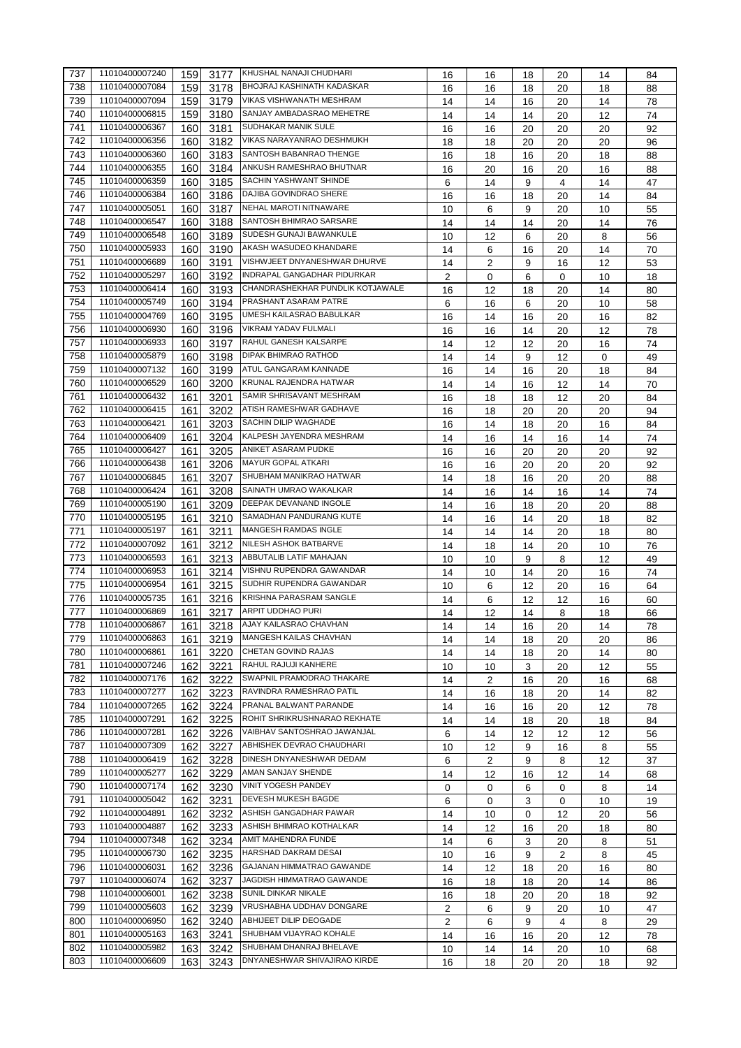| 737 | 11010400007240 | 159 | 3177 | KHUSHAL NANAJI CHUDHARI | 16 | 16 | 18 | 20 | 14 | 84 |
|---|---|---|---|---|---|---|---|---|---|---|
| 738 | 11010400007084 | 159 | 3178 | BHOJRAJ KASHINATH KADASKAR | 16 | 16 | 18 | 20 | 18 | 88 |
| 739 | 11010400007094 | 159 | 3179 | VIKAS VISHWANATH MESHRAM | 14 | 14 | 16 | 20 | 14 | 78 |
| 740 | 11010400006815 | 159 | 3180 | SANJAY AMBADASRAO MEHETRE | 14 | 14 | 14 | 20 | 12 | 74 |
| 741 | 11010400006367 | 160 | 3181 | SUDHAKAR MANIK SULE | 16 | 16 | 20 | 20 | 20 | 92 |
| 742 | 11010400006356 | 160 | 3182 | VIKAS NARAYANRAO DESHMUKH | 18 | 18 | 20 | 20 | 20 | 96 |
| 743 | 11010400006360 | 160 | 3183 | SANTOSH BABANRAO THENGE | 16 | 18 | 16 | 20 | 18 | 88 |
| 744 | 11010400006355 | 160 | 3184 | ANKUSH RAMESHRAO BHUTNAR | 16 | 20 | 16 | 20 | 16 | 88 |
| 745 | 11010400006359 | 160 | 3185 | SACHIN YASHWANT SHINDE | 6 | 14 | 9 | 4 | 14 | 47 |
| 746 | 11010400006384 | 160 | 3186 | DAJIBA GOVINDRAO SHERE | 16 | 16 | 18 | 20 | 14 | 84 |
| 747 | 11010400005051 | 160 | 3187 | NEHAL MAROTI NITNAWARE | 10 | 6 | 9 | 20 | 10 | 55 |
| 748 | 11010400006547 | 160 | 3188 | SANTOSH BHIMRAO SARSARE | 14 | 14 | 14 | 20 | 14 | 76 |
| 749 | 11010400006548 | 160 | 3189 | SUDESH GUNAJI BAWANKULE | 10 | 12 | 6 | 20 | 8 | 56 |
| 750 | 11010400005933 | 160 | 3190 | AKASH WASUDEO KHANDARE | 14 | 6 | 16 | 20 | 14 | 70 |
| 751 | 11010400006689 | 160 | 3191 | VISHWJEET DNYANESHWAR DHURVE | 14 | 2 | 9 | 16 | 12 | 53 |
| 752 | 11010400005297 | 160 | 3192 | INDRAPAL GANGADHAR PIDURKAR | 2 | 0 | 6 | 0 | 10 | 18 |
| 753 | 11010400006414 | 160 | 3193 | CHANDRASHEKHAR PUNDLIK KOTJAWALE | 16 | 12 | 18 | 20 | 14 | 80 |
| 754 | 11010400005749 | 160 | 3194 | PRASHANT ASARAM PATRE | 6 | 16 | 6 | 20 | 10 | 58 |
| 755 | 11010400004769 | 160 | 3195 | UMESH KAILASRAO BABULKAR | 16 | 14 | 16 | 20 | 16 | 82 |
| 756 | 11010400006930 | 160 | 3196 | VIKRAM YADAV FULMALI | 16 | 16 | 14 | 20 | 12 | 78 |
| 757 | 11010400006933 | 160 | 3197 | RAHUL GANESH KALSARPE | 14 | 12 | 12 | 20 | 16 | 74 |
| 758 | 11010400005879 | 160 | 3198 | DIPAK BHIMRAO RATHOD | 14 | 14 | 9 | 12 | 0 | 49 |
| 759 | 11010400007132 | 160 | 3199 | ATUL GANGARAM KANNADE | 16 | 14 | 16 | 20 | 18 | 84 |
| 760 | 11010400006529 | 160 | 3200 | KRUNAL RAJENDRA HATWAR | 14 | 14 | 16 | 12 | 14 | 70 |
| 761 | 11010400006432 | 161 | 3201 | SAMIR SHRISAVANT MESHRAM | 16 | 18 | 18 | 12 | 20 | 84 |
| 762 | 11010400006415 | 161 | 3202 | ATISH RAMESHWAR GADHAVE | 16 | 18 | 20 | 20 | 20 | 94 |
| 763 | 11010400006421 | 161 | 3203 | SACHIN DILIP WAGHADE | 16 | 14 | 18 | 20 | 16 | 84 |
| 764 | 11010400006409 | 161 | 3204 | KALPESH JAYENDRA MESHRAM | 14 | 16 | 14 | 16 | 14 | 74 |
| 765 | 11010400006427 | 161 | 3205 | ANIKET ASARAM PUDKE | 16 | 16 | 20 | 20 | 20 | 92 |
| 766 | 11010400006438 | 161 | 3206 | MAYUR GOPAL ATKARI | 16 | 16 | 20 | 20 | 20 | 92 |
| 767 | 11010400006845 | 161 | 3207 | SHUBHAM MANIKRAO HATWAR | 14 | 18 | 16 | 20 | 20 | 88 |
| 768 | 11010400006424 | 161 | 3208 | SAINATH UMRAO WAKALKAR | 14 | 16 | 14 | 16 | 14 | 74 |
| 769 | 11010400005190 | 161 | 3209 | DEEPAK DEVANAND INGOLE | 14 | 16 | 18 | 20 | 20 | 88 |
| 770 | 11010400005195 | 161 | 3210 | SAMADHAN PANDURANG KUTE | 14 | 16 | 14 | 20 | 18 | 82 |
| 771 | 11010400005197 | 161 | 3211 | MANGESH RAMDAS INGLE | 14 | 14 | 14 | 20 | 18 | 80 |
| 772 | 11010400007092 | 161 | 3212 | NILESH ASHOK BATBARVE | 14 | 18 | 14 | 20 | 10 | 76 |
| 773 | 11010400006593 | 161 | 3213 | ABBUTALIB LATIF MAHAJAN | 10 | 10 | 9 | 8 | 12 | 49 |
| 774 | 11010400006953 | 161 | 3214 | VISHNU RUPENDRA GAWANDAR | 14 | 10 | 14 | 20 | 16 | 74 |
| 775 | 11010400006954 | 161 | 3215 | SUDHIR RUPENDRA GAWANDAR | 10 | 6 | 12 | 20 | 16 | 64 |
| 776 | 11010400005735 | 161 | 3216 | KRISHNA PARASRAM SANGLE | 14 | 6 | 12 | 12 | 16 | 60 |
| 777 | 11010400006869 | 161 | 3217 | ARPIT UDDHAO PURI | 14 | 12 | 14 | 8 | 18 | 66 |
| 778 | 11010400006867 | 161 | 3218 | AJAY KAILASRAO CHAVHAN | 14 | 14 | 16 | 20 | 14 | 78 |
| 779 | 11010400006863 | 161 | 3219 | MANGESH KAILAS CHAVHAN | 14 | 14 | 18 | 20 | 20 | 86 |
| 780 | 11010400006861 | 161 | 3220 | CHETAN GOVIND RAJAS | 14 | 14 | 18 | 20 | 14 | 80 |
| 781 | 11010400007246 | 162 | 3221 | RAHUL RAJUJI KANHERE | 10 | 10 | 3 | 20 | 12 | 55 |
| 782 | 11010400007176 | 162 | 3222 | SWAPNIL PRAMODRAO THAKARE | 14 | 2 | 16 | 20 | 16 | 68 |
| 783 | 11010400007277 | 162 | 3223 | RAVINDRA RAMESHRAO PATIL | 14 | 16 | 18 | 20 | 14 | 82 |
| 784 | 11010400007265 | 162 | 3224 | PRANAL BALWANT PARANDE | 14 | 16 | 16 | 20 | 12 | 78 |
| 785 | 11010400007291 | 162 | 3225 | ROHIT SHRIKRUSHNARAO REKHATE | 14 | 14 | 18 | 20 | 18 | 84 |
| 786 | 11010400007281 | 162 | 3226 | VAIBHAV SANTOSHRAO JAWANJAL | 6 | 14 | 12 | 12 | 12 | 56 |
| 787 | 11010400007309 | 162 | 3227 | ABHISHEK DEVRAO CHAUDHARI | 10 | 12 | 9 | 16 | 8 | 55 |
| 788 | 11010400006419 | 162 | 3228 | DINESH DNYANESHWAR DEDAM | 6 | 2 | 9 | 8 | 12 | 37 |
| 789 | 11010400005277 | 162 | 3229 | AMAN SANJAY SHENDE | 14 | 12 | 16 | 12 | 14 | 68 |
| 790 | 11010400007174 | 162 | 3230 | VINIT YOGESH PANDEY | 0 | 0 | 6 | 0 | 8 | 14 |
| 791 | 11010400005042 | 162 | 3231 | DEVESH MUKESH BAGDE | 6 | 0 | 3 | 0 | 10 | 19 |
| 792 | 11010400004891 | 162 | 3232 | ASHISH GANGADHAR PAWAR | 14 | 10 | 0 | 12 | 20 | 56 |
| 793 | 11010400004887 | 162 | 3233 | ASHISH BHIMRAO KOTHALKAR | 14 | 12 | 16 | 20 | 18 | 80 |
| 794 | 11010400007348 | 162 | 3234 | AMIT MAHENDRA FUNDE | 14 | 6 | 3 | 20 | 8 | 51 |
| 795 | 11010400006730 | 162 | 3235 | HARSHAD DAKRAM DESAI | 10 | 16 | 9 | 2 | 8 | 45 |
| 796 | 11010400006031 | 162 | 3236 | GAJANAN HIMMATRAO GAWANDE | 14 | 12 | 18 | 20 | 16 | 80 |
| 797 | 11010400006074 | 162 | 3237 | JAGDISH HIMMATRAO GAWANDE | 16 | 18 | 18 | 20 | 14 | 86 |
| 798 | 11010400006001 | 162 | 3238 | SUNIL DINKAR NIKALE | 16 | 18 | 20 | 20 | 18 | 92 |
| 799 | 11010400005603 | 162 | 3239 | VRUSHABHA UDDHAV DONGARE | 2 | 6 | 9 | 20 | 10 | 47 |
| 800 | 11010400006950 | 162 | 3240 | ABHIJEET DILIP DEOGADE | 2 | 6 | 9 | 4 | 8 | 29 |
| 801 | 11010400005163 | 163 | 3241 | SHUBHAM VIJAYRAO KOHALE | 14 | 16 | 16 | 20 | 12 | 78 |
| 802 | 11010400005982 | 163 | 3242 | SHUBHAM DHANRAJ BHELAVE | 10 | 14 | 14 | 20 | 10 | 68 |
| 803 | 11010400006609 | 163 | 3243 | DNYANESHWAR SHIVAJIRAO KIRDE | 16 | 18 | 20 | 20 | 18 | 92 |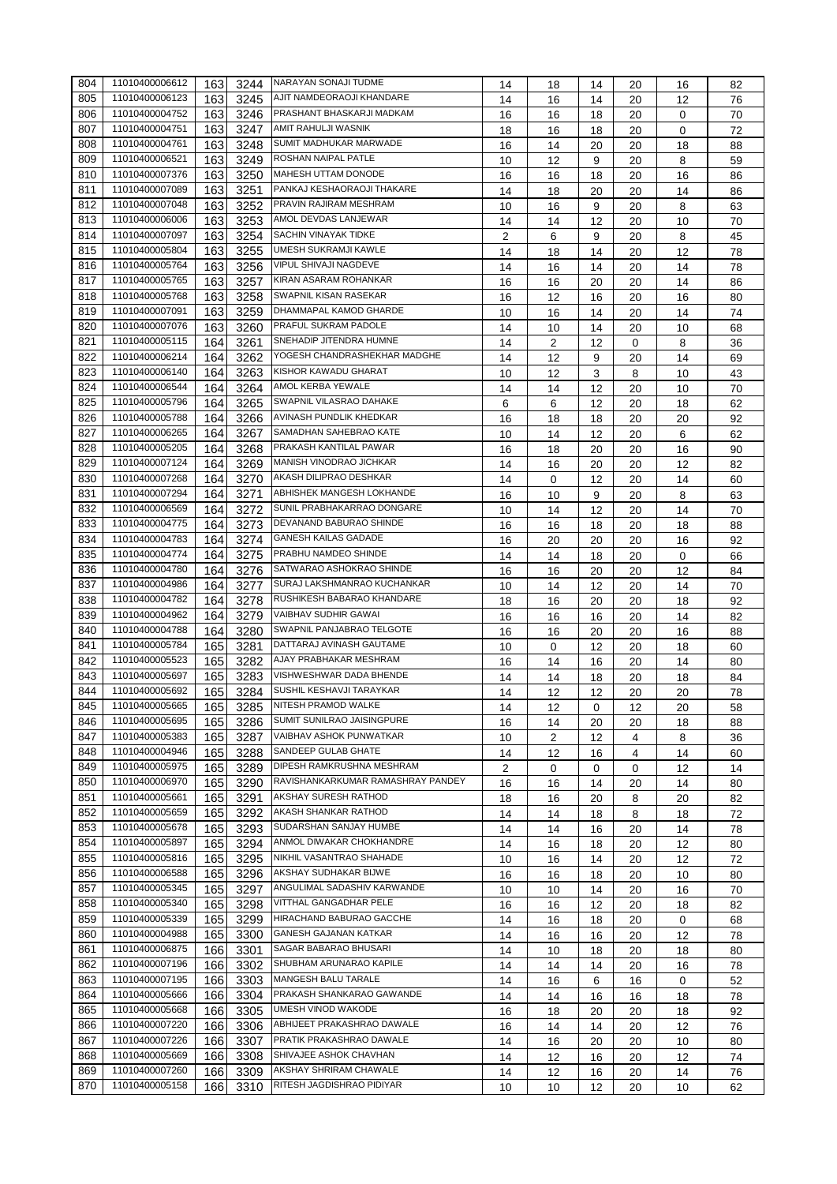| | | | | | | | | | | |
|---|---|---|---|---|---|---|---|---|---|---|
| 804 | 11010400006612 | 163 | 3244 | NARAYAN SONAJI TUDME | 14 | 18 | 14 | 20 | 16 | 82 |
| 805 | 11010400006123 | 163 | 3245 | AJIT NAMDEORAOJI KHANDARE | 14 | 16 | 14 | 20 | 12 | 76 |
| 806 | 11010400004752 | 163 | 3246 | PRASHANT BHASKARJI MADKAM | 16 | 16 | 18 | 20 | 0 | 70 |
| 807 | 11010400004751 | 163 | 3247 | AMIT RAHULJI WASNIK | 18 | 16 | 18 | 20 | 0 | 72 |
| 808 | 11010400004761 | 163 | 3248 | SUMIT MADHUKAR MARWADE | 16 | 14 | 20 | 20 | 18 | 88 |
| 809 | 11010400006521 | 163 | 3249 | ROSHAN NAIPAL PATLE | 10 | 12 | 9 | 20 | 8 | 59 |
| 810 | 11010400007376 | 163 | 3250 | MAHESH UTTAM DONODE | 16 | 16 | 18 | 20 | 16 | 86 |
| 811 | 11010400007089 | 163 | 3251 | PANKAJ KESHAORAOJI THAKARE | 14 | 18 | 20 | 20 | 14 | 86 |
| 812 | 11010400007048 | 163 | 3252 | PRAVIN RAJIRAM MESHRAM | 10 | 16 | 9 | 20 | 8 | 63 |
| 813 | 11010400006006 | 163 | 3253 | AMOL DEVDAS LANJEWAR | 14 | 14 | 12 | 20 | 10 | 70 |
| 814 | 11010400007097 | 163 | 3254 | SACHIN VINAYAK TIDKE | 2 | 6 | 9 | 20 | 8 | 45 |
| 815 | 11010400005804 | 163 | 3255 | UMESH SUKRAMJI KAWLE | 14 | 18 | 14 | 20 | 12 | 78 |
| 816 | 11010400005764 | 163 | 3256 | VIPUL SHIVAJI NAGDEVE | 14 | 16 | 14 | 20 | 14 | 78 |
| 817 | 11010400005765 | 163 | 3257 | KIRAN ASARAM ROHANKAR | 16 | 16 | 20 | 20 | 14 | 86 |
| 818 | 11010400005768 | 163 | 3258 | SWAPNIL KISAN RASEKAR | 16 | 12 | 16 | 20 | 16 | 80 |
| 819 | 11010400007091 | 163 | 3259 | DHAMMAPAL KAMOD GHARDE | 10 | 16 | 14 | 20 | 14 | 74 |
| 820 | 11010400007076 | 163 | 3260 | PRAFUL SUKRAM PADOLE | 14 | 10 | 14 | 20 | 10 | 68 |
| 821 | 11010400005115 | 164 | 3261 | SNEHADIP JITENDRA HUMNE | 14 | 2 | 12 | 0 | 8 | 36 |
| 822 | 11010400006214 | 164 | 3262 | YOGESH CHANDRASHEKHAR MADGHE | 14 | 12 | 9 | 20 | 14 | 69 |
| 823 | 11010400006140 | 164 | 3263 | KISHOR KAWADU GHARAT | 10 | 12 | 3 | 8 | 10 | 43 |
| 824 | 11010400006544 | 164 | 3264 | AMOL KERBA YEWALE | 14 | 14 | 12 | 20 | 10 | 70 |
| 825 | 11010400005796 | 164 | 3265 | SWAPNIL VILASRAO DAHAKE | 6 | 6 | 12 | 20 | 18 | 62 |
| 826 | 11010400005788 | 164 | 3266 | AVINASH PUNDLIK KHEDKAR | 16 | 18 | 18 | 20 | 20 | 92 |
| 827 | 11010400006265 | 164 | 3267 | SAMADHAN SAHEBRAO KATE | 10 | 14 | 12 | 20 | 6 | 62 |
| 828 | 11010400005205 | 164 | 3268 | PRAKASH KANTILAL PAWAR | 16 | 18 | 20 | 20 | 16 | 90 |
| 829 | 11010400007124 | 164 | 3269 | MANISH VINODRAO JICHKAR | 14 | 16 | 20 | 20 | 12 | 82 |
| 830 | 11010400007268 | 164 | 3270 | AKASH DILIPRAO DESHKAR | 14 | 0 | 12 | 20 | 14 | 60 |
| 831 | 11010400007294 | 164 | 3271 | ABHISHEK MANGESH LOKHANDE | 16 | 10 | 9 | 20 | 8 | 63 |
| 832 | 11010400006569 | 164 | 3272 | SUNIL PRABHAKARRAO DONGARE | 10 | 14 | 12 | 20 | 14 | 70 |
| 833 | 11010400004775 | 164 | 3273 | DEVANAND BABURAO SHINDE | 16 | 16 | 18 | 20 | 18 | 88 |
| 834 | 11010400004783 | 164 | 3274 | GANESH KAILAS GADADE | 16 | 20 | 20 | 20 | 16 | 92 |
| 835 | 11010400004774 | 164 | 3275 | PRABHU NAMDEO SHINDE | 14 | 14 | 18 | 20 | 0 | 66 |
| 836 | 11010400004780 | 164 | 3276 | SATWARAO ASHOKRAO SHINDE | 16 | 16 | 20 | 20 | 12 | 84 |
| 837 | 11010400004986 | 164 | 3277 | SURAJ LAKSHMANRAO KUCHANKAR | 10 | 14 | 12 | 20 | 14 | 70 |
| 838 | 11010400004782 | 164 | 3278 | RUSHIKESH BABARAO KHANDARE | 18 | 16 | 20 | 20 | 18 | 92 |
| 839 | 11010400004962 | 164 | 3279 | VAIBHAV SUDHIR GAWAI | 16 | 16 | 16 | 20 | 14 | 82 |
| 840 | 11010400004788 | 164 | 3280 | SWAPNIL PANJABRAO TELGOTE | 16 | 16 | 20 | 20 | 16 | 88 |
| 841 | 11010400005784 | 165 | 3281 | DATTARAJ AVINASH GAUTAME | 10 | 0 | 12 | 20 | 18 | 60 |
| 842 | 11010400005523 | 165 | 3282 | AJAY PRABHAKAR MESHRAM | 16 | 14 | 16 | 20 | 14 | 80 |
| 843 | 11010400005697 | 165 | 3283 | VISHWESHWAR DADA BHENDE | 14 | 14 | 18 | 20 | 18 | 84 |
| 844 | 11010400005692 | 165 | 3284 | SUSHIL KESHAVJI TARAYKAR | 14 | 12 | 12 | 20 | 20 | 78 |
| 845 | 11010400005665 | 165 | 3285 | NITESH PRAMOD WALKE | 14 | 12 | 0 | 12 | 20 | 58 |
| 846 | 11010400005695 | 165 | 3286 | SUMIT SUNILRAO JAISINGPURE | 16 | 14 | 20 | 20 | 18 | 88 |
| 847 | 11010400005383 | 165 | 3287 | VAIBHAV ASHOK PUNWATKAR | 10 | 2 | 12 | 4 | 8 | 36 |
| 848 | 11010400004946 | 165 | 3288 | SANDEEP GULAB GHATE | 14 | 12 | 16 | 4 | 14 | 60 |
| 849 | 11010400005975 | 165 | 3289 | DIPESH RAMKRUSHNA MESHRAM | 2 | 0 | 0 | 0 | 12 | 14 |
| 850 | 11010400006970 | 165 | 3290 | RAVISHANKARKUMAR RAMASHRAY PANDEY | 16 | 16 | 14 | 20 | 14 | 80 |
| 851 | 11010400005661 | 165 | 3291 | AKSHAY SURESH RATHOD | 18 | 16 | 20 | 8 | 20 | 82 |
| 852 | 11010400005659 | 165 | 3292 | AKASH SHANKAR RATHOD | 14 | 14 | 18 | 8 | 18 | 72 |
| 853 | 11010400005678 | 165 | 3293 | SUDARSHAN SANJAY HUMBE | 14 | 14 | 16 | 20 | 14 | 78 |
| 854 | 11010400005897 | 165 | 3294 | ANMOL DIWAKAR CHOKHANDRE | 14 | 16 | 18 | 20 | 12 | 80 |
| 855 | 11010400005816 | 165 | 3295 | NIKHIL VASANTRAO SHAHADE | 10 | 16 | 14 | 20 | 12 | 72 |
| 856 | 11010400006588 | 165 | 3296 | AKSHAY SUDHAKAR BIJWE | 16 | 16 | 18 | 20 | 10 | 80 |
| 857 | 11010400005345 | 165 | 3297 | ANGULIMAL SADASHIV KARWANDE | 10 | 10 | 14 | 20 | 16 | 70 |
| 858 | 11010400005340 | 165 | 3298 | VITTHAL GANGADHAR PELE | 16 | 16 | 12 | 20 | 18 | 82 |
| 859 | 11010400005339 | 165 | 3299 | HIRACHAND BABURAO GACCHE | 14 | 16 | 18 | 20 | 0 | 68 |
| 860 | 11010400004988 | 165 | 3300 | GANESH GAJANAN KATKAR | 14 | 16 | 16 | 20 | 12 | 78 |
| 861 | 11010400006875 | 166 | 3301 | SAGAR BABARAO BHUSARI | 14 | 10 | 18 | 20 | 18 | 80 |
| 862 | 11010400007196 | 166 | 3302 | SHUBHAM ARUNARAO KAPILE | 14 | 14 | 14 | 20 | 16 | 78 |
| 863 | 11010400007195 | 166 | 3303 | MANGESH BALU TARALE | 14 | 16 | 6 | 16 | 0 | 52 |
| 864 | 11010400005666 | 166 | 3304 | PRAKASH SHANKARAO GAWANDE | 14 | 14 | 16 | 16 | 18 | 78 |
| 865 | 11010400005668 | 166 | 3305 | UMESH VINOD WAKODE | 16 | 18 | 20 | 20 | 18 | 92 |
| 866 | 11010400007220 | 166 | 3306 | ABHIJEET PRAKASHRAO DAWALE | 16 | 14 | 14 | 20 | 12 | 76 |
| 867 | 11010400007226 | 166 | 3307 | PRATIK PRAKASHRAO DAWALE | 14 | 16 | 20 | 20 | 10 | 80 |
| 868 | 11010400005669 | 166 | 3308 | SHIVAJEE ASHOK CHAVHAN | 14 | 12 | 16 | 20 | 12 | 74 |
| 869 | 11010400007260 | 166 | 3309 | AKSHAY SHRIRAM CHAWALE | 14 | 12 | 16 | 20 | 14 | 76 |
| 870 | 11010400005158 | 166 | 3310 | RITESH JAGDISHRAO PIDIYAR | 10 | 10 | 12 | 20 | 10 | 62 |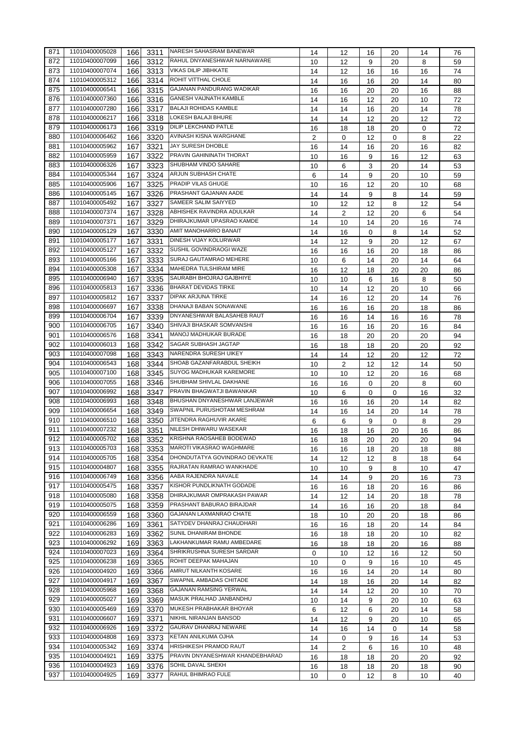| | | | | | | | | | | |
|---|---|---|---|---|---|---|---|---|---|---|
| 871 | 11010400005028 | 166 | 3311 | NARESH SAHASRAM BANEWAR | 14 | 12 | 16 | 20 | 14 | 76 |
| 872 | 11010400007099 | 166 | 3312 | RAHUL DNYANESHWAR NARNAWARE | 10 | 12 | 9 | 20 | 8 | 59 |
| 873 | 11010400007074 | 166 | 3313 | VIKAS DILIP JIBHKATE | 14 | 12 | 16 | 16 | 16 | 74 |
| 874 | 11010400005312 | 166 | 3314 | ROHIT VITTHAL CHOLE | 14 | 16 | 16 | 20 | 14 | 80 |
| 875 | 11010400006541 | 166 | 3315 | GAJANAN PANDURANG WADIKAR | 16 | 16 | 20 | 20 | 16 | 88 |
| 876 | 11010400007360 | 166 | 3316 | GANESH VAIJNATH KAMBLE | 14 | 16 | 12 | 20 | 10 | 72 |
| 877 | 11010400007280 | 166 | 3317 | BALAJI ROHIDAS KAMBLE | 14 | 14 | 16 | 20 | 14 | 78 |
| 878 | 11010400006217 | 166 | 3318 | LOKESH BALAJI BHURE | 14 | 14 | 12 | 20 | 12 | 72 |
| 879 | 11010400006173 | 166 | 3319 | DILIP LEKCHAND PATLE | 16 | 18 | 18 | 20 | 0 | 72 |
| 880 | 11010400006462 | 166 | 3320 | AVINASH KISNA WARGHANE | 2 | 0 | 12 | 0 | 8 | 22 |
| 881 | 11010400005962 | 167 | 3321 | JAY SURESH DHOBLE | 16 | 14 | 16 | 20 | 16 | 82 |
| 882 | 11010400005959 | 167 | 3322 | PRAVIN GAHININATH THORAT | 10 | 16 | 9 | 16 | 12 | 63 |
| 883 | 11010400006326 | 167 | 3323 | SHUBHAM VINDO SAHARE | 10 | 6 | 3 | 20 | 14 | 53 |
| 884 | 11010400005344 | 167 | 3324 | ARJUN SUBHASH CHATE | 6 | 14 | 9 | 20 | 10 | 59 |
| 885 | 11010400005906 | 167 | 3325 | PRADIP VILAS GHUGE | 10 | 16 | 12 | 20 | 10 | 68 |
| 886 | 11010400005145 | 167 | 3326 | PRASHANT GAJANAN AADE | 14 | 14 | 9 | 8 | 14 | 59 |
| 887 | 11010400005492 | 167 | 3327 | SAMEER SALIM SAIYYED | 10 | 12 | 12 | 8 | 12 | 54 |
| 888 | 11010400007374 | 167 | 3328 | ABHISHEK RAVINDRA ADULKAR | 14 | 2 | 12 | 20 | 6 | 54 |
| 889 | 11010400007371 | 167 | 3329 | DHIRAJKUMAR UPASRAO KAMDE | 14 | 10 | 14 | 20 | 16 | 74 |
| 890 | 11010400005129 | 167 | 3330 | AMIT MANOHARRO BANAIT | 14 | 16 | 0 | 8 | 14 | 52 |
| 891 | 11010400005177 | 167 | 3331 | DINESH VIJAY KOLURWAR | 14 | 12 | 9 | 20 | 12 | 67 |
| 892 | 11010400005127 | 167 | 3332 | SUSHIL GOVINDRAOGI WAZE | 16 | 16 | 16 | 20 | 18 | 86 |
| 893 | 11010400005166 | 167 | 3333 | SURAJ GAUTAMRAO MEHERE | 10 | 6 | 14 | 20 | 14 | 64 |
| 894 | 11010400005308 | 167 | 3334 | MAHEDRA TULSHIRAM MIRE | 16 | 12 | 18 | 20 | 20 | 86 |
| 895 | 11010400006940 | 167 | 3335 | SAURABH BHOJRAJ GAJBHIYE | 10 | 10 | 6 | 16 | 8 | 50 |
| 896 | 11010400005813 | 167 | 3336 | BHARAT DEVIDAS TIRKE | 10 | 14 | 12 | 20 | 10 | 66 |
| 897 | 11010400005812 | 167 | 3337 | DIPAK ARJUNA TIRKE | 14 | 16 | 12 | 20 | 14 | 76 |
| 898 | 11010400006697 | 167 | 3338 | DHANAJI BABAN SONAWANE | 16 | 16 | 16 | 20 | 18 | 86 |
| 899 | 11010400006704 | 167 | 3339 | DNYANESHWAR BALASAHEB RAUT | 16 | 16 | 14 | 16 | 16 | 78 |
| 900 | 11010400006705 | 167 | 3340 | SHIVAJI BHASKAR SOMVANSHI | 16 | 16 | 16 | 20 | 16 | 84 |
| 901 | 11010400006576 | 168 | 3341 | MANOJ MADHUKAR BURADE | 16 | 18 | 20 | 20 | 20 | 94 |
| 902 | 11010400006013 | 168 | 3342 | SAGAR SUBHASH JAGTAP | 16 | 18 | 18 | 20 | 20 | 92 |
| 903 | 11010400007098 | 168 | 3343 | NARENDRA SURESH UIKEY | 14 | 14 | 12 | 20 | 12 | 72 |
| 904 | 11010400006543 | 168 | 3344 | SHOAB GAZANFARABDUL SHEIKH | 10 | 2 | 12 | 12 | 14 | 50 |
| 905 | 11010400007100 | 168 | 3345 | SUYOG MADHUKAR KAREMORE | 10 | 10 | 12 | 20 | 16 | 68 |
| 906 | 11010400007055 | 168 | 3346 | SHUBHAM SHIVLAL DAKHANE | 16 | 16 | 0 | 20 | 8 | 60 |
| 907 | 11010400006992 | 168 | 3347 | PRAVIN BHAGWATJI BAWANKAR | 10 | 6 | 0 | 0 | 16 | 32 |
| 908 | 11010400006993 | 168 | 3348 | BHUSHAN DNYANESHWAR LANJEWAR | 16 | 16 | 16 | 20 | 14 | 82 |
| 909 | 11010400006654 | 168 | 3349 | SWAPNIL PURUSHOTAM MESHRAM | 14 | 16 | 14 | 20 | 14 | 78 |
| 910 | 11010400006510 | 168 | 3350 | JITENDRA RAGHUVIR AKARE | 6 | 6 | 9 | 0 | 8 | 29 |
| 911 | 11010400007232 | 168 | 3351 | NILESH DHIWARU WASEKAR | 16 | 18 | 16 | 20 | 16 | 86 |
| 912 | 11010400005702 | 168 | 3352 | KRISHNA RAOSAHEB BODEWAD | 16 | 18 | 20 | 20 | 20 | 94 |
| 913 | 11010400005703 | 168 | 3353 | MAROTI VIKASRAO WAGHMARE | 16 | 16 | 18 | 20 | 18 | 88 |
| 914 | 11010400005705 | 168 | 3354 | DHONDUTATYA GOVINDRAO DEVKATE | 14 | 12 | 12 | 8 | 18 | 64 |
| 915 | 11010400004807 | 168 | 3355 | RAJRATAN RAMRAO WANKHADE | 10 | 10 | 9 | 8 | 10 | 47 |
| 916 | 11010400006749 | 168 | 3356 | AABA RAJENDRA NAVALE | 14 | 14 | 9 | 20 | 16 | 73 |
| 917 | 11010400005475 | 168 | 3357 | KISHOR PUNDLIKNATH GODADE | 16 | 16 | 18 | 20 | 16 | 86 |
| 918 | 11010400005080 | 168 | 3358 | DHIRAJKUMAR OMPRAKASH PAWAR | 14 | 12 | 14 | 20 | 18 | 78 |
| 919 | 11010400005075 | 168 | 3359 | PRASHANT BABURAO BIRAJDAR | 14 | 16 | 16 | 20 | 18 | 84 |
| 920 | 11010400006559 | 168 | 3360 | GAJANAN LAXMANRAO CHATE | 18 | 10 | 20 | 20 | 18 | 86 |
| 921 | 11010400006286 | 169 | 3361 | SATYDEV DHANRAJ CHAUDHARI | 16 | 16 | 18 | 20 | 14 | 84 |
| 922 | 11010400006283 | 169 | 3362 | SUNIL DHANIRAM BHONDE | 16 | 18 | 18 | 20 | 10 | 82 |
| 923 | 11010400006292 | 169 | 3363 | LAKHANKUMAR RAMU AMBEDARE | 16 | 18 | 18 | 20 | 16 | 88 |
| 924 | 11010400007023 | 169 | 3364 | SHRIKRUSHNA SURESH SARDAR | 0 | 10 | 12 | 16 | 12 | 50 |
| 925 | 11010400006238 | 169 | 3365 | ROHIT DEEPAK MAHAJAN | 10 | 0 | 9 | 16 | 10 | 45 |
| 926 | 11010400004920 | 169 | 3366 | AMRUT NILKANTH KOSARE | 16 | 16 | 14 | 20 | 14 | 80 |
| 927 | 11010400004917 | 169 | 3367 | SWAPNIL AMBADAS CHITADE | 14 | 18 | 16 | 20 | 14 | 82 |
| 928 | 11010400005968 | 169 | 3368 | GAJANAN RAMSING YERWAL | 14 | 14 | 12 | 20 | 10 | 70 |
| 929 | 11010400005027 | 169 | 3369 | MASUK PRALHAD JANBANDHU | 10 | 14 | 9 | 20 | 10 | 63 |
| 930 | 11010400005469 | 169 | 3370 | MUKESH PRABHAKAR BHOYAR | 6 | 12 | 6 | 20 | 14 | 58 |
| 931 | 11010400006607 | 169 | 3371 | NIKHIL NIRANJAN BANSOD | 14 | 12 | 9 | 20 | 10 | 65 |
| 932 | 11010400006926 | 169 | 3372 | GAURAV DHANRAJ NEWARE | 14 | 16 | 14 | 0 | 14 | 58 |
| 933 | 11010400004808 | 169 | 3373 | KETAN ANILKUMA OJHA | 14 | 0 | 9 | 16 | 14 | 53 |
| 934 | 11010400005342 | 169 | 3374 | HRISHIKESH PRAMOD RAUT | 14 | 2 | 6 | 16 | 10 | 48 |
| 935 | 11010400004921 | 169 | 3375 | PRAVIN DNYANESHWAR KHANDEBHARAD | 16 | 18 | 18 | 20 | 20 | 92 |
| 936 | 11010400004923 | 169 | 3376 | SOHIL DAVAL SHEKH | 16 | 18 | 18 | 20 | 18 | 90 |
| 937 | 11010400004925 | 169 | 3377 | RAHUL BHIMRAO FULE | 10 | 0 | 12 | 8 | 10 | 40 |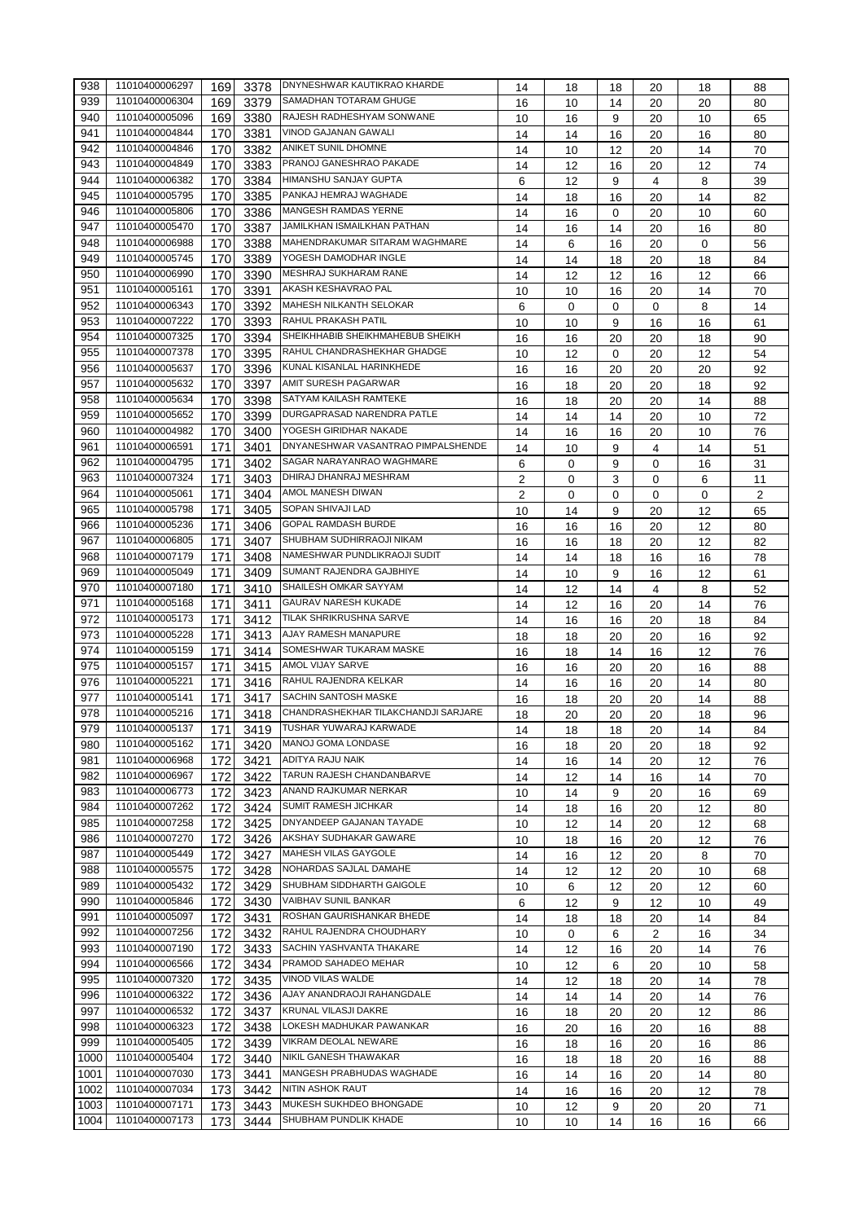| 938 | 11010400006297 | 169 | 3378 | DNYNESHWAR KAUTIKRAO KHARDE | 14 | 18 | 18 | 20 | 18 | 88 |
|---|---|---|---|---|---|---|---|---|---|---|
| 939 | 11010400006304 | 169 | 3379 | SAMADHAN TOTARAM GHUGE | 16 | 10 | 14 | 20 | 20 | 80 |
| 940 | 11010400005096 | 169 | 3380 | RAJESH RADHESHYAM SONWANE | 10 | 16 | 9 | 20 | 10 | 65 |
| 941 | 11010400004844 | 170 | 3381 | VINOD GAJANAN GAWALI | 14 | 14 | 16 | 20 | 16 | 80 |
| 942 | 11010400004846 | 170 | 3382 | ANIKET SUNIL DHOMNE | 14 | 10 | 12 | 20 | 14 | 70 |
| 943 | 11010400004849 | 170 | 3383 | PRANOJ GANESHRAO PAKADE | 14 | 12 | 16 | 20 | 12 | 74 |
| 944 | 11010400006382 | 170 | 3384 | HIMANSHU SANJAY GUPTA | 6 | 12 | 9 | 4 | 8 | 39 |
| 945 | 11010400005795 | 170 | 3385 | PANKAJ HEMRAJ WAGHADE | 14 | 18 | 16 | 20 | 14 | 82 |
| 946 | 11010400005806 | 170 | 3386 | MANGESH RAMDAS YERNE | 14 | 16 | 0 | 20 | 10 | 60 |
| 947 | 11010400005470 | 170 | 3387 | JAMILKHAN ISMAILKHAN PATHAN | 14 | 16 | 14 | 20 | 16 | 80 |
| 948 | 11010400006988 | 170 | 3388 | MAHENDRAKUMAR SITARAM WAGHMARE | 14 | 6 | 16 | 20 | 0 | 56 |
| 949 | 11010400005745 | 170 | 3389 | YOGESH DAMODHAR INGLE | 14 | 14 | 18 | 20 | 18 | 84 |
| 950 | 11010400006990 | 170 | 3390 | MESHRAJ SUKHARAM RANE | 14 | 12 | 12 | 16 | 12 | 66 |
| 951 | 11010400005161 | 170 | 3391 | AKASH KESHAVRAO PAL | 10 | 10 | 16 | 20 | 14 | 70 |
| 952 | 11010400006343 | 170 | 3392 | MAHESH NILKANTH SELOKAR | 6 | 0 | 0 | 0 | 8 | 14 |
| 953 | 11010400007222 | 170 | 3393 | RAHUL PRAKASH PATIL | 10 | 10 | 9 | 16 | 16 | 61 |
| 954 | 11010400007325 | 170 | 3394 | SHEIKHHABIB SHEIKHMAHEBUB SHEIKH | 16 | 16 | 20 | 20 | 18 | 90 |
| 955 | 11010400007378 | 170 | 3395 | RAHUL CHANDRASHEKHAR GHADGE | 10 | 12 | 0 | 20 | 12 | 54 |
| 956 | 11010400005637 | 170 | 3396 | KUNAL KISANLAL HARINKHEDE | 16 | 16 | 20 | 20 | 20 | 92 |
| 957 | 11010400005632 | 170 | 3397 | AMIT SURESH PAGARWAR | 16 | 18 | 20 | 20 | 18 | 92 |
| 958 | 11010400005634 | 170 | 3398 | SATYAM KAILASH RAMTEKE | 16 | 18 | 20 | 20 | 14 | 88 |
| 959 | 11010400005652 | 170 | 3399 | DURGAPRASAD NARENDRA PATLE | 14 | 14 | 14 | 20 | 10 | 72 |
| 960 | 11010400004982 | 170 | 3400 | YOGESH GIRIDHAR NAKADE | 14 | 16 | 16 | 20 | 10 | 76 |
| 961 | 11010400006591 | 171 | 3401 | DNYANESHWAR VASANTRAO PIMPALSHENDE | 14 | 10 | 9 | 4 | 14 | 51 |
| 962 | 11010400004795 | 171 | 3402 | SAGAR NARAYANRAO WAGHMARE | 6 | 0 | 9 | 0 | 16 | 31 |
| 963 | 11010400007324 | 171 | 3403 | DHIRAJ DHANRAJ MESHRAM | 2 | 0 | 3 | 0 | 6 | 11 |
| 964 | 11010400005061 | 171 | 3404 | AMOL MANESH DIWAN | 2 | 0 | 0 | 0 | 0 | 2 |
| 965 | 11010400005798 | 171 | 3405 | SOPAN SHIVAJI LAD | 10 | 14 | 9 | 20 | 12 | 65 |
| 966 | 11010400005236 | 171 | 3406 | GOPAL RAMDASH BURDE | 16 | 16 | 16 | 20 | 12 | 80 |
| 967 | 11010400006805 | 171 | 3407 | SHUBHAM SUDHIRRAOJI NIKAM | 16 | 16 | 18 | 20 | 12 | 82 |
| 968 | 11010400007179 | 171 | 3408 | NAMESHWAR PUNDLIKRAOJI SUDIT | 14 | 14 | 18 | 16 | 16 | 78 |
| 969 | 11010400005049 | 171 | 3409 | SUMANT RAJENDRA GAJBHIYE | 14 | 10 | 9 | 16 | 12 | 61 |
| 970 | 11010400007180 | 171 | 3410 | SHAILESH OMKAR SAYYAM | 14 | 12 | 14 | 4 | 8 | 52 |
| 971 | 11010400005168 | 171 | 3411 | GAURAV NARESH KUKADE | 14 | 12 | 16 | 20 | 14 | 76 |
| 972 | 11010400005173 | 171 | 3412 | TILAK SHRIKRUSHNA SARVE | 14 | 16 | 16 | 20 | 18 | 84 |
| 973 | 11010400005228 | 171 | 3413 | AJAY RAMESH MANAPURE | 18 | 18 | 20 | 20 | 16 | 92 |
| 974 | 11010400005159 | 171 | 3414 | SOMESHWAR TUKARAM MASKE | 16 | 18 | 14 | 16 | 12 | 76 |
| 975 | 11010400005157 | 171 | 3415 | AMOL VIJAY SARVE | 16 | 16 | 20 | 20 | 16 | 88 |
| 976 | 11010400005221 | 171 | 3416 | RAHUL RAJENDRA KELKAR | 14 | 16 | 16 | 20 | 14 | 80 |
| 977 | 11010400005141 | 171 | 3417 | SACHIN SANTOSH MASKE | 16 | 18 | 20 | 20 | 14 | 88 |
| 978 | 11010400005216 | 171 | 3418 | CHANDRASHEKHAR TILAKCHANDJI SARJARE | 18 | 20 | 20 | 20 | 18 | 96 |
| 979 | 11010400005137 | 171 | 3419 | TUSHAR YUWARAJ KARWADE | 14 | 18 | 18 | 20 | 14 | 84 |
| 980 | 11010400005162 | 171 | 3420 | MANOJ GOMA LONDASE | 16 | 18 | 20 | 20 | 18 | 92 |
| 981 | 11010400006968 | 172 | 3421 | ADITYA RAJU NAIK | 14 | 16 | 14 | 20 | 12 | 76 |
| 982 | 11010400006967 | 172 | 3422 | TARUN RAJESH CHANDANBARVE | 14 | 12 | 14 | 16 | 14 | 70 |
| 983 | 11010400006773 | 172 | 3423 | ANAND RAJKUMAR NERKAR | 10 | 14 | 9 | 20 | 16 | 69 |
| 984 | 11010400007262 | 172 | 3424 | SUMIT RAMESH JICHKAR | 14 | 18 | 16 | 20 | 12 | 80 |
| 985 | 11010400007258 | 172 | 3425 | DNYANDEEP GAJANAN TAYADE | 10 | 12 | 14 | 20 | 12 | 68 |
| 986 | 11010400007270 | 172 | 3426 | AKSHAY SUDHAKAR GAWARE | 10 | 18 | 16 | 20 | 12 | 76 |
| 987 | 11010400005449 | 172 | 3427 | MAHESH VILAS GAYGOLE | 14 | 16 | 12 | 20 | 8 | 70 |
| 988 | 11010400005575 | 172 | 3428 | NOHARDAS SAJLAL DAMAHE | 14 | 12 | 12 | 20 | 10 | 68 |
| 989 | 11010400005432 | 172 | 3429 | SHUBHAM SIDDHARTH GAIGOLE | 10 | 6 | 12 | 20 | 12 | 60 |
| 990 | 11010400005846 | 172 | 3430 | VAIBHAV SUNIL BANKAR | 6 | 12 | 9 | 12 | 10 | 49 |
| 991 | 11010400005097 | 172 | 3431 | ROSHAN GAURISHANKAR BHEDE | 14 | 18 | 18 | 20 | 14 | 84 |
| 992 | 11010400007256 | 172 | 3432 | RAHUL RAJENDRA CHOUDHARY | 10 | 0 | 6 | 2 | 16 | 34 |
| 993 | 11010400007190 | 172 | 3433 | SACHIN YASHVANTA THAKARE | 14 | 12 | 16 | 20 | 14 | 76 |
| 994 | 11010400006566 | 172 | 3434 | PRAMOD SAHADEO MEHAR | 10 | 12 | 6 | 20 | 10 | 58 |
| 995 | 11010400007320 | 172 | 3435 | VINOD VILAS WALDE | 14 | 12 | 18 | 20 | 14 | 78 |
| 996 | 11010400006322 | 172 | 3436 | AJAY ANANDRAOJI RAHANGDALE | 14 | 14 | 14 | 20 | 14 | 76 |
| 997 | 11010400006532 | 172 | 3437 | KRUNAL VILASJI DAKRE | 16 | 18 | 20 | 20 | 12 | 86 |
| 998 | 11010400006323 | 172 | 3438 | LOKESH MADHUKAR PAWANKAR | 16 | 20 | 16 | 20 | 16 | 88 |
| 999 | 11010400005405 | 172 | 3439 | VIKRAM DEOLAL NEWARE | 16 | 18 | 16 | 20 | 16 | 86 |
| 1000 | 11010400005404 | 172 | 3440 | NIKIL GANESH THAWAKAR | 16 | 18 | 18 | 20 | 16 | 88 |
| 1001 | 11010400007030 | 173 | 3441 | MANGESH PRABHUDAS WAGHADE | 16 | 14 | 16 | 20 | 14 | 80 |
| 1002 | 11010400007034 | 173 | 3442 | NITIN ASHOK RAUT | 14 | 16 | 16 | 20 | 12 | 78 |
| 1003 | 11010400007171 | 173 | 3443 | MUKESH SUKHDEO BHONGADE | 10 | 12 | 9 | 20 | 20 | 71 |
| 1004 | 11010400007173 | 173 | 3444 | SHUBHAM PUNDLIK KHADE | 10 | 10 | 14 | 16 | 16 | 66 |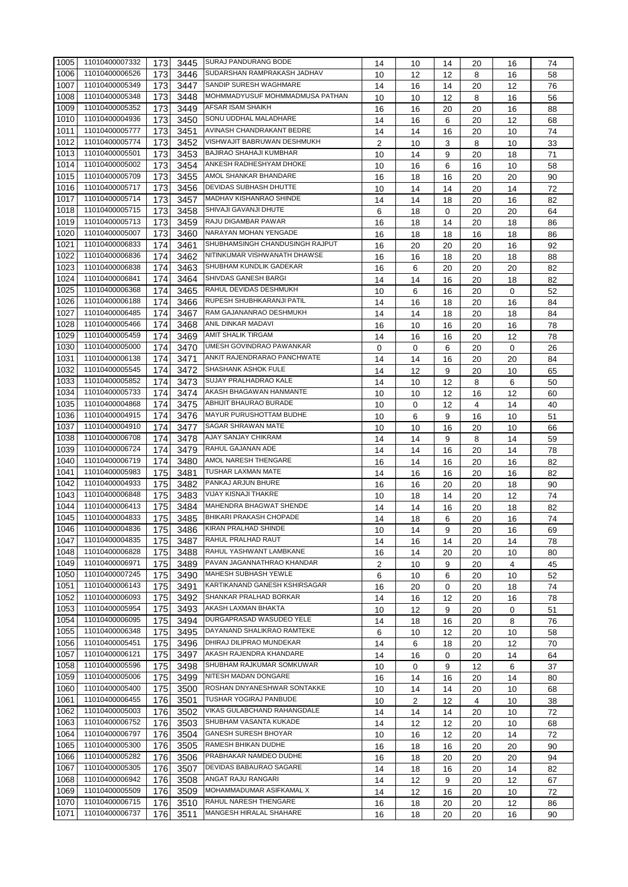| | | | | | | | | | | |
|---|---|---|---|---|---|---|---|---|---|---|
| 1005 | 11010400007332 | 173 | 3445 | SURAJ PANDURANG BODE | 14 | 10 | 14 | 20 | 16 | 74 |
| 1006 | 11010400006526 | 173 | 3446 | SUDARSHAN RAMPRAKASH JADHAV | 10 | 12 | 12 | 8 | 16 | 58 |
| 1007 | 11010400005349 | 173 | 3447 | SANDIP SURESH WAGHMARE | 14 | 16 | 14 | 20 | 12 | 76 |
| 1008 | 11010400005348 | 173 | 3448 | MOHMMADYUSUF MOHMMADMUSA PATHAN | 10 | 10 | 12 | 8 | 16 | 56 |
| 1009 | 11010400005352 | 173 | 3449 | AFSAR ISAM SHAIKH | 16 | 16 | 20 | 20 | 16 | 88 |
| 1010 | 11010400004936 | 173 | 3450 | SONU UDDHAL MALADHARE | 14 | 16 | 6 | 20 | 12 | 68 |
| 1011 | 11010400005777 | 173 | 3451 | AVINASH CHANDRAKANT BEDRE | 14 | 14 | 16 | 20 | 10 | 74 |
| 1012 | 11010400005774 | 173 | 3452 | VISHWAJIT BABRUWAN DESHMUKH | 2 | 10 | 3 | 8 | 10 | 33 |
| 1013 | 11010400005501 | 173 | 3453 | BAJIRAO SHAHAJI KUMBHAR | 10 | 14 | 9 | 20 | 18 | 71 |
| 1014 | 11010400005002 | 173 | 3454 | ANKESH RADHESHYAM DHOKE | 10 | 16 | 6 | 16 | 10 | 58 |
| 1015 | 11010400005709 | 173 | 3455 | AMOL SHANKAR BHANDARE | 16 | 18 | 16 | 20 | 20 | 90 |
| 1016 | 11010400005717 | 173 | 3456 | DEVIDAS SUBHASH DHUTTE | 10 | 14 | 14 | 20 | 14 | 72 |
| 1017 | 11010400005714 | 173 | 3457 | MADHAV KISHANRAO SHINDE | 14 | 14 | 18 | 20 | 16 | 82 |
| 1018 | 11010400005715 | 173 | 3458 | SHIVAJI GAVANJI DHUTE | 6 | 18 | 0 | 20 | 20 | 64 |
| 1019 | 11010400005713 | 173 | 3459 | RAJU DIGAMBAR PAWAR | 16 | 18 | 14 | 20 | 18 | 86 |
| 1020 | 11010400005007 | 173 | 3460 | NARAYAN MOHAN YENGADE | 16 | 18 | 18 | 16 | 18 | 86 |
| 1021 | 11010400006833 | 174 | 3461 | SHUBHAMSINGH CHANDUSINGH RAJPUT | 16 | 20 | 20 | 20 | 16 | 92 |
| 1022 | 11010400006836 | 174 | 3462 | NITINKUMAR VISHWANATH DHAWSE | 16 | 16 | 18 | 20 | 18 | 88 |
| 1023 | 11010400006838 | 174 | 3463 | SHUBHAM KUNDLIK GADEKAR | 16 | 6 | 20 | 20 | 20 | 82 |
| 1024 | 11010400006841 | 174 | 3464 | SHIVDAS GANESH BARGI | 14 | 14 | 16 | 20 | 18 | 82 |
| 1025 | 11010400006368 | 174 | 3465 | RAHUL DEVIDAS DESHMUKH | 10 | 6 | 16 | 20 | 0 | 52 |
| 1026 | 11010400006188 | 174 | 3466 | RUPESH SHUBHKARANJI PATIL | 14 | 16 | 18 | 20 | 16 | 84 |
| 1027 | 11010400006485 | 174 | 3467 | RAM GAJANANRAO DESHMUKH | 14 | 14 | 18 | 20 | 18 | 84 |
| 1028 | 11010400005466 | 174 | 3468 | ANIL DINKAR MADAVI | 16 | 10 | 16 | 20 | 16 | 78 |
| 1029 | 11010400005459 | 174 | 3469 | AMIT SHALIK TIRGAM | 14 | 16 | 16 | 20 | 12 | 78 |
| 1030 | 11010400005000 | 174 | 3470 | UMESH GOVINDRAO PAWANKAR | 0 | 0 | 6 | 20 | 0 | 26 |
| 1031 | 11010400006138 | 174 | 3471 | ANKIT RAJENDRARAO PANCHWATE | 14 | 14 | 16 | 20 | 20 | 84 |
| 1032 | 11010400005545 | 174 | 3472 | SHASHANK ASHOK FULE | 14 | 12 | 9 | 20 | 10 | 65 |
| 1033 | 11010400005852 | 174 | 3473 | SUJAY PRALHADRAO KALE | 14 | 10 | 12 | 8 | 6 | 50 |
| 1034 | 11010400005733 | 174 | 3474 | AKASH BHAGAWAN HANMANTE | 10 | 10 | 12 | 16 | 12 | 60 |
| 1035 | 11010400004868 | 174 | 3475 | ABHIJIT BHAURAO BURADE | 10 | 0 | 12 | 4 | 14 | 40 |
| 1036 | 11010400004915 | 174 | 3476 | MAYUR PURUSHOTTAM BUDHE | 10 | 6 | 9 | 16 | 10 | 51 |
| 1037 | 11010400004910 | 174 | 3477 | SAGAR SHRAWAN MATE | 10 | 10 | 16 | 20 | 10 | 66 |
| 1038 | 11010400006708 | 174 | 3478 | AJAY SANJAY CHIKRAM | 14 | 14 | 9 | 8 | 14 | 59 |
| 1039 | 11010400006724 | 174 | 3479 | RAHUL GAJANAN ADE | 14 | 14 | 16 | 20 | 14 | 78 |
| 1040 | 11010400006719 | 174 | 3480 | AMOL NARESH THENGARE | 16 | 14 | 16 | 20 | 16 | 82 |
| 1041 | 11010400005983 | 175 | 3481 | TUSHAR LAXMAN MATE | 14 | 16 | 16 | 20 | 16 | 82 |
| 1042 | 11010400004933 | 175 | 3482 | PANKAJ ARJUN BHURE | 16 | 16 | 20 | 20 | 18 | 90 |
| 1043 | 11010400006848 | 175 | 3483 | VIJAY KISNAJI THAKRE | 10 | 18 | 14 | 20 | 12 | 74 |
| 1044 | 11010400006413 | 175 | 3484 | MAHENDRA BHAGWAT SHENDE | 14 | 14 | 16 | 20 | 18 | 82 |
| 1045 | 11010400004833 | 175 | 3485 | BHIKARI PRAKASH CHOPADE | 14 | 18 | 6 | 20 | 16 | 74 |
| 1046 | 11010400004836 | 175 | 3486 | KIRAN PRALHAD SHINDE | 10 | 14 | 9 | 20 | 16 | 69 |
| 1047 | 11010400004835 | 175 | 3487 | RAHUL PRALHAD RAUT | 14 | 16 | 14 | 20 | 14 | 78 |
| 1048 | 11010400006828 | 175 | 3488 | RAHUL YASHWANT LAMBKANE | 16 | 14 | 20 | 20 | 10 | 80 |
| 1049 | 11010400006971 | 175 | 3489 | PAVAN JAGANNATHRAO KHANDAR | 2 | 10 | 9 | 20 | 4 | 45 |
| 1050 | 11010400007245 | 175 | 3490 | MAHESH SUBHASH YEWLE | 6 | 10 | 6 | 20 | 10 | 52 |
| 1051 | 11010400006143 | 175 | 3491 | KARTIKANAND GANESH KSHIRSAGAR | 16 | 20 | 0 | 20 | 18 | 74 |
| 1052 | 11010400006093 | 175 | 3492 | SHANKAR PRALHAD BORKAR | 14 | 16 | 12 | 20 | 16 | 78 |
| 1053 | 11010400005954 | 175 | 3493 | AKASH LAXMAN BHAKTA | 10 | 12 | 9 | 20 | 0 | 51 |
| 1054 | 11010400006095 | 175 | 3494 | DURGAPRASAD WASUDEO YELE | 14 | 18 | 16 | 20 | 8 | 76 |
| 1055 | 11010400006348 | 175 | 3495 | DAYANAND SHALIKRAO RAMTEKE | 6 | 10 | 12 | 20 | 10 | 58 |
| 1056 | 11010400005451 | 175 | 3496 | DHIRAJ DILIPRAO MUNDEKAR | 14 | 6 | 18 | 20 | 12 | 70 |
| 1057 | 11010400006121 | 175 | 3497 | AKASH RAJENDRA KHANDARE | 14 | 16 | 0 | 20 | 14 | 64 |
| 1058 | 11010400005596 | 175 | 3498 | SHUBHAM RAJKUMAR SOMKUWAR | 10 | 0 | 9 | 12 | 6 | 37 |
| 1059 | 11010400005006 | 175 | 3499 | NITESH MADAN DONGARE | 16 | 14 | 16 | 20 | 14 | 80 |
| 1060 | 11010400005400 | 175 | 3500 | ROSHAN DNYANESHWAR SONTAKKE | 10 | 14 | 14 | 20 | 10 | 68 |
| 1061 | 11010400006455 | 176 | 3501 | TUSHAR YOGIRAJ PANBUDE | 10 | 2 | 12 | 4 | 10 | 38 |
| 1062 | 11010400005003 | 176 | 3502 | VIKAS GULABCHAND RAHANGDALE | 14 | 14 | 14 | 20 | 10 | 72 |
| 1063 | 11010400006752 | 176 | 3503 | SHUBHAM VASANTA KUKADE | 14 | 12 | 12 | 20 | 10 | 68 |
| 1064 | 11010400006797 | 176 | 3504 | GANESH SURESH BHOYAR | 10 | 16 | 12 | 20 | 14 | 72 |
| 1065 | 11010400005300 | 176 | 3505 | RAMESH BHIKAN DUDHE | 16 | 18 | 16 | 20 | 20 | 90 |
| 1066 | 11010400005282 | 176 | 3506 | PRABHAKAR NAMDEO DUDHE | 16 | 18 | 20 | 20 | 20 | 94 |
| 1067 | 11010400005305 | 176 | 3507 | DEVIDAS BABAURAO SAGARE | 14 | 18 | 16 | 20 | 14 | 82 |
| 1068 | 11010400006942 | 176 | 3508 | ANGAT RAJU RANGARI | 14 | 12 | 9 | 20 | 12 | 67 |
| 1069 | 11010400005509 | 176 | 3509 | MOHAMMADUMAR ASIFKAMAL X | 14 | 12 | 16 | 20 | 10 | 72 |
| 1070 | 11010400006715 | 176 | 3510 | RAHUL NARESH THENGARE | 16 | 18 | 20 | 20 | 12 | 86 |
| 1071 | 11010400006737 | 176 | 3511 | MANGESH HIRALAL SHAHARE | 16 | 18 | 20 | 20 | 16 | 90 |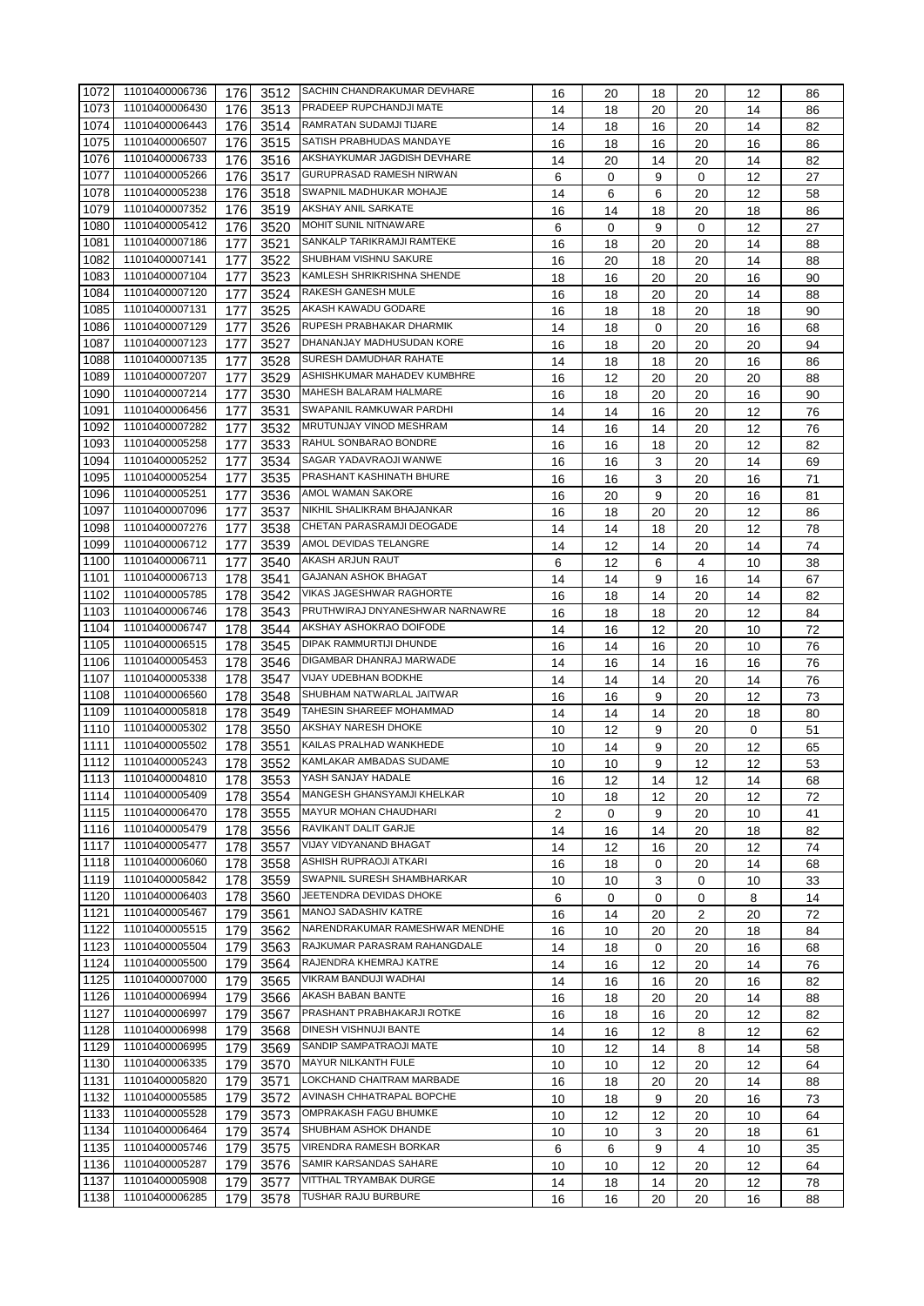| 1072 | 11010400006736 | 176 | 3512 | SACHIN CHANDRAKUMAR DEVHARE | 16 | 20 | 18 | 20 | 12 | 86 |
|---|---|---|---|---|---|---|---|---|---|---|
| 1073 | 11010400006430 | 176 | 3513 | PRADEEP RUPCHANDJI MATE | 14 | 18 | 20 | 20 | 14 | 86 |
| 1074 | 11010400006443 | 176 | 3514 | RAMRATAN SUDAMJI TIJARE | 14 | 18 | 16 | 20 | 14 | 82 |
| 1075 | 11010400006507 | 176 | 3515 | SATISH PRABHUDAS MANDAYE | 16 | 18 | 16 | 20 | 16 | 86 |
| 1076 | 11010400006733 | 176 | 3516 | AKSHAYKUMAR JAGDISH DEVHARE | 14 | 20 | 14 | 20 | 14 | 82 |
| 1077 | 11010400005266 | 176 | 3517 | GURUPRASAD RAMESH NIRWAN | 6 | 0 | 9 | 0 | 12 | 27 |
| 1078 | 11010400005238 | 176 | 3518 | SWAPNIL MADHUKAR MOHAJE | 14 | 6 | 6 | 20 | 12 | 58 |
| 1079 | 11010400007352 | 176 | 3519 | AKSHAY ANIL SARKATE | 16 | 14 | 18 | 20 | 18 | 86 |
| 1080 | 11010400005412 | 176 | 3520 | MOHIT SUNIL NITNAWARE | 6 | 0 | 9 | 0 | 12 | 27 |
| 1081 | 11010400007186 | 177 | 3521 | SANKALP TARIKRAMJI RAMTEKE | 16 | 18 | 20 | 20 | 14 | 88 |
| 1082 | 11010400007141 | 177 | 3522 | SHUBHAM VISHNU SAKURE | 16 | 20 | 18 | 20 | 14 | 88 |
| 1083 | 11010400007104 | 177 | 3523 | KAMLESH SHRIKRISHNA SHENDE | 18 | 16 | 20 | 20 | 16 | 90 |
| 1084 | 11010400007120 | 177 | 3524 | RAKESH GANESH MULE | 16 | 18 | 20 | 20 | 14 | 88 |
| 1085 | 11010400007131 | 177 | 3525 | AKASH KAWADU GODARE | 16 | 18 | 18 | 20 | 18 | 90 |
| 1086 | 11010400007129 | 177 | 3526 | RUPESH PRABHAKAR DHARMIK | 14 | 18 | 0 | 20 | 16 | 68 |
| 1087 | 11010400007123 | 177 | 3527 | DHANANJAY MADHUSUDAN KORE | 16 | 18 | 20 | 20 | 20 | 94 |
| 1088 | 11010400007135 | 177 | 3528 | SURESH DAMUDHAR RAHATE | 14 | 18 | 18 | 20 | 16 | 86 |
| 1089 | 11010400007207 | 177 | 3529 | ASHISHKUMAR MAHADEV KUMBHRE | 16 | 12 | 20 | 20 | 20 | 88 |
| 1090 | 11010400007214 | 177 | 3530 | MAHESH BALARAM HALMARE | 16 | 18 | 20 | 20 | 16 | 90 |
| 1091 | 11010400006456 | 177 | 3531 | SWAPANIL RAMKUWAR PARDHI | 14 | 14 | 16 | 20 | 12 | 76 |
| 1092 | 11010400007282 | 177 | 3532 | MRUTUNJAY VINOD MESHRAM | 14 | 16 | 14 | 20 | 12 | 76 |
| 1093 | 11010400005258 | 177 | 3533 | RAHUL SONBARAO BONDRE | 16 | 16 | 18 | 20 | 12 | 82 |
| 1094 | 11010400005252 | 177 | 3534 | SAGAR YADAVRAOJI WANWE | 16 | 16 | 3 | 20 | 14 | 69 |
| 1095 | 11010400005254 | 177 | 3535 | PRASHANT KASHINATH BHURE | 16 | 16 | 3 | 20 | 16 | 71 |
| 1096 | 11010400005251 | 177 | 3536 | AMOL WAMAN SAKORE | 16 | 20 | 9 | 20 | 16 | 81 |
| 1097 | 11010400007096 | 177 | 3537 | NIKHIL SHALIKRAM BHAJANKAR | 16 | 18 | 20 | 20 | 12 | 86 |
| 1098 | 11010400007276 | 177 | 3538 | CHETAN PARASRAMJI DEOGADE | 14 | 14 | 18 | 20 | 12 | 78 |
| 1099 | 11010400006712 | 177 | 3539 | AMOL DEVIDAS TELANGRE | 14 | 12 | 14 | 20 | 14 | 74 |
| 1100 | 11010400006711 | 177 | 3540 | AKASH ARJUN RAUT | 6 | 12 | 6 | 4 | 10 | 38 |
| 1101 | 11010400006713 | 178 | 3541 | GAJANAN ASHOK BHAGAT | 14 | 14 | 9 | 16 | 14 | 67 |
| 1102 | 11010400005785 | 178 | 3542 | VIKAS JAGESHWAR RAGHORTE | 16 | 18 | 14 | 20 | 14 | 82 |
| 1103 | 11010400006746 | 178 | 3543 | PRUTHWIRAJ DNYANESHWAR NARNAWRE | 16 | 18 | 18 | 20 | 12 | 84 |
| 1104 | 11010400006747 | 178 | 3544 | AKSHAY ASHOKRAO DOIFODE | 14 | 16 | 12 | 20 | 10 | 72 |
| 1105 | 11010400006515 | 178 | 3545 | DIPAK RAMMURTIJI DHUNDE | 16 | 14 | 16 | 20 | 10 | 76 |
| 1106 | 11010400005453 | 178 | 3546 | DIGAMBAR DHANRAJ MARWADE | 14 | 16 | 14 | 16 | 16 | 76 |
| 1107 | 11010400005338 | 178 | 3547 | VIJAY UDEBHAN BODKHE | 14 | 14 | 14 | 20 | 14 | 76 |
| 1108 | 11010400006560 | 178 | 3548 | SHUBHAM NATWARLAL JAITWAR | 16 | 16 | 9 | 20 | 12 | 73 |
| 1109 | 11010400005818 | 178 | 3549 | TAHESIN SHAREEF MOHAMMAD | 14 | 14 | 14 | 20 | 18 | 80 |
| 1110 | 11010400005302 | 178 | 3550 | AKSHAY NARESH DHOKE | 10 | 12 | 9 | 20 | 0 | 51 |
| 1111 | 11010400005502 | 178 | 3551 | KAILAS PRALHAD WANKHEDE | 10 | 14 | 9 | 20 | 12 | 65 |
| 1112 | 11010400005243 | 178 | 3552 | KAMLAKAR AMBADAS SUDAME | 10 | 10 | 9 | 12 | 12 | 53 |
| 1113 | 11010400004810 | 178 | 3553 | YASH SANJAY HADALE | 16 | 12 | 14 | 12 | 14 | 68 |
| 1114 | 11010400005409 | 178 | 3554 | MANGESH GHANSYAMJI KHELKAR | 10 | 18 | 12 | 20 | 12 | 72 |
| 1115 | 11010400006470 | 178 | 3555 | MAYUR MOHAN CHAUDHARI | 2 | 0 | 9 | 20 | 10 | 41 |
| 1116 | 11010400005479 | 178 | 3556 | RAVIKANT DALIT GARJE | 14 | 16 | 14 | 20 | 18 | 82 |
| 1117 | 11010400005477 | 178 | 3557 | VIJAY VIDYANAND BHAGAT | 14 | 12 | 16 | 20 | 12 | 74 |
| 1118 | 11010400006060 | 178 | 3558 | ASHISH RUPRAOJI ATKARI | 16 | 18 | 0 | 20 | 14 | 68 |
| 1119 | 11010400005842 | 178 | 3559 | SWAPNIL SURESH SHAMBHARKAR | 10 | 10 | 3 | 0 | 10 | 33 |
| 1120 | 11010400006403 | 178 | 3560 | JEETENDRA DEVIDAS DHOKE | 6 | 0 | 0 | 0 | 8 | 14 |
| 1121 | 11010400005467 | 179 | 3561 | MANOJ SADASHIV KATRE | 16 | 14 | 20 | 2 | 20 | 72 |
| 1122 | 11010400005515 | 179 | 3562 | NARENDRAKUMAR RAMESHWAR MENDHE | 16 | 10 | 20 | 20 | 18 | 84 |
| 1123 | 11010400005504 | 179 | 3563 | RAJKUMAR PARASRAM RAHANGDALE | 14 | 18 | 0 | 20 | 16 | 68 |
| 1124 | 11010400005500 | 179 | 3564 | RAJENDRA KHEMRAJ KATRE | 14 | 16 | 12 | 20 | 14 | 76 |
| 1125 | 11010400007000 | 179 | 3565 | VIKRAM BANDUJI WADHAI | 14 | 16 | 16 | 20 | 16 | 82 |
| 1126 | 11010400006994 | 179 | 3566 | AKASH BABAN BANTE | 16 | 18 | 20 | 20 | 14 | 88 |
| 1127 | 11010400006997 | 179 | 3567 | PRASHANT PRABHAKARJI ROTKE | 16 | 18 | 16 | 20 | 12 | 82 |
| 1128 | 11010400006998 | 179 | 3568 | DINESH VISHNUJI BANTE | 14 | 16 | 12 | 8 | 12 | 62 |
| 1129 | 11010400006995 | 179 | 3569 | SANDIP SAMPATRAOJI MATE | 10 | 12 | 14 | 8 | 14 | 58 |
| 1130 | 11010400006335 | 179 | 3570 | MAYUR NILKANTH FULE | 10 | 10 | 12 | 20 | 12 | 64 |
| 1131 | 11010400005820 | 179 | 3571 | LOKCHAND CHAITRAM MARBADE | 16 | 18 | 20 | 20 | 14 | 88 |
| 1132 | 11010400005585 | 179 | 3572 | AVINASH CHHATRAPAL BOPCHE | 10 | 18 | 9 | 20 | 16 | 73 |
| 1133 | 11010400005528 | 179 | 3573 | OMPRAKASH FAGU BHUMKE | 10 | 12 | 12 | 20 | 10 | 64 |
| 1134 | 11010400006464 | 179 | 3574 | SHUBHAM ASHOK DHANDE | 10 | 10 | 3 | 20 | 18 | 61 |
| 1135 | 11010400005746 | 179 | 3575 | VIRENDRA RAMESH BORKAR | 6 | 6 | 9 | 4 | 10 | 35 |
| 1136 | 11010400005287 | 179 | 3576 | SAMIR KARSANDAS SAHARE | 10 | 10 | 12 | 20 | 12 | 64 |
| 1137 | 11010400005908 | 179 | 3577 | VITTHAL TRYAMBAK DURGE | 14 | 18 | 14 | 20 | 12 | 78 |
| 1138 | 11010400006285 | 179 | 3578 | TUSHAR RAJU BURBURE | 16 | 16 | 20 | 20 | 16 | 88 |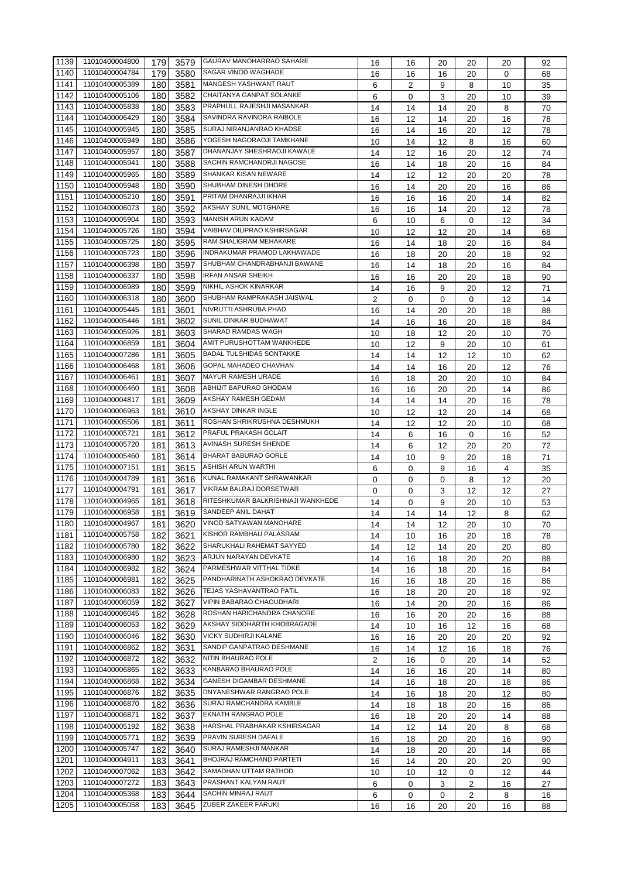| | | | | | | | | | | |
|---|---|---|---|---|---|---|---|---|---|---|
| 1139 | 11010400004800 | 179 | 3579 | GAURAV MANOHARRAO SAHARE | 16 | 16 | 20 | 20 | 20 | 92 |
| 1140 | 11010400004784 | 179 | 3580 | SAGAR VINOD WAGHADE | 16 | 16 | 16 | 20 | 0 | 68 |
| 1141 | 11010400005389 | 180 | 3581 | MANGESH YASHWANT RAUT | 6 | 2 | 9 | 8 | 10 | 35 |
| 1142 | 11010400005106 | 180 | 3582 | CHAITANYA GANPAT SOLANKE | 6 | 0 | 3 | 20 | 10 | 39 |
| 1143 | 11010400005838 | 180 | 3583 | PRAPHULL RAJESHJI MASANKAR | 14 | 14 | 14 | 20 | 8 | 70 |
| 1144 | 11010400006429 | 180 | 3584 | SAVINDRA RAVINDRA RAIBOLE | 16 | 12 | 14 | 20 | 16 | 78 |
| 1145 | 11010400005945 | 180 | 3585 | SURAJ NIRANJANRAO KHADSE | 16 | 14 | 16 | 20 | 12 | 78 |
| 1146 | 11010400005949 | 180 | 3586 | YOGESH NAGORAOJI TAMKHANE | 10 | 14 | 12 | 8 | 16 | 60 |
| 1147 | 11010400005957 | 180 | 3587 | DHANANJAY SHESHRAOJI KAWALE | 14 | 12 | 16 | 20 | 12 | 74 |
| 1148 | 11010400005941 | 180 | 3588 | SACHIN RAMCHANDRJI NAGOSE | 16 | 14 | 18 | 20 | 16 | 84 |
| 1149 | 11010400005965 | 180 | 3589 | SHANKAR KISAN NEWARE | 14 | 12 | 12 | 20 | 20 | 78 |
| 1150 | 11010400005948 | 180 | 3590 | SHUBHAM DINESH DHORE | 16 | 14 | 20 | 20 | 16 | 86 |
| 1151 | 11010400005210 | 180 | 3591 | PRITAM DHANRAJJI IKHAR | 16 | 16 | 16 | 20 | 14 | 82 |
| 1152 | 11010400006073 | 180 | 3592 | AKSHAY SUNIL MOTGHARE | 16 | 16 | 14 | 20 | 12 | 78 |
| 1153 | 11010400005904 | 180 | 3593 | MANISH ARUN KADAM | 6 | 10 | 6 | 0 | 12 | 34 |
| 1154 | 11010400005726 | 180 | 3594 | VAIBHAV DILIPRAO KSHIRSAGAR | 10 | 12 | 12 | 20 | 14 | 68 |
| 1155 | 11010400005725 | 180 | 3595 | RAM SHALIGRAM MEHAKARE | 16 | 14 | 18 | 20 | 16 | 84 |
| 1156 | 11010400005723 | 180 | 3596 | INDRAKUMAR PRAMOD LAKHAWADE | 16 | 18 | 20 | 20 | 18 | 92 |
| 1157 | 11010400006398 | 180 | 3597 | SHUBHAM CHANDRABHANJI BAWANE | 16 | 14 | 18 | 20 | 16 | 84 |
| 1158 | 11010400006337 | 180 | 3598 | IRFAN ANSAR SHEIKH | 16 | 16 | 20 | 20 | 18 | 90 |
| 1159 | 11010400006989 | 180 | 3599 | NIKHIL ASHOK KINARKAR | 14 | 16 | 9 | 20 | 12 | 71 |
| 1160 | 11010400006318 | 180 | 3600 | SHUBHAM RAMPRAKASH JAISWAL | 2 | 0 | 0 | 0 | 12 | 14 |
| 1161 | 11010400005445 | 181 | 3601 | NIVRUTTI ASHRUBA PHAD | 16 | 14 | 20 | 20 | 18 | 88 |
| 1162 | 11010400005446 | 181 | 3602 | SUNIL DINKAR BUDHAWAT | 14 | 16 | 16 | 20 | 18 | 84 |
| 1163 | 11010400005926 | 181 | 3603 | SHARAD RAMDAS WAGH | 10 | 18 | 12 | 20 | 10 | 70 |
| 1164 | 11010400006859 | 181 | 3604 | AMIT PURUSHOTTAM WANKHEDE | 10 | 12 | 9 | 20 | 10 | 61 |
| 1165 | 11010400007286 | 181 | 3605 | BADAL TULSHIDAS SONTAKKE | 14 | 14 | 12 | 12 | 10 | 62 |
| 1166 | 11010400006468 | 181 | 3606 | GOPAL MAHADEO CHAVHAN | 14 | 14 | 16 | 20 | 12 | 76 |
| 1167 | 11010400006461 | 181 | 3607 | MAYUR RAMESH URADE | 16 | 18 | 20 | 20 | 10 | 84 |
| 1168 | 11010400006460 | 181 | 3608 | ABHIJIT BAPURAO GHODAM | 16 | 16 | 20 | 20 | 14 | 86 |
| 1169 | 11010400004817 | 181 | 3609 | AKSHAY RAMESH GEDAM | 14 | 14 | 14 | 20 | 16 | 78 |
| 1170 | 11010400006963 | 181 | 3610 | AKSHAY DINKAR INGLE | 10 | 12 | 12 | 20 | 14 | 68 |
| 1171 | 11010400005506 | 181 | 3611 | ROSHAN SHRIKRUSHNA DESHMUKH | 14 | 12 | 12 | 20 | 10 | 68 |
| 1172 | 11010400005721 | 181 | 3612 | PRAFUL PRAKASH GOLAIT | 14 | 6 | 16 | 0 | 16 | 52 |
| 1173 | 11010400005720 | 181 | 3613 | AVINASH SURESH SHENDE | 14 | 6 | 12 | 20 | 20 | 72 |
| 1174 | 11010400005460 | 181 | 3614 | BHARAT BABURAO GORLE | 14 | 10 | 9 | 20 | 18 | 71 |
| 1175 | 11010400007151 | 181 | 3615 | ASHISH ARUN WARTHI | 6 | 0 | 9 | 16 | 4 | 35 |
| 1176 | 11010400004789 | 181 | 3616 | KUNAL RAMAKANT SHRAWANKAR | 0 | 0 | 0 | 8 | 12 | 20 |
| 1177 | 11010400004791 | 181 | 3617 | VIKRAM BALRAJ DORSETWAR | 0 | 0 | 3 | 12 | 12 | 27 |
| 1178 | 11010400004965 | 181 | 3618 | RITESHKUMAR BALKRISHNAJI WANKHEDE | 14 | 0 | 9 | 20 | 10 | 53 |
| 1179 | 11010400006958 | 181 | 3619 | SANDEEP ANIL DAHAT | 14 | 14 | 14 | 12 | 8 | 62 |
| 1180 | 11010400004967 | 181 | 3620 | VINOD SATYAWAN MANOHARE | 14 | 14 | 12 | 20 | 10 | 70 |
| 1181 | 11010400005758 | 182 | 3621 | KISHOR RAMBHAU PALASRAM | 14 | 10 | 16 | 20 | 18 | 78 |
| 1182 | 11010400005780 | 182 | 3622 | SHARUKHALI RAHEMAT SAYYED | 14 | 12 | 14 | 20 | 20 | 80 |
| 1183 | 11010400006980 | 182 | 3623 | ARJUN NARAYAN DEVKATE | 14 | 16 | 18 | 20 | 20 | 88 |
| 1184 | 11010400006982 | 182 | 3624 | PARMESHWAR VITTHAL TIDKE | 14 | 16 | 18 | 20 | 16 | 84 |
| 1185 | 11010400006981 | 182 | 3625 | PANDHARINATH ASHOKRAO DEVKATE | 16 | 16 | 18 | 20 | 16 | 86 |
| 1186 | 11010400006083 | 182 | 3626 | TEJAS YASHAVANTRAO PATIL | 16 | 18 | 20 | 20 | 18 | 92 |
| 1187 | 11010400006059 | 182 | 3627 | VIPIN BABARAO CHAOUDHARI | 16 | 14 | 20 | 20 | 16 | 86 |
| 1188 | 11010400006045 | 182 | 3628 | ROSHAN HARICHANDRA CHANORE | 16 | 16 | 20 | 20 | 16 | 88 |
| 1189 | 11010400006053 | 182 | 3629 | AKSHAY SIDDHARTH KHOBRAGADE | 14 | 10 | 16 | 12 | 16 | 68 |
| 1190 | 11010400006046 | 182 | 3630 | VICKY SUDHIRJI KALANE | 16 | 16 | 20 | 20 | 20 | 92 |
| 1191 | 11010400006862 | 182 | 3631 | SANDIP GANPATRAO DESHMANE | 16 | 14 | 12 | 16 | 18 | 76 |
| 1192 | 11010400006872 | 182 | 3632 | NITIN BHAURAO POLE | 2 | 16 | 0 | 20 | 14 | 52 |
| 1193 | 11010400006865 | 182 | 3633 | KANBARAO BHAURAO POLE | 14 | 16 | 16 | 20 | 14 | 80 |
| 1194 | 11010400006868 | 182 | 3634 | GANESH DIGAMBAR DESHMANE | 14 | 16 | 18 | 20 | 18 | 86 |
| 1195 | 11010400006876 | 182 | 3635 | DNYANESHWAR RANGRAO POLE | 14 | 16 | 18 | 20 | 12 | 80 |
| 1196 | 11010400006870 | 182 | 3636 | SURAJ RAMCHANDRA KAMBLE | 14 | 18 | 18 | 20 | 16 | 86 |
| 1197 | 11010400006871 | 182 | 3637 | EKNATH RANGRAO POLE | 16 | 18 | 20 | 20 | 14 | 88 |
| 1198 | 11010400005192 | 182 | 3638 | HARSHAL PRABHAKAR KSHIRSAGAR | 14 | 12 | 14 | 20 | 8 | 68 |
| 1199 | 11010400005771 | 182 | 3639 | PRAVIN SURESH DAFALE | 16 | 18 | 20 | 20 | 16 | 90 |
| 1200 | 11010400005747 | 182 | 3640 | SURAJ RAMESHJI MANKAR | 14 | 18 | 20 | 20 | 14 | 86 |
| 1201 | 11010400004911 | 183 | 3641 | BHOJRAJ RAMCHAND PARTETI | 16 | 14 | 20 | 20 | 20 | 90 |
| 1202 | 11010400007062 | 183 | 3642 | SAMADHAN UTTAM RATHOD | 10 | 10 | 12 | 0 | 12 | 44 |
| 1203 | 11010400007272 | 183 | 3643 | PRASHANT KALYAN RAUT | 6 | 0 | 3 | 2 | 16 | 27 |
| 1204 | 11010400005368 | 183 | 3644 | SACHIN MINRAJ RAUT | 6 | 0 | 0 | 2 | 8 | 16 |
| 1205 | 11010400005058 | 183 | 3645 | ZUBER ZAKEER FARUKI | 16 | 16 | 20 | 20 | 16 | 88 |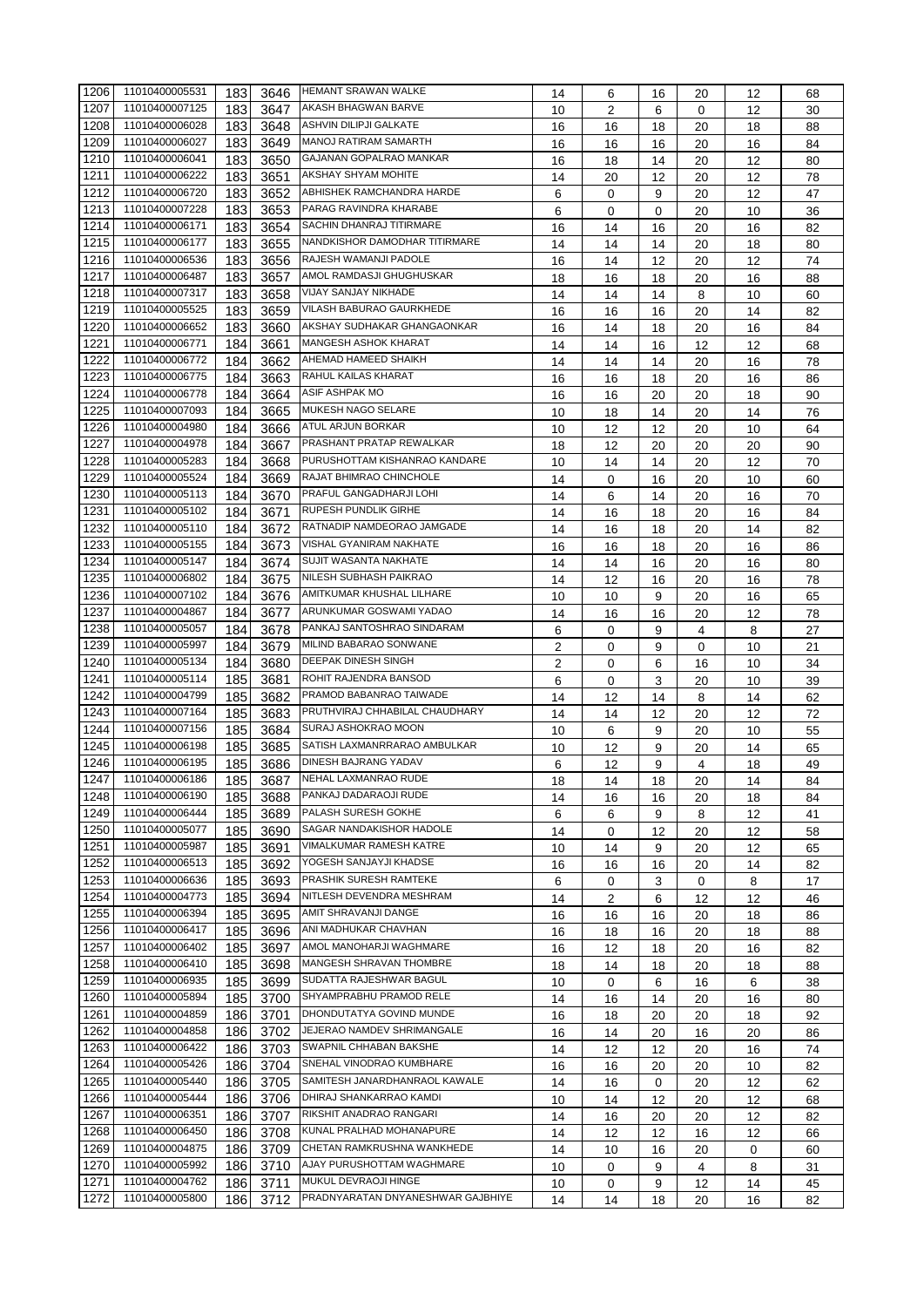| | | | | | | | | | | |
|---|---|---|---|---|---|---|---|---|---|---|
| 1206 | 11010400005531 | 183 | 3646 | HEMANT SRAWAN WALKE | 14 | 6 | 16 | 20 | 12 | 68 |
| 1207 | 11010400007125 | 183 | 3647 | AKASH BHAGWAN BARVE | 10 | 2 | 6 | 0 | 12 | 30 |
| 1208 | 11010400006028 | 183 | 3648 | ASHVIN DILIPJI GALKATE | 16 | 16 | 18 | 20 | 18 | 88 |
| 1209 | 11010400006027 | 183 | 3649 | MANOJ RATIRAM SAMARTH | 16 | 16 | 16 | 20 | 16 | 84 |
| 1210 | 11010400006041 | 183 | 3650 | GAJANAN GOPALRAO MANKAR | 16 | 18 | 14 | 20 | 12 | 80 |
| 1211 | 11010400006222 | 183 | 3651 | AKSHAY SHYAM MOHITE | 14 | 20 | 12 | 20 | 12 | 78 |
| 1212 | 11010400006720 | 183 | 3652 | ABHISHEK RAMCHANDRA HARDE | 6 | 0 | 9 | 20 | 12 | 47 |
| 1213 | 11010400007228 | 183 | 3653 | PARAG RAVINDRA KHARABE | 6 | 0 | 0 | 20 | 10 | 36 |
| 1214 | 11010400006171 | 183 | 3654 | SACHIN DHANRAJ TITIRMARE | 16 | 14 | 16 | 20 | 16 | 82 |
| 1215 | 11010400006177 | 183 | 3655 | NANDKISHOR DAMODHAR TITIRMARE | 14 | 14 | 14 | 20 | 18 | 80 |
| 1216 | 11010400006536 | 183 | 3656 | RAJESH WAMANJI PADOLE | 16 | 14 | 12 | 20 | 12 | 74 |
| 1217 | 11010400006487 | 183 | 3657 | AMOL RAMDASJI GHUGHUSKAR | 18 | 16 | 18 | 20 | 16 | 88 |
| 1218 | 11010400007317 | 183 | 3658 | VIJAY SANJAY NIKHADE | 14 | 14 | 14 | 8 | 10 | 60 |
| 1219 | 11010400005525 | 183 | 3659 | VILASH BABURAO GAURKHEDE | 16 | 16 | 16 | 20 | 14 | 82 |
| 1220 | 11010400006652 | 183 | 3660 | AKSHAY SUDHAKAR GHANGAONKAR | 16 | 14 | 18 | 20 | 16 | 84 |
| 1221 | 11010400006771 | 184 | 3661 | MANGESH ASHOK KHARAT | 14 | 14 | 16 | 12 | 12 | 68 |
| 1222 | 11010400006772 | 184 | 3662 | AHEMAD HAMEED SHAIKH | 14 | 14 | 14 | 20 | 16 | 78 |
| 1223 | 11010400006775 | 184 | 3663 | RAHUL KAILAS KHARAT | 16 | 16 | 18 | 20 | 16 | 86 |
| 1224 | 11010400006778 | 184 | 3664 | ASIF ASHPAK MO | 16 | 16 | 20 | 20 | 18 | 90 |
| 1225 | 11010400007093 | 184 | 3665 | MUKESH NAGO SELARE | 10 | 18 | 14 | 20 | 14 | 76 |
| 1226 | 11010400004980 | 184 | 3666 | ATUL ARJUN BORKAR | 10 | 12 | 12 | 20 | 10 | 64 |
| 1227 | 11010400004978 | 184 | 3667 | PRASHANT PRATAP REWALKAR | 18 | 12 | 20 | 20 | 20 | 90 |
| 1228 | 11010400005283 | 184 | 3668 | PURUSHOTTAM KISHANRAO KANDARE | 10 | 14 | 14 | 20 | 12 | 70 |
| 1229 | 11010400005524 | 184 | 3669 | RAJAT BHIMRAO CHINCHOLE | 14 | 0 | 16 | 20 | 10 | 60 |
| 1230 | 11010400005113 | 184 | 3670 | PRAFUL GANGADHARJI LOHI | 14 | 6 | 14 | 20 | 16 | 70 |
| 1231 | 11010400005102 | 184 | 3671 | RUPESH PUNDLIK GIRHE | 14 | 16 | 18 | 20 | 16 | 84 |
| 1232 | 11010400005110 | 184 | 3672 | RATNADIP NAMDEORAO JAMGADE | 14 | 16 | 18 | 20 | 14 | 82 |
| 1233 | 11010400005155 | 184 | 3673 | VISHAL GYANIRAM NAKHATE | 16 | 16 | 18 | 20 | 16 | 86 |
| 1234 | 11010400005147 | 184 | 3674 | SUJIT WASANTA NAKHATE | 14 | 14 | 16 | 20 | 16 | 80 |
| 1235 | 11010400006802 | 184 | 3675 | NILESH SUBHASH PAIKRAO | 14 | 12 | 16 | 20 | 16 | 78 |
| 1236 | 11010400007102 | 184 | 3676 | AMITKUMAR KHUSHAL LILHARE | 10 | 10 | 9 | 20 | 16 | 65 |
| 1237 | 11010400004867 | 184 | 3677 | ARUNKUMAR GOSWAMI YADAO | 14 | 16 | 16 | 20 | 12 | 78 |
| 1238 | 11010400005057 | 184 | 3678 | PANKAJ SANTOSHRAO SINDARAM | 6 | 0 | 9 | 4 | 8 | 27 |
| 1239 | 11010400005997 | 184 | 3679 | MILIND BABARAO SONWANE | 2 | 0 | 9 | 0 | 10 | 21 |
| 1240 | 11010400005134 | 184 | 3680 | DEEPAK DINESH SINGH | 2 | 0 | 6 | 16 | 10 | 34 |
| 1241 | 11010400005114 | 185 | 3681 | ROHIT RAJENDRA BANSOD | 6 | 0 | 3 | 20 | 10 | 39 |
| 1242 | 11010400004799 | 185 | 3682 | PRAMOD BABANRAO TAIWADE | 14 | 12 | 14 | 8 | 14 | 62 |
| 1243 | 11010400007164 | 185 | 3683 | PRUTHVIRAJ CHHABILAL CHAUDHARY | 14 | 14 | 12 | 20 | 12 | 72 |
| 1244 | 11010400007156 | 185 | 3684 | SURAJ ASHOKRAO MOON | 10 | 6 | 9 | 20 | 10 | 55 |
| 1245 | 11010400006198 | 185 | 3685 | SATISH LAXMANRRARAO AMBULKAR | 10 | 12 | 9 | 20 | 14 | 65 |
| 1246 | 11010400006195 | 185 | 3686 | DINESH BAJRANG YADAV | 6 | 12 | 9 | 4 | 18 | 49 |
| 1247 | 11010400006186 | 185 | 3687 | NEHAL LAXMANRAO RUDE | 18 | 14 | 18 | 20 | 14 | 84 |
| 1248 | 11010400006190 | 185 | 3688 | PANKAJ DADARAOJI RUDE | 14 | 16 | 16 | 20 | 18 | 84 |
| 1249 | 11010400006444 | 185 | 3689 | PALASH SURESH GOKHE | 6 | 6 | 9 | 8 | 12 | 41 |
| 1250 | 11010400005077 | 185 | 3690 | SAGAR NANDAKISHOR HADOLE | 14 | 0 | 12 | 20 | 12 | 58 |
| 1251 | 11010400005987 | 185 | 3691 | VIMALKUMAR RAMESH KATRE | 10 | 14 | 9 | 20 | 12 | 65 |
| 1252 | 11010400006513 | 185 | 3692 | YOGESH SANJAYJI KHADSE | 16 | 16 | 16 | 20 | 14 | 82 |
| 1253 | 11010400006636 | 185 | 3693 | PRASHIK SURESH RAMTEKE | 6 | 0 | 3 | 0 | 8 | 17 |
| 1254 | 11010400004773 | 185 | 3694 | NITLESH DEVENDRA MESHRAM | 14 | 2 | 6 | 12 | 12 | 46 |
| 1255 | 11010400006394 | 185 | 3695 | AMIT SHRAVANJI DANGE | 16 | 16 | 16 | 20 | 18 | 86 |
| 1256 | 11010400006417 | 185 | 3696 | ANI MADHUKAR CHAVHAN | 16 | 18 | 16 | 20 | 18 | 88 |
| 1257 | 11010400006402 | 185 | 3697 | AMOL MANOHARJI WAGHMARE | 16 | 12 | 18 | 20 | 16 | 82 |
| 1258 | 11010400006410 | 185 | 3698 | MANGESH SHRAVAN THOMBRE | 18 | 14 | 18 | 20 | 18 | 88 |
| 1259 | 11010400006935 | 185 | 3699 | SUDATTA RAJESHWAR BAGUL | 10 | 0 | 6 | 16 | 6 | 38 |
| 1260 | 11010400005894 | 185 | 3700 | SHYAMPRABHU PRAMOD RELE | 14 | 16 | 14 | 20 | 16 | 80 |
| 1261 | 11010400004859 | 186 | 3701 | DHONDUTATYA GOVIND MUNDE | 16 | 18 | 20 | 20 | 18 | 92 |
| 1262 | 11010400004858 | 186 | 3702 | JEJERAO NAMDEV SHRIMANGALE | 16 | 14 | 20 | 16 | 20 | 86 |
| 1263 | 11010400006422 | 186 | 3703 | SWAPNIL CHHABAN BAKSHE | 14 | 12 | 12 | 20 | 16 | 74 |
| 1264 | 11010400005426 | 186 | 3704 | SNEHAL VINODRAO KUMBHARE | 16 | 16 | 20 | 20 | 10 | 82 |
| 1265 | 11010400005440 | 186 | 3705 | SAMITESH JANARDHANRAOL KAWALE | 14 | 16 | 0 | 20 | 12 | 62 |
| 1266 | 11010400005444 | 186 | 3706 | DHIRAJ SHANKARRAO KAMDI | 10 | 14 | 12 | 20 | 12 | 68 |
| 1267 | 11010400006351 | 186 | 3707 | RIKSHIT ANADRAO RANGARI | 14 | 16 | 20 | 20 | 12 | 82 |
| 1268 | 11010400006450 | 186 | 3708 | KUNAL PRALHAD MOHANAPURE | 14 | 12 | 12 | 16 | 12 | 66 |
| 1269 | 11010400004875 | 186 | 3709 | CHETAN RAMKRUSHNA WANKHEDE | 14 | 10 | 16 | 20 | 0 | 60 |
| 1270 | 11010400005992 | 186 | 3710 | AJAY PURUSHOTTAM WAGHMARE | 10 | 0 | 9 | 4 | 8 | 31 |
| 1271 | 11010400004762 | 186 | 3711 | MUKUL DEVRAOJI HINGE | 10 | 0 | 9 | 12 | 14 | 45 |
| 1272 | 11010400005800 | 186 | 3712 | PRADNYARATAN DNYANESHWAR GAJBHIYE | 14 | 14 | 18 | 20 | 16 | 82 |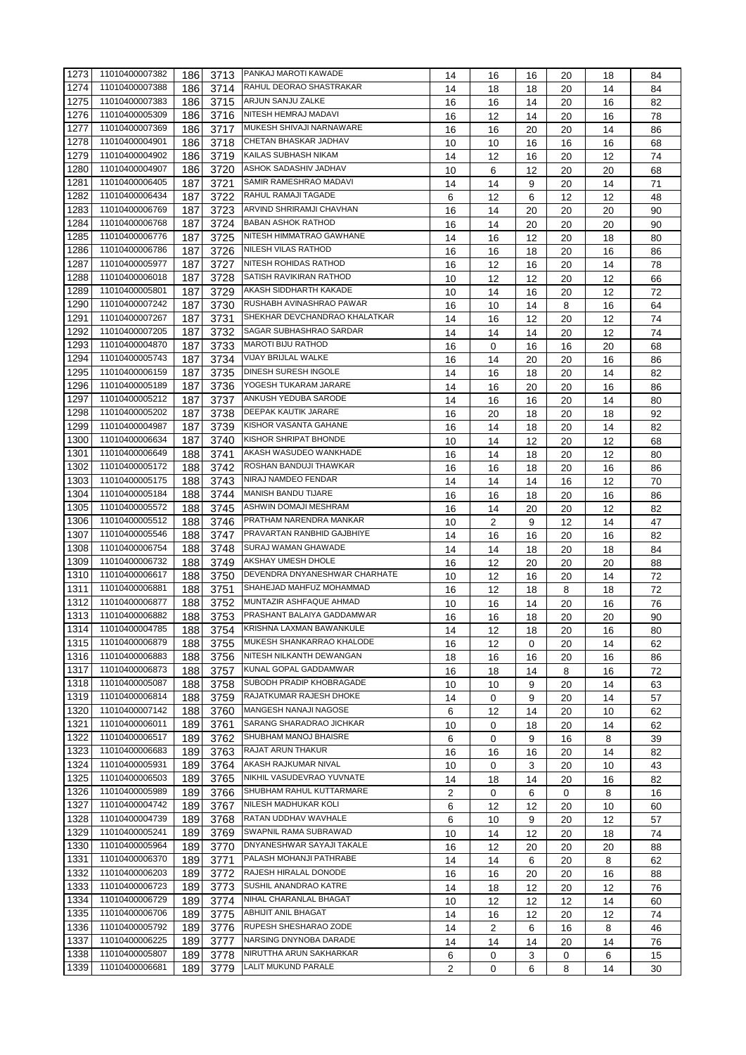| | | | | | | | | | | |
|---|---|---|---|---|---|---|---|---|---|---|
| 1273 | 11010400007382 | 186 | 3713 | PANKAJ MAROTI KAWADE | 14 | 16 | 16 | 20 | 18 | 84 |
| 1274 | 11010400007388 | 186 | 3714 | RAHUL DEORAO SHASTRAKAR | 14 | 18 | 18 | 20 | 14 | 84 |
| 1275 | 11010400007383 | 186 | 3715 | ARJUN SANJU ZALKE | 16 | 16 | 14 | 20 | 16 | 82 |
| 1276 | 11010400005309 | 186 | 3716 | NITESH HEMRAJ MADAVI | 16 | 12 | 14 | 20 | 16 | 78 |
| 1277 | 11010400007369 | 186 | 3717 | MUKESH SHIVAJI NARNAWARE | 16 | 16 | 20 | 20 | 14 | 86 |
| 1278 | 11010400004901 | 186 | 3718 | CHETAN BHASKAR JADHAV | 10 | 10 | 16 | 16 | 16 | 68 |
| 1279 | 11010400004902 | 186 | 3719 | KAILAS SUBHASH NIKAM | 14 | 12 | 16 | 20 | 12 | 74 |
| 1280 | 11010400004907 | 186 | 3720 | ASHOK SADASHIV JADHAV | 10 | 6 | 12 | 20 | 20 | 68 |
| 1281 | 11010400006405 | 187 | 3721 | SAMIR RAMESHRAO MADAVI | 14 | 14 | 9 | 20 | 14 | 71 |
| 1282 | 11010400006434 | 187 | 3722 | RAHUL RAMAJI TAGADE | 6 | 12 | 6 | 12 | 12 | 48 |
| 1283 | 11010400006769 | 187 | 3723 | ARVIND SHRIRAMJI CHAVHAN | 16 | 14 | 20 | 20 | 20 | 90 |
| 1284 | 11010400006768 | 187 | 3724 | BABAN ASHOK RATHOD | 16 | 14 | 20 | 20 | 20 | 90 |
| 1285 | 11010400006776 | 187 | 3725 | NITESH HIMMATRAO GAWHANE | 14 | 16 | 12 | 20 | 18 | 80 |
| 1286 | 11010400006786 | 187 | 3726 | NILESH VILAS RATHOD | 16 | 16 | 18 | 20 | 16 | 86 |
| 1287 | 11010400005977 | 187 | 3727 | NITESH ROHIDAS RATHOD | 16 | 12 | 16 | 20 | 14 | 78 |
| 1288 | 11010400006018 | 187 | 3728 | SATISH RAVIKIRAN RATHOD | 10 | 12 | 12 | 20 | 12 | 66 |
| 1289 | 11010400005801 | 187 | 3729 | AKASH SIDDHARTH KAKADE | 10 | 14 | 16 | 20 | 12 | 72 |
| 1290 | 11010400007242 | 187 | 3730 | RUSHABH AVINASHRAO PAWAR | 16 | 10 | 14 | 8 | 16 | 64 |
| 1291 | 11010400007267 | 187 | 3731 | SHEKHAR DEVCHANDRAO KHALATKAR | 14 | 16 | 12 | 20 | 12 | 74 |
| 1292 | 11010400007205 | 187 | 3732 | SAGAR SUBHASHRAO SARDAR | 14 | 14 | 14 | 20 | 12 | 74 |
| 1293 | 11010400004870 | 187 | 3733 | MAROTI BIJU RATHOD | 16 | 0 | 16 | 16 | 20 | 68 |
| 1294 | 11010400005743 | 187 | 3734 | VIJAY BRIJLAL WALKE | 16 | 14 | 20 | 20 | 16 | 86 |
| 1295 | 11010400006159 | 187 | 3735 | DINESH SURESH INGOLE | 14 | 16 | 18 | 20 | 14 | 82 |
| 1296 | 11010400005189 | 187 | 3736 | YOGESH TUKARAM JARARE | 14 | 16 | 20 | 20 | 16 | 86 |
| 1297 | 11010400005212 | 187 | 3737 | ANKUSH YEDUBA SARODE | 14 | 16 | 16 | 20 | 14 | 80 |
| 1298 | 11010400005202 | 187 | 3738 | DEEPAK KAUTIK JARARE | 16 | 20 | 18 | 20 | 18 | 92 |
| 1299 | 11010400004987 | 187 | 3739 | KISHOR VASANTA GAHANE | 16 | 14 | 18 | 20 | 14 | 82 |
| 1300 | 11010400006634 | 187 | 3740 | KISHOR SHRIPAT BHONDE | 10 | 14 | 12 | 20 | 12 | 68 |
| 1301 | 11010400006649 | 188 | 3741 | AKASH WASUDEO WANKHADE | 16 | 14 | 18 | 20 | 12 | 80 |
| 1302 | 11010400005172 | 188 | 3742 | ROSHAN BANDUJI THAWKAR | 16 | 16 | 18 | 20 | 16 | 86 |
| 1303 | 11010400005175 | 188 | 3743 | NIRAJ NAMDEO FENDAR | 14 | 14 | 14 | 16 | 12 | 70 |
| 1304 | 11010400005184 | 188 | 3744 | MANISH BANDU TIJARE | 16 | 16 | 18 | 20 | 16 | 86 |
| 1305 | 11010400005572 | 188 | 3745 | ASHWIN DOMAJI MESHRAM | 16 | 14 | 20 | 20 | 12 | 82 |
| 1306 | 11010400005512 | 188 | 3746 | PRATHAM NARENDRA MANKAR | 10 | 2 | 9 | 12 | 14 | 47 |
| 1307 | 11010400005546 | 188 | 3747 | PRAVARTAN RANBHID GAJBHIYE | 14 | 16 | 16 | 20 | 16 | 82 |
| 1308 | 11010400006754 | 188 | 3748 | SURAJ WAMAN GHAWADE | 14 | 14 | 18 | 20 | 18 | 84 |
| 1309 | 11010400006732 | 188 | 3749 | AKSHAY UMESH DHOLE | 16 | 12 | 20 | 20 | 20 | 88 |
| 1310 | 11010400006617 | 188 | 3750 | DEVENDRA DNYANESHWAR CHARHATE | 10 | 12 | 16 | 20 | 14 | 72 |
| 1311 | 11010400006881 | 188 | 3751 | SHAHEJAD MAHFUZ MOHAMMAD | 16 | 12 | 18 | 8 | 18 | 72 |
| 1312 | 11010400006877 | 188 | 3752 | MUNTAZIR ASHFAQUE AHMAD | 10 | 16 | 14 | 20 | 16 | 76 |
| 1313 | 11010400006882 | 188 | 3753 | PRASHANT BALAIYA GADDAMWAR | 16 | 16 | 18 | 20 | 20 | 90 |
| 1314 | 11010400004785 | 188 | 3754 | KRISHNA LAXMAN BAWANKULE | 14 | 12 | 18 | 20 | 16 | 80 |
| 1315 | 11010400006879 | 188 | 3755 | MUKESH SHANKARRAO KHALODE | 16 | 12 | 0 | 20 | 14 | 62 |
| 1316 | 11010400006883 | 188 | 3756 | NITESH NILKANTH DEWANGAN | 18 | 16 | 16 | 20 | 16 | 86 |
| 1317 | 11010400006873 | 188 | 3757 | KUNAL GOPAL GADDAMWAR | 16 | 18 | 14 | 8 | 16 | 72 |
| 1318 | 11010400005087 | 188 | 3758 | SUBODH PRADIP KHOBRAGADE | 10 | 10 | 9 | 20 | 14 | 63 |
| 1319 | 11010400006814 | 188 | 3759 | RAJATKUMAR RAJESH DHOKE | 14 | 0 | 9 | 20 | 14 | 57 |
| 1320 | 11010400007142 | 188 | 3760 | MANGESH NANAJI NAGOSE | 6 | 12 | 14 | 20 | 10 | 62 |
| 1321 | 11010400006011 | 189 | 3761 | SARANG SHARADRAO JICHKAR | 10 | 0 | 18 | 20 | 14 | 62 |
| 1322 | 11010400006517 | 189 | 3762 | SHUBHAM MANOJ BHAISRE | 6 | 0 | 9 | 16 | 8 | 39 |
| 1323 | 11010400006683 | 189 | 3763 | RAJAT ARUN THAKUR | 16 | 16 | 16 | 20 | 14 | 82 |
| 1324 | 11010400005931 | 189 | 3764 | AKASH RAJKUMAR NIVAL | 10 | 0 | 3 | 20 | 10 | 43 |
| 1325 | 11010400006503 | 189 | 3765 | NIKHIL VASUDEVRAO YUVNATE | 14 | 18 | 14 | 20 | 16 | 82 |
| 1326 | 11010400005989 | 189 | 3766 | SHUBHAM RAHUL KUTTARMARE | 2 | 0 | 6 | 0 | 8 | 16 |
| 1327 | 11010400004742 | 189 | 3767 | NILESH MADHUKAR KOLI | 6 | 12 | 12 | 20 | 10 | 60 |
| 1328 | 11010400004739 | 189 | 3768 | RATAN UDDHAV WAVHALE | 6 | 10 | 9 | 20 | 12 | 57 |
| 1329 | 11010400005241 | 189 | 3769 | SWAPNIL RAMA SUBRAWAD | 10 | 14 | 12 | 20 | 18 | 74 |
| 1330 | 11010400005964 | 189 | 3770 | DNYANESHWAR SAYAJI TAKALE | 16 | 12 | 20 | 20 | 20 | 88 |
| 1331 | 11010400006370 | 189 | 3771 | PALASH MOHANJI PATHRABE | 14 | 14 | 6 | 20 | 8 | 62 |
| 1332 | 11010400006203 | 189 | 3772 | RAJESH HIRALAL DONODE | 16 | 16 | 20 | 20 | 16 | 88 |
| 1333 | 11010400006723 | 189 | 3773 | SUSHIL ANANDRAO KATRE | 14 | 18 | 12 | 20 | 12 | 76 |
| 1334 | 11010400006729 | 189 | 3774 | NIHAL CHARANLAL BHAGAT | 10 | 12 | 12 | 12 | 14 | 60 |
| 1335 | 11010400006706 | 189 | 3775 | ABHIJIT ANIL BHAGAT | 14 | 16 | 12 | 20 | 12 | 74 |
| 1336 | 11010400005792 | 189 | 3776 | RUPESH SHESHARAO ZODE | 14 | 2 | 6 | 16 | 8 | 46 |
| 1337 | 11010400006225 | 189 | 3777 | NARSING DNYNOBA DARADE | 14 | 14 | 14 | 20 | 14 | 76 |
| 1338 | 11010400005807 | 189 | 3778 | NIRUTTHA ARUN SAKHARKAR | 6 | 0 | 3 | 0 | 6 | 15 |
| 1339 | 11010400006681 | 189 | 3779 | LALIT MUKUND PARALE | 2 | 0 | 6 | 8 | 14 | 30 |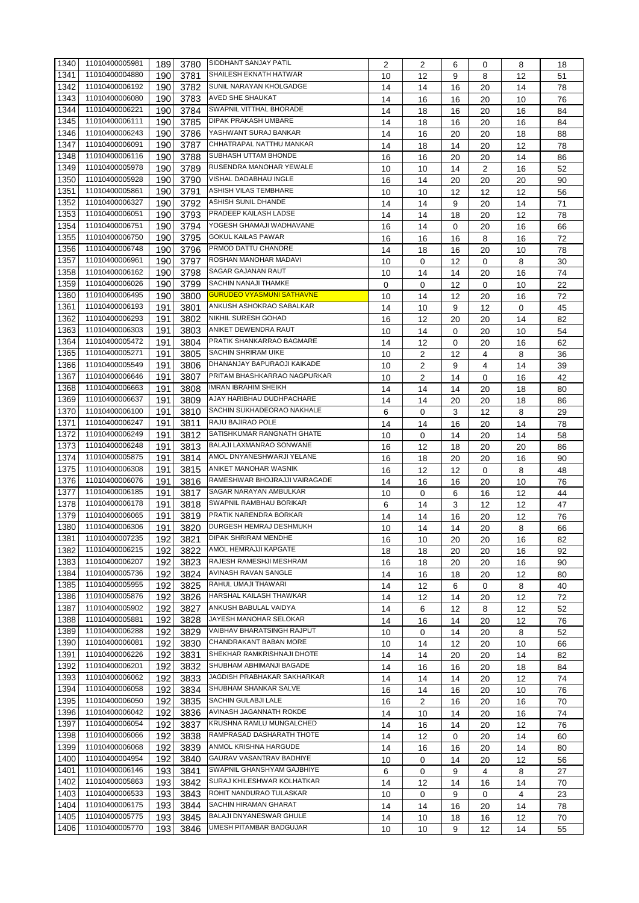| | | | | | | | | | | |
|---|---|---|---|---|---|---|---|---|---|---|
| 1340 | 11010400005981 | 189 | 3780 | SIDDHANT SANJAY PATIL | 2 | 2 | 6 | 0 | 8 | 18 |
| 1341 | 11010400004880 | 190 | 3781 | SHAILESH EKNATH HATWAR | 10 | 12 | 9 | 8 | 12 | 51 |
| 1342 | 11010400006192 | 190 | 3782 | SUNIL NARAYAN KHOLGADGE | 14 | 14 | 16 | 20 | 14 | 78 |
| 1343 | 11010400006080 | 190 | 3783 | AVED SHE SHAUKAT | 14 | 16 | 16 | 20 | 10 | 76 |
| 1344 | 11010400006221 | 190 | 3784 | SWAPNIL VITTHAL BHORADE | 14 | 18 | 16 | 20 | 16 | 84 |
| 1345 | 11010400006111 | 190 | 3785 | DIPAK PRAKASH UMBARE | 14 | 18 | 16 | 20 | 16 | 84 |
| 1346 | 11010400006243 | 190 | 3786 | YASHWANT SURAJ BANKAR | 14 | 16 | 20 | 20 | 18 | 88 |
| 1347 | 11010400006091 | 190 | 3787 | CHHATRAPAL NATTHU MANKAR | 14 | 18 | 14 | 20 | 12 | 78 |
| 1348 | 11010400006116 | 190 | 3788 | SUBHASH UTTAM BHONDE | 16 | 16 | 20 | 20 | 14 | 86 |
| 1349 | 11010400005978 | 190 | 3789 | RUSENDRA MANOHAR YEWALE | 10 | 10 | 14 | 2 | 16 | 52 |
| 1350 | 11010400005928 | 190 | 3790 | VISHAL DADABHAU INGLE | 16 | 14 | 20 | 20 | 20 | 90 |
| 1351 | 11010400005861 | 190 | 3791 | ASHISH VILAS TEMBHARE | 10 | 10 | 12 | 12 | 12 | 56 |
| 1352 | 11010400006327 | 190 | 3792 | ASHISH SUNIL DHANDE | 14 | 14 | 9 | 20 | 14 | 71 |
| 1353 | 11010400006051 | 190 | 3793 | PRADEEP KAILASH LADSE | 14 | 14 | 18 | 20 | 12 | 78 |
| 1354 | 11010400006751 | 190 | 3794 | YOGESH GHAMAJI WADHAVANE | 16 | 14 | 0 | 20 | 16 | 66 |
| 1355 | 11010400006750 | 190 | 3795 | GOKUL KAILAS PAWAR | 16 | 16 | 16 | 8 | 16 | 72 |
| 1356 | 11010400006748 | 190 | 3796 | PRMOD DATTU CHANDRE | 14 | 18 | 16 | 20 | 10 | 78 |
| 1357 | 11010400006961 | 190 | 3797 | ROSHAN MANOHAR MADAVI | 10 | 0 | 12 | 0 | 8 | 30 |
| 1358 | 11010400006162 | 190 | 3798 | SAGAR GAJANAN RAUT | 10 | 14 | 14 | 20 | 16 | 74 |
| 1359 | 11010400006026 | 190 | 3799 | SACHIN NANAJI THAMKE | 0 | 0 | 12 | 0 | 10 | 22 |
| 1360 | 11010400006495 | 190 | 3800 | GURUDEO VYASMUNI SATHAVNE | 10 | 14 | 12 | 20 | 16 | 72 |
| 1361 | 11010400006193 | 191 | 3801 | ANKUSH ASHOKRAO SABALKAR | 14 | 10 | 9 | 12 | 0 | 45 |
| 1362 | 11010400006293 | 191 | 3802 | NIKHIL SURESH GOHAD | 16 | 12 | 20 | 20 | 14 | 82 |
| 1363 | 11010400006303 | 191 | 3803 | ANIKET DEWENDRA RAUT | 10 | 14 | 0 | 20 | 10 | 54 |
| 1364 | 11010400005472 | 191 | 3804 | PRATIK SHANKARRAO BAGMARE | 14 | 12 | 0 | 20 | 16 | 62 |
| 1365 | 11010400005271 | 191 | 3805 | SACHIN SHRIRAM UIKE | 10 | 2 | 12 | 4 | 8 | 36 |
| 1366 | 11010400005549 | 191 | 3806 | DHANANJAY BAPURAOJI KAIKADE | 10 | 2 | 9 | 4 | 14 | 39 |
| 1367 | 11010400006646 | 191 | 3807 | PRITAM BHASHKARRAO NAGPURKAR | 10 | 2 | 14 | 0 | 16 | 42 |
| 1368 | 11010400006663 | 191 | 3808 | IMRAN IBRAHIM SHEIKH | 14 | 14 | 14 | 20 | 18 | 80 |
| 1369 | 11010400006637 | 191 | 3809 | AJAY HARIBHAU DUDHPACHARE | 14 | 14 | 20 | 20 | 18 | 86 |
| 1370 | 11010400006100 | 191 | 3810 | SACHIN SUKHADEORAO NAKHALE | 6 | 0 | 3 | 12 | 8 | 29 |
| 1371 | 11010400006247 | 191 | 3811 | RAJU BAJIRAO POLE | 14 | 14 | 16 | 20 | 14 | 78 |
| 1372 | 11010400006249 | 191 | 3812 | SATISHKUMAR RANGNATH GHATE | 10 | 0 | 14 | 20 | 14 | 58 |
| 1373 | 11010400006248 | 191 | 3813 | BALAJI LAXMANRAO SONWANE | 16 | 12 | 18 | 20 | 20 | 86 |
| 1374 | 11010400005875 | 191 | 3814 | AMOL DNYANESHWARJI YELANE | 16 | 18 | 20 | 20 | 16 | 90 |
| 1375 | 11010400006308 | 191 | 3815 | ANIKET MANOHAR WASNIK | 16 | 12 | 12 | 0 | 8 | 48 |
| 1376 | 11010400006076 | 191 | 3816 | RAMESHWAR BHOJRAJJI VAIRAGADE | 14 | 16 | 16 | 20 | 10 | 76 |
| 1377 | 11010400006185 | 191 | 3817 | SAGAR NARAYAN AMBULKAR | 10 | 0 | 6 | 16 | 12 | 44 |
| 1378 | 11010400006178 | 191 | 3818 | SWAPNIL RAMBHAU BORIKAR | 6 | 14 | 3 | 12 | 12 | 47 |
| 1379 | 11010400006065 | 191 | 3819 | PRATIK NARENDRA BORKAR | 14 | 14 | 16 | 20 | 12 | 76 |
| 1380 | 11010400006306 | 191 | 3820 | DURGESH HEMRAJ DESHMUKH | 10 | 14 | 14 | 20 | 8 | 66 |
| 1381 | 11010400007235 | 192 | 3821 | DIPAK SHRIRAM MENDHE | 16 | 10 | 20 | 20 | 16 | 82 |
| 1382 | 11010400006215 | 192 | 3822 | AMOL HEMRAJJI KAPGATE | 18 | 18 | 20 | 20 | 16 | 92 |
| 1383 | 11010400006207 | 192 | 3823 | RAJESH RAMESHJI MESHRAM | 16 | 18 | 20 | 20 | 16 | 90 |
| 1384 | 11010400005736 | 192 | 3824 | AVINASH RAVAN SANGLE | 14 | 16 | 18 | 20 | 12 | 80 |
| 1385 | 11010400005955 | 192 | 3825 | RAHUL UMAJI THAWARI | 14 | 12 | 6 | 0 | 8 | 40 |
| 1386 | 11010400005876 | 192 | 3826 | HARSHAL KAILASH THAWKAR | 14 | 12 | 14 | 20 | 12 | 72 |
| 1387 | 11010400005902 | 192 | 3827 | ANKUSH BABULAL VAIDYA | 14 | 6 | 12 | 8 | 12 | 52 |
| 1388 | 11010400005881 | 192 | 3828 | JAYESH MANOHAR SELOKAR | 14 | 16 | 14 | 20 | 12 | 76 |
| 1389 | 11010400006288 | 192 | 3829 | VAIBHAV BHARATSINGH RAJPUT | 10 | 0 | 14 | 20 | 8 | 52 |
| 1390 | 11010400006081 | 192 | 3830 | CHANDRAKANT BABAN MORE | 10 | 14 | 12 | 20 | 10 | 66 |
| 1391 | 11010400006226 | 192 | 3831 | SHEKHAR RAMKRISHNAJI DHOTE | 14 | 14 | 20 | 20 | 14 | 82 |
| 1392 | 11010400006201 | 192 | 3832 | SHUBHAM ABHIMANJI BAGADE | 14 | 16 | 16 | 20 | 18 | 84 |
| 1393 | 11010400006062 | 192 | 3833 | JAGDISH PRABHAKAR SAKHARKAR | 14 | 14 | 14 | 20 | 12 | 74 |
| 1394 | 11010400006058 | 192 | 3834 | SHUBHAM SHANKAR SALVE | 16 | 14 | 16 | 20 | 10 | 76 |
| 1395 | 11010400006050 | 192 | 3835 | SACHIN GULABJI LALE | 16 | 2 | 16 | 20 | 16 | 70 |
| 1396 | 11010400006042 | 192 | 3836 | AVINASH JAGANNATH ROKDE | 14 | 10 | 14 | 20 | 16 | 74 |
| 1397 | 11010400006054 | 192 | 3837 | KRUSHNA RAMLU MUNGALCHED | 14 | 16 | 14 | 20 | 12 | 76 |
| 1398 | 11010400006066 | 192 | 3838 | RAMPRASAD DASHARATH THOTE | 14 | 12 | 0 | 20 | 14 | 60 |
| 1399 | 11010400006068 | 192 | 3839 | ANMOL KRISHNA HARGUDE | 14 | 16 | 16 | 20 | 14 | 80 |
| 1400 | 11010400004954 | 192 | 3840 | GAURAV VASANTRAV BADHIYE | 10 | 0 | 14 | 20 | 12 | 56 |
| 1401 | 11010400006146 | 193 | 3841 | SWAPNIL GHANSHYAM GAJBHIYE | 6 | 0 | 9 | 4 | 8 | 27 |
| 1402 | 11010400005863 | 193 | 3842 | SURAJ KHILESHWAR KOLHATKAR | 14 | 12 | 14 | 16 | 14 | 70 |
| 1403 | 11010400006533 | 193 | 3843 | ROHIT NANDURAO TULASKAR | 10 | 0 | 9 | 0 | 4 | 23 |
| 1404 | 11010400006175 | 193 | 3844 | SACHIN HIRAMAN GHARAT | 14 | 14 | 16 | 20 | 14 | 78 |
| 1405 | 11010400005775 | 193 | 3845 | BALAJI DNYANESWAR GHULE | 14 | 10 | 18 | 16 | 12 | 70 |
| 1406 | 11010400005770 | 193 | 3846 | UMESH PITAMBAR BADGUJAR | 10 | 10 | 9 | 12 | 14 | 55 |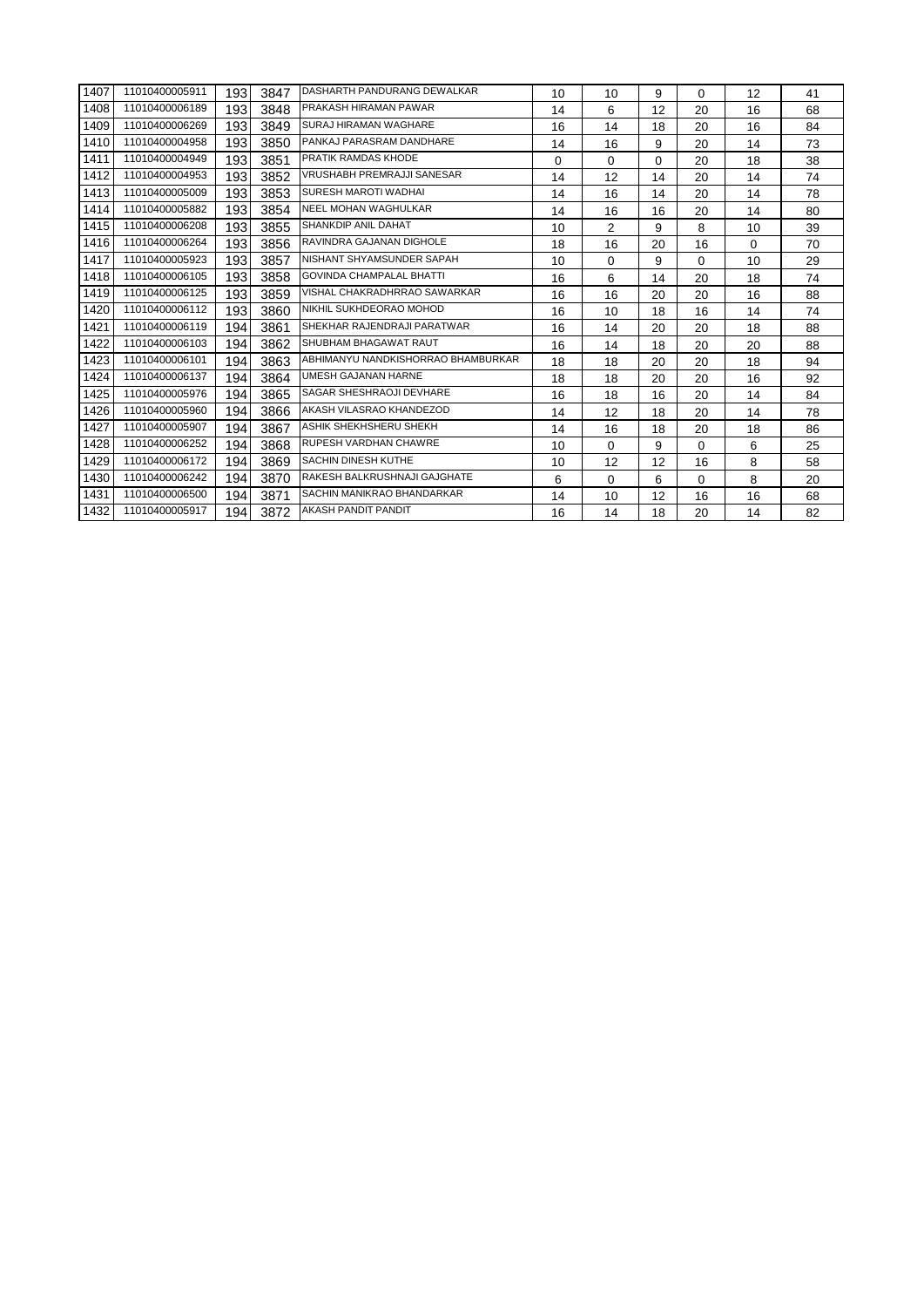| | | | | | | | | | | |
|---|---|---|---|---|---|---|---|---|---|---|
| 1407 | 11010400005911 | 193 | 3847 | DASHARTH PANDURANG DEWALKAR | 10 | 10 | 9 | 0 | 12 | 41 |
| 1408 | 11010400006189 | 193 | 3848 | PRAKASH HIRAMAN PAWAR | 14 | 6 | 12 | 20 | 16 | 68 |
| 1409 | 11010400006269 | 193 | 3849 | SURAJ HIRAMAN WAGHARE | 16 | 14 | 18 | 20 | 16 | 84 |
| 1410 | 11010400004958 | 193 | 3850 | PANKAJ PARASRAM DANDHARE | 14 | 16 | 9 | 20 | 14 | 73 |
| 1411 | 11010400004949 | 193 | 3851 | PRATIK RAMDAS KHODE | 0 | 0 | 0 | 20 | 18 | 38 |
| 1412 | 11010400004953 | 193 | 3852 | VRUSHABH PREMRAJJI SANESAR | 14 | 12 | 14 | 20 | 14 | 74 |
| 1413 | 11010400005009 | 193 | 3853 | SURESH MAROTI WADHAI | 14 | 16 | 14 | 20 | 14 | 78 |
| 1414 | 11010400005882 | 193 | 3854 | NEEL MOHAN WAGHULKAR | 14 | 16 | 16 | 20 | 14 | 80 |
| 1415 | 11010400006208 | 193 | 3855 | SHANKDIP ANIL DAHAT | 10 | 2 | 9 | 8 | 10 | 39 |
| 1416 | 11010400006264 | 193 | 3856 | RAVINDRA GAJANAN DIGHOLE | 18 | 16 | 20 | 16 | 0 | 70 |
| 1417 | 11010400005923 | 193 | 3857 | NISHANT SHYAMSUNDER SAPAH | 10 | 0 | 9 | 0 | 10 | 29 |
| 1418 | 11010400006105 | 193 | 3858 | GOVINDA CHAMPALAL BHATTI | 16 | 6 | 14 | 20 | 18 | 74 |
| 1419 | 11010400006125 | 193 | 3859 | VISHAL CHAKRADHRRAO SAWARKAR | 16 | 16 | 20 | 20 | 16 | 88 |
| 1420 | 11010400006112 | 193 | 3860 | NIKHIL SUKHDEORAO MOHOD | 16 | 10 | 18 | 16 | 14 | 74 |
| 1421 | 11010400006119 | 194 | 3861 | SHEKHAR RAJENDRAJI PARATWAR | 16 | 14 | 20 | 20 | 18 | 88 |
| 1422 | 11010400006103 | 194 | 3862 | SHUBHAM BHAGAWAT RAUT | 16 | 14 | 18 | 20 | 20 | 88 |
| 1423 | 11010400006101 | 194 | 3863 | ABHIMANYU NANDKISHORRAO BHAMBURKAR | 18 | 18 | 20 | 20 | 18 | 94 |
| 1424 | 11010400006137 | 194 | 3864 | UMESH GAJANAN HARNE | 18 | 18 | 20 | 20 | 16 | 92 |
| 1425 | 11010400005976 | 194 | 3865 | SAGAR SHESHRAOJI DEVHARE | 16 | 18 | 16 | 20 | 14 | 84 |
| 1426 | 11010400005960 | 194 | 3866 | AKASH VILASRAO KHANDEZOD | 14 | 12 | 18 | 20 | 14 | 78 |
| 1427 | 11010400005907 | 194 | 3867 | ASHIK SHEKHSHERU SHEKH | 14 | 16 | 18 | 20 | 18 | 86 |
| 1428 | 11010400006252 | 194 | 3868 | RUPESH VARDHAN CHAWRE | 10 | 0 | 9 | 0 | 6 | 25 |
| 1429 | 11010400006172 | 194 | 3869 | SACHIN DINESH KUTHE | 10 | 12 | 12 | 16 | 8 | 58 |
| 1430 | 11010400006242 | 194 | 3870 | RAKESH BALKRUSHNAJI GAJGHATE | 6 | 0 | 6 | 0 | 8 | 20 |
| 1431 | 11010400006500 | 194 | 3871 | SACHIN MANIKRAO BHANDARKAR | 14 | 10 | 12 | 16 | 16 | 68 |
| 1432 | 11010400005917 | 194 | 3872 | AKASH PANDIT PANDIT | 16 | 14 | 18 | 20 | 14 | 82 |